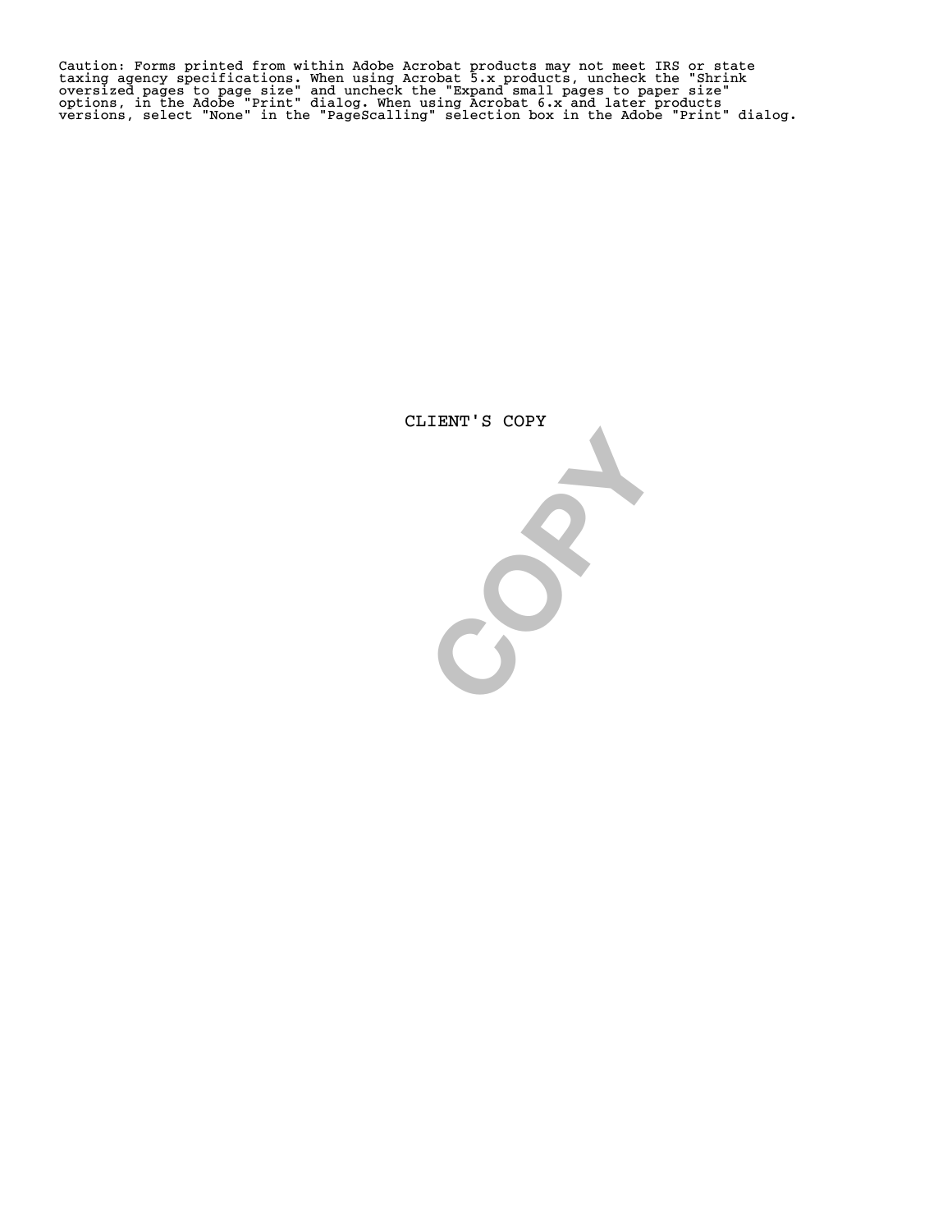Caution: Forms printed from within Adobe Acrobat products may not meet IRS or state taxing agency specifications. When using Acrobat 5.x products, uncheck the "Shrink oversized pages to page size" and uncheck the "Expand small pages to paper size" options, in the Adobe "Print" dialog. When using Acrobat 6.x and later products versions, select "None" in the "PageScalling" selection box in the Adobe "Print" dialog.

CLIENT'S COPY

COPY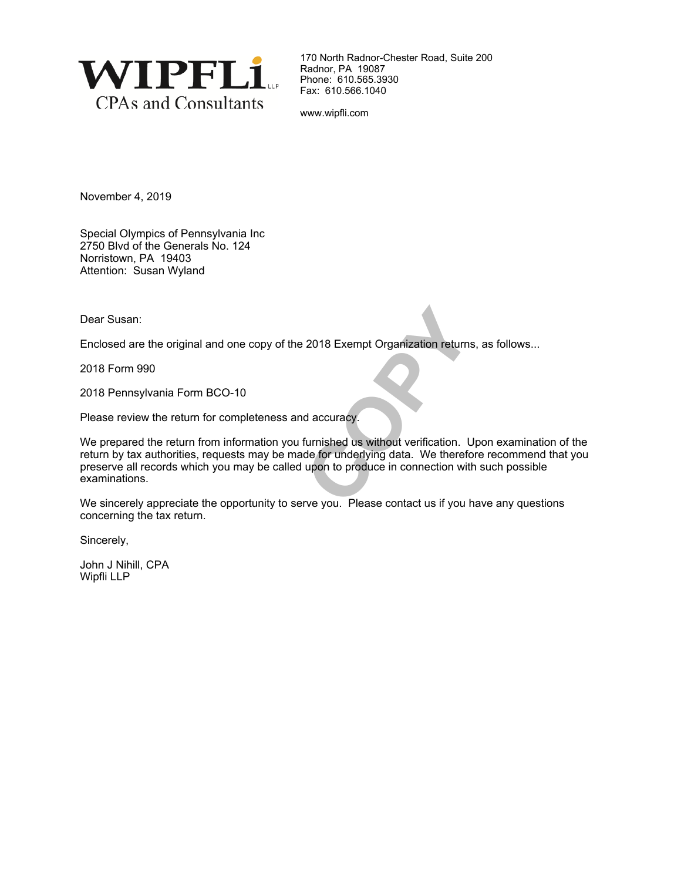**WIPFLi** LLP
CPAs and Consultants

170 North Radnor-Chester Road, Suite 200
Radnor, PA 19087
Phone: 610.565.3930
Fax: 610.566.1040

www.wipfli.com

November 4, 2019

Special Olympics of Pennsylvania Inc
2750 Blvd of the Generals No. 124
Norristown, PA 19403
Attention: Susan Wyland

Dear Susan:

Enclosed are the original and one copy of the 2018 Exempt Organization returns, as follows...

2018 Form 990

2018 Pennsylvania Form BCO-10

Please review the return for completeness and accuracy.

We prepared the return from information you furnished us without verification. Upon examination of the return by tax authorities, requests may be made for underlying data. We therefore recommend that you preserve all records which you may be called upon to produce in connection with such possible examinations.

We sincerely appreciate the opportunity to serve you. Please contact us if you have any questions concerning the tax return.

Sincerely,

John J Nihill, CPA
Wipfli LLP

COPY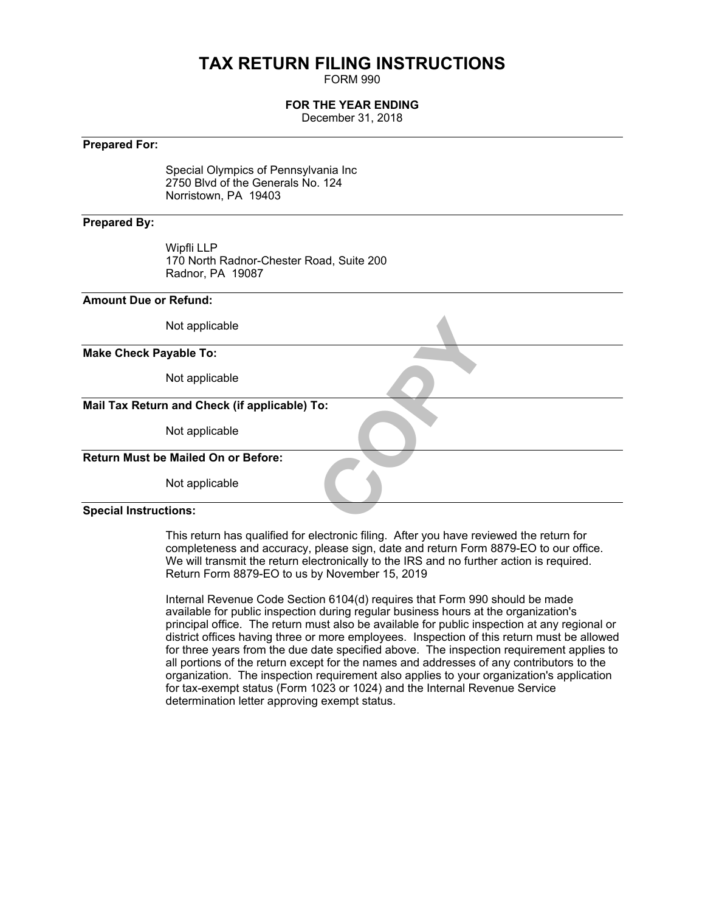# TAX RETURN FILING INSTRUCTIONS

FORM 990

**FOR THE YEAR ENDING**

December 31, 2018

**Prepared For:**

Special Olympics of Pennsylvania Inc
2750 Blvd of the Generals No. 124
Norristown, PA 19403

**Prepared By:**

Wipfli LLP
170 North Radnor-Chester Road, Suite 200
Radnor, PA 19087

**Amount Due or Refund:**

Not applicable

**Make Check Payable To:**

Not applicable

**Mail Tax Return and Check (if applicable) To:**

Not applicable

**Return Must be Mailed On or Before:**

Not applicable

**Special Instructions:**

This return has qualified for electronic filing. After you have reviewed the return for completeness and accuracy, please sign, date and return Form 8879-EO to our office. We will transmit the return electronically to the IRS and no further action is required. Return Form 8879-EO to us by November 15, 2019

Internal Revenue Code Section 6104(d) requires that Form 990 should be made available for public inspection during regular business hours at the organization's principal office. The return must also be available for public inspection at any regional or district offices having three or more employees. Inspection of this return must be allowed for three years from the due date specified above. The inspection requirement applies to all portions of the return except for the names and addresses of any contributors to the organization. The inspection requirement also applies to your organization's application for tax-exempt status (Form 1023 or 1024) and the Internal Revenue Service determination letter approving exempt status.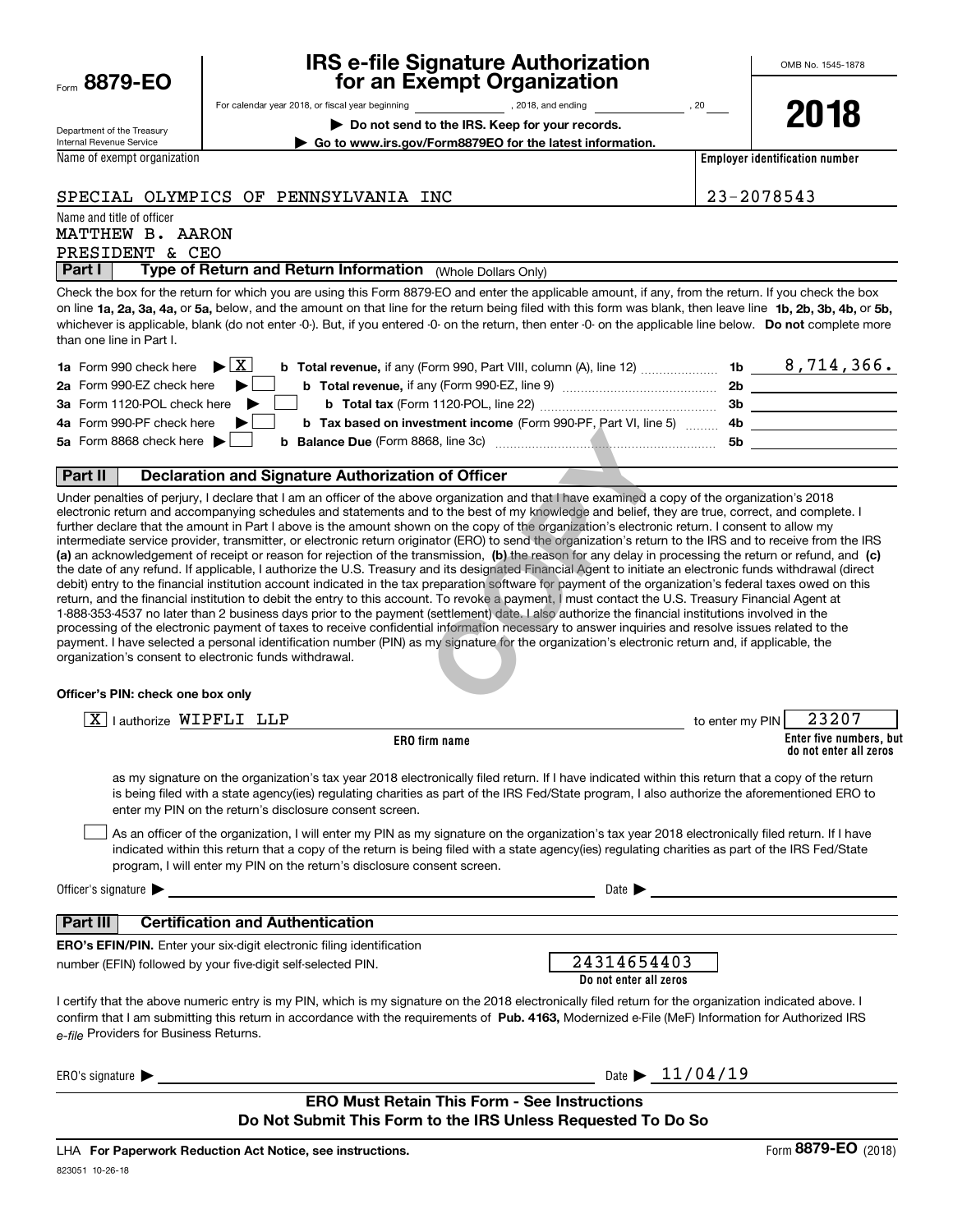Form **8879-EO**

Department of the Treasury
Internal Revenue Service

# IRS e-file Signature Authorization for an Exempt Organization

For calendar year 2018, or fiscal year beginning \_\_\_\_\_\_\_\_, 2018, and ending \_\_\_\_\_\_\_\_, 20\_\_

▶ **Do not send to the IRS. Keep for your records.**

▶ **Go to www.irs.gov/Form8879EO for the latest information.**

OMB No. 1545-1878

**2018**

| Name of exempt organization | Employer identification number |
|---|---|
| SPECIAL OLYMPICS OF PENNSYLVANIA INC | 23-2078543 |

Name and title of officer
MATTHEW B. AARON
PRESIDENT & CEO

## Part I — Type of Return and Return Information (Whole Dollars Only)

Check the box for the return for which you are using this Form 8879-EO and enter the applicable amount, if any, from the return. If you check the box on line **1a, 2a, 3a, 4a,** or **5a,** below, and the amount on that line for the return being filed with this form was blank, then leave line **1b, 2b, 3b, 4b,** or **5b,** whichever is applicable, blank (do not enter -0-). But, if you entered -0- on the return, then enter -0- on the applicable line below. **Do not** complete more than one line in Part I.

| | | | | |
|---|---|---|---|---|
| **1a** Form 990 check here ▶ | X | **b Total revenue,** if any (Form 990, Part VIII, column (A), line 12) | **1b** | 8,714,366. |
| **2a** Form 990-EZ check here ▶ | | **b Total revenue,** if any (Form 990-EZ, line 9) | **2b** | |
| **3a** Form 1120-POL check here ▶ | | **b Total tax** (Form 1120-POL, line 22) | **3b** | |
| **4a** Form 990-PF check here ▶ | | **b Tax based on investment income** (Form 990-PF, Part VI, line 5) | **4b** | |
| **5a** Form 8868 check here ▶ | | **b Balance Due** (Form 8868, line 3c) | **5b** | |

## Part II — Declaration and Signature Authorization of Officer

Under penalties of perjury, I declare that I am an officer of the above organization and that I have examined a copy of the organization's 2018 electronic return and accompanying schedules and statements and to the best of my knowledge and belief, they are true, correct, and complete. I further declare that the amount in Part I above is the amount shown on the copy of the organization's electronic return. I consent to allow my intermediate service provider, transmitter, or electronic return originator (ERO) to send the organization's return to the IRS and to receive from the IRS **(a)** an acknowledgement of receipt or reason for rejection of the transmission, **(b)** the reason for any delay in processing the return or refund, and **(c)** the date of any refund. If applicable, I authorize the U.S. Treasury and its designated Financial Agent to initiate an electronic funds withdrawal (direct debit) entry to the financial institution account indicated in the tax preparation software for payment of the organization's federal taxes owed on this return, and the financial institution to debit the entry to this account. To revoke a payment, I must contact the U.S. Treasury Financial Agent at 1-888-353-4537 no later than 2 business days prior to the payment (settlement) date. I also authorize the financial institutions involved in the processing of the electronic payment of taxes to receive confidential information necessary to answer inquiries and resolve issues related to the payment. I have selected a personal identification number (PIN) as my signature for the organization's electronic return and, if applicable, the organization's consent to electronic funds withdrawal.

**Officer's PIN: check one box only**

[X] I authorize WIPFLI LLP (ERO firm name) to enter my PIN 23207 (Enter five numbers, but do not enter all zeros)

as my signature on the organization's tax year 2018 electronically filed return. If I have indicated within this return that a copy of the return is being filed with a state agency(ies) regulating charities as part of the IRS Fed/State program, I also authorize the aforementioned ERO to enter my PIN on the return's disclosure consent screen.

[ ] As an officer of the organization, I will enter my PIN as my signature on the organization's tax year 2018 electronically filed return. If I have indicated within this return that a copy of the return is being filed with a state agency(ies) regulating charities as part of the IRS Fed/State program, I will enter my PIN on the return's disclosure consent screen.

Officer's signature ▶ \_\_\_\_\_\_\_\_ Date ▶ \_\_\_\_\_\_\_\_

## Part III — Certification and Authentication

**ERO's EFIN/PIN.** Enter your six-digit electronic filing identification number (EFIN) followed by your five-digit self-selected PIN. 24314654403 (Do not enter all zeros)

I certify that the above numeric entry is my PIN, which is my signature on the 2018 electronically filed return for the organization indicated above. I confirm that I am submitting this return in accordance with the requirements of **Pub. 4163,** Modernized e-File (MeF) Information for Authorized IRS *e-file* Providers for Business Returns.

ERO's signature ▶ \_\_\_\_\_\_\_\_ Date ▶ 11/04/19

**ERO Must Retain This Form - See Instructions**
**Do Not Submit This Form to the IRS Unless Requested To Do So**

LHA **For Paperwork Reduction Act Notice, see instructions.** Form **8879-EO** (2018)

823051 10-26-18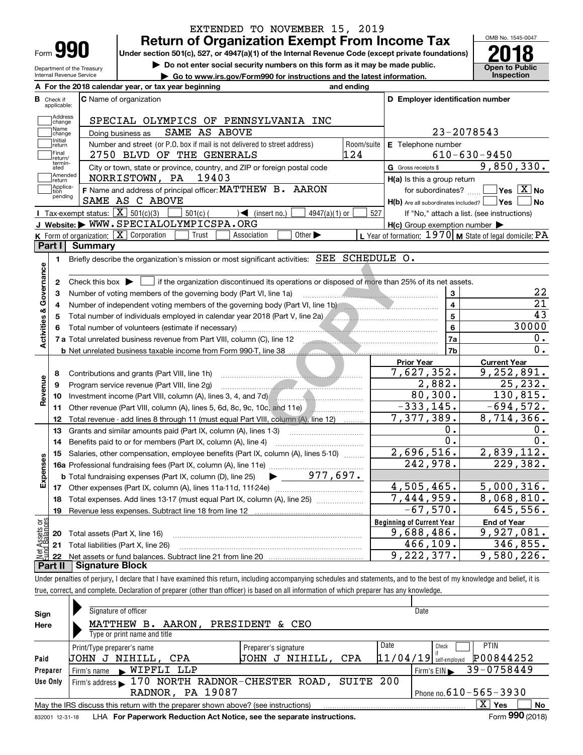EXTENDED TO NOVEMBER 15, 2019

Form **990**

# Return of Organization Exempt From Income Tax

**Under section 501(c), 527, or 4947(a)(1) of the Internal Revenue Code (except private foundations)**

▶ Do not enter social security numbers on this form as it may be made public.

▶ Go to www.irs.gov/Form990 for instructions and the latest information.

OMB No. 1545-0047

**2018**

**Open to Public Inspection**

Department of the Treasury
Internal Revenue Service

**A** For the 2018 calendar year, or tax year beginning and ending

**B** Check if applicable: Address change, Name change, Initial return, Final return/terminated, Amended return, Application pending

**C** Name of organization: SPECIAL OLYMPICS OF PENNSYLVANIA INC

Doing business as: SAME AS ABOVE

Number and street (or P.O. box if mail is not delivered to street address): 2750 BLVD OF THE GENERALS — Room/suite: 124

City or town, state or province, country, and ZIP or foreign postal code: NORRISTOWN, PA 19403

**D** Employer identification number: 23-2078543

**E** Telephone number: 610-630-9450

**G** Gross receipts $ 9,850,330.

**F** Name and address of principal officer: MATTHEW B. AARON, SAME AS C ABOVE

**H(a)** Is this a group return for subordinates? ☐ Yes ☒ No

**H(b)** Are all subordinates included? ☐ Yes ☐ No — If "No," attach a list. (see instructions)

**H(c)** Group exemption number ▶

**I** Tax-exempt status: ☒ 501(c)(3) ☐ 501(c) ( ) ◀ (insert no.) ☐ 4947(a)(1) or ☐ 527

**J** Website: ▶ WWW.SPECIALOLYMPICSPA.ORG

**K** Form of organization: ☒ Corporation ☐ Trust ☐ Association ☐ Other ▶

**L** Year of formation: 1970 **M** State of legal domicile: PA

## Part I Summary

**Activities & Governance**

1. Briefly describe the organization's mission or most significant activities: SEE SCHEDULE O.
2. Check this box ▶ ☐ if the organization discontinued its operations or disposed of more than 25% of its net assets.

| Line | Description | No. | Value |
|---|---|---|---|
| 3 | Number of voting members of the governing body (Part VI, line 1a) | 3 | 22 |
| 4 | Number of independent voting members of the governing body (Part VI, line 1b) | 4 | 21 |
| 5 | Total number of individuals employed in calendar year 2018 (Part V, line 2a) | 5 | 43 |
| 6 | Total number of volunteers (estimate if necessary) | 6 | 30000 |
| 7a | Total unrelated business revenue from Part VIII, column (C), line 12 | 7a | 0. |
| 7b | Net unrelated business taxable income from Form 990-T, line 38 | 7b | 0. |

**Revenue / Expenses**

| Line | Description | Prior Year | Current Year |
|---|---|---|---|
| 8 | Contributions and grants (Part VIII, line 1h) | 7,627,352. | 9,252,891. |
| 9 | Program service revenue (Part VIII, line 2g) | 2,882. | 25,232. |
| 10 | Investment income (Part VIII, column (A), lines 3, 4, and 7d) | 80,300. | 130,815. |
| 11 | Other revenue (Part VIII, column (A), lines 5, 6d, 8c, 9c, 10c, and 11e) | -333,145. | -694,572. |
| 12 | Total revenue - add lines 8 through 11 (must equal Part VIII, column (A), line 12) | 7,377,389. | 8,714,366. |
| 13 | Grants and similar amounts paid (Part IX, column (A), lines 1-3) | 0. | 0. |
| 14 | Benefits paid to or for members (Part IX, column (A), line 4) | 0. | 0. |
| 15 | Salaries, other compensation, employee benefits (Part IX, column (A), lines 5-10) | 2,696,516. | 2,839,112. |
| 16a | Professional fundraising fees (Part IX, column (A), line 11e) | 242,978. | 229,382. |
| b | Total fundraising expenses (Part IX, column (D), line 25) ▶ 977,697. | | |
| 17 | Other expenses (Part IX, column (A), lines 11a-11d, 11f-24e) | 4,505,465. | 5,000,316. |
| 18 | Total expenses. Add lines 13-17 (must equal Part IX, column (A), line 25) | 7,444,959. | 8,068,810. |
| 19 | Revenue less expenses. Subtract line 18 from line 12 | -67,570. | 645,556. |

**Net Assets or Fund Balances**

| Line | Description | Beginning of Current Year | End of Year |
|---|---|---|---|
| 20 | Total assets (Part X, line 16) | 9,688,486. | 9,927,081. |
| 21 | Total liabilities (Part X, line 26) | 466,109. | 346,855. |
| 22 | Net assets or fund balances. Subtract line 21 from line 20 | 9,222,377. | 9,580,226. |

## Part II Signature Block

Under penalties of perjury, I declare that I have examined this return, including accompanying schedules and statements, and to the best of my knowledge and belief, it is true, correct, and complete. Declaration of preparer (other than officer) is based on all information of which preparer has any knowledge.

**Sign Here**

Signature of officer — Date

MATTHEW B. AARON, PRESIDENT & CEO
Type or print name and title

**Paid Preparer Use Only**

| Print/Type preparer's name | Preparer's signature | Date | Check if self-employed | PTIN |
|---|---|---|---|---|
| JOHN J NIHILL, CPA | JOHN J NIHILL, CPA | 11/04/19 | ☐ | P00844252 |

Firm's name ▶ WIPFLI LLP — Firm's EIN ▶ 39-0758449

Firm's address ▶ 170 NORTH RADNOR-CHESTER ROAD, SUITE 200, RADNOR, PA 19087 — Phone no. 610-565-3930

May the IRS discuss this return with the preparer shown above? (see instructions) ☒ Yes ☐ No

832001 12-31-18 LHA **For Paperwork Reduction Act Notice, see the separate instructions.** Form **990** (2018)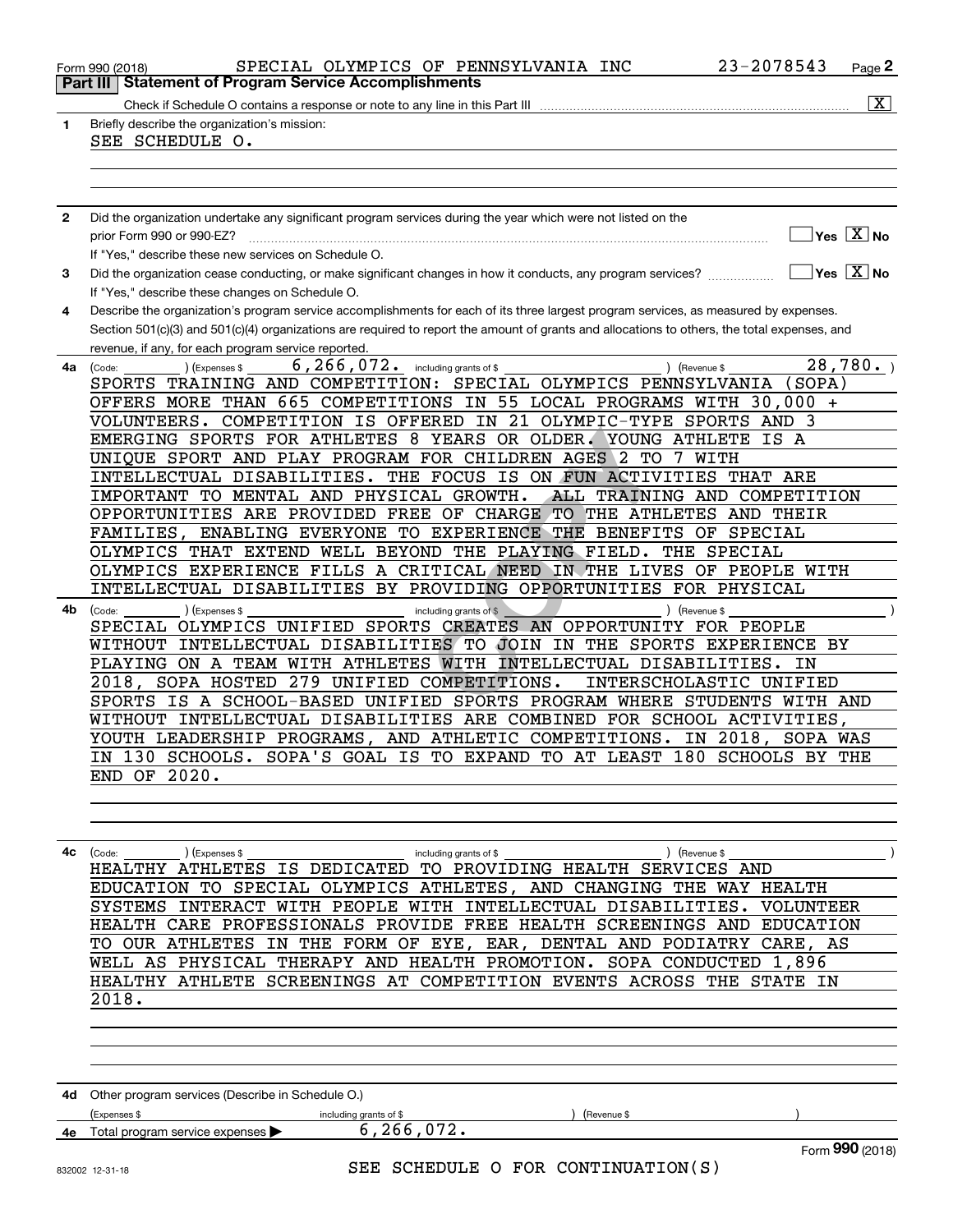Form 990 (2018) SPECIAL OLYMPICS OF PENNSYLVANIA INC 23-2078543 Page 2

## Part III Statement of Program Service Accomplishments

Check if Schedule O contains a response or note to any line in this Part III .......... [X]

**1** Briefly describe the organization's mission:

SEE SCHEDULE O.

**2** Did the organization undertake any significant program services during the year which were not listed on the prior Form 990 or 990-EZ? .......... [ ] Yes [X] No

If "Yes," describe these new services on Schedule O.

**3** Did the organization cease conducting, or make significant changes in how it conducts, any program services? .......... [ ] Yes [X] No

If "Yes," describe these changes on Schedule O.

**4** Describe the organization's program service accomplishments for each of its three largest program services, as measured by expenses. Section 501(c)(3) and 501(c)(4) organizations are required to report the amount of grants and allocations to others, the total expenses, and revenue, if any, for each program service reported.

**4a** (Code: ) (Expenses $ 6,266,072. including grants of $ ) (Revenue $ 28,780. )

SPORTS TRAINING AND COMPETITION: SPECIAL OLYMPICS PENNSYLVANIA (SOPA) OFFERS MORE THAN 665 COMPETITIONS IN 55 LOCAL PROGRAMS WITH 30,000 + VOLUNTEERS. COMPETITION IS OFFERED IN 21 OLYMPIC-TYPE SPORTS AND 3 EMERGING SPORTS FOR ATHLETES 8 YEARS OR OLDER. YOUNG ATHLETE IS A UNIQUE SPORT AND PLAY PROGRAM FOR CHILDREN AGES 2 TO 7 WITH INTELLECTUAL DISABILITIES. THE FOCUS IS ON FUN ACTIVITIES THAT ARE IMPORTANT TO MENTAL AND PHYSICAL GROWTH. ALL TRAINING AND COMPETITION OPPORTUNITIES ARE PROVIDED FREE OF CHARGE TO THE ATHLETES AND THEIR FAMILIES, ENABLING EVERYONE TO EXPERIENCE THE BENEFITS OF SPECIAL OLYMPICS THAT EXTEND WELL BEYOND THE PLAYING FIELD. THE SPECIAL OLYMPICS EXPERIENCE FILLS A CRITICAL NEED IN THE LIVES OF PEOPLE WITH INTELLECTUAL DISABILITIES BY PROVIDING OPPORTUNITIES FOR PHYSICAL

**4b** (Code: ) (Expenses $ including grants of $ ) (Revenue $ )

SPECIAL OLYMPICS UNIFIED SPORTS CREATES AN OPPORTUNITY FOR PEOPLE WITHOUT INTELLECTUAL DISABILITIES TO JOIN IN THE SPORTS EXPERIENCE BY PLAYING ON A TEAM WITH ATHLETES WITH INTELLECTUAL DISABILITIES. IN 2018, SOPA HOSTED 279 UNIFIED COMPETITIONS. INTERSCHOLASTIC UNIFIED SPORTS IS A SCHOOL-BASED UNIFIED SPORTS PROGRAM WHERE STUDENTS WITH AND WITHOUT INTELLECTUAL DISABILITIES ARE COMBINED FOR SCHOOL ACTIVITIES, YOUTH LEADERSHIP PROGRAMS, AND ATHLETIC COMPETITIONS. IN 2018, SOPA WAS IN 130 SCHOOLS. SOPA'S GOAL IS TO EXPAND TO AT LEAST 180 SCHOOLS BY THE END OF 2020.

**4c** (Code: ) (Expenses $ including grants of $ ) (Revenue $ )

HEALTHY ATHLETES IS DEDICATED TO PROVIDING HEALTH SERVICES AND EDUCATION TO SPECIAL OLYMPICS ATHLETES, AND CHANGING THE WAY HEALTH SYSTEMS INTERACT WITH PEOPLE WITH INTELLECTUAL DISABILITIES. VOLUNTEER HEALTH CARE PROFESSIONALS PROVIDE FREE HEALTH SCREENINGS AND EDUCATION TO OUR ATHLETES IN THE FORM OF EYE, EAR, DENTAL AND PODIATRY CARE, AS WELL AS PHYSICAL THERAPY AND HEALTH PROMOTION. SOPA CONDUCTED 1,896 HEALTHY ATHLETE SCREENINGS AT COMPETITION EVENTS ACROSS THE STATE IN 2018.

**4d** Other program services (Describe in Schedule O.)

(Expenses $ including grants of $ ) (Revenue $ )

**4e** Total program service expenses ▶ 6,266,072.

Form **990** (2018)

832002 12-31-18

SEE SCHEDULE O FOR CONTINUATION(S)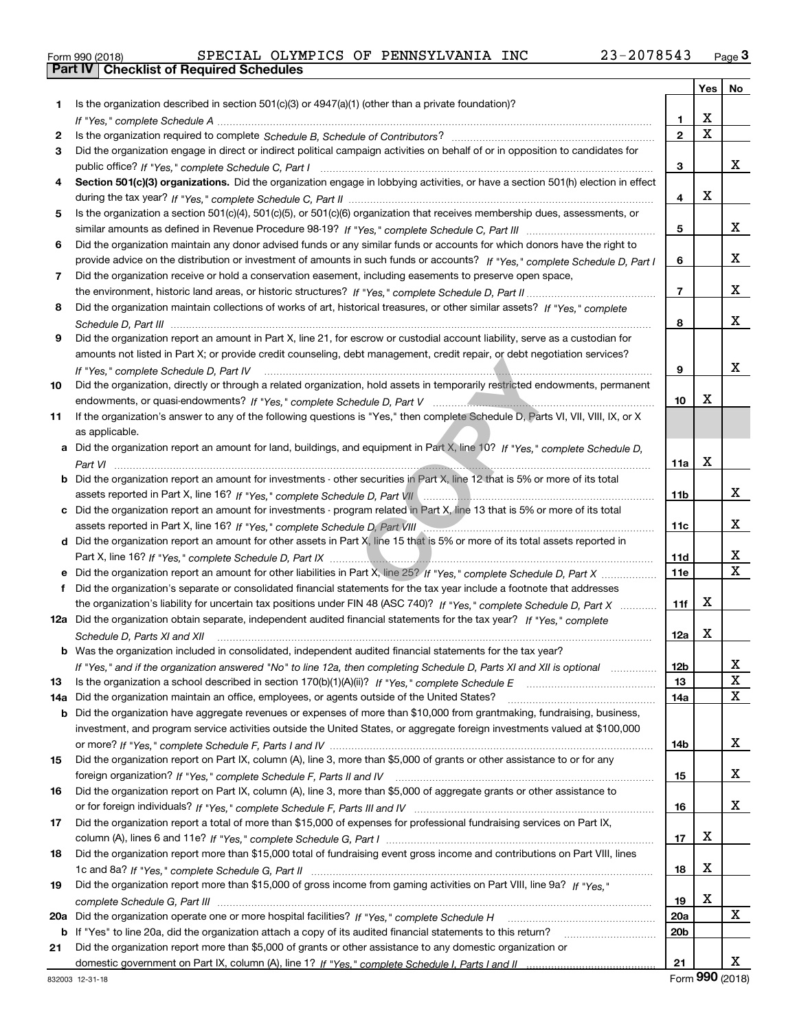Form 990 (2018) SPECIAL OLYMPICS OF PENNSYLVANIA INC 23-2078543 Page 3

## Part IV Checklist of Required Schedules

| | | | Yes | No |
|---|---|---|---|---|
| 1 | Is the organization described in section 501(c)(3) or 4947(a)(1) (other than a private foundation)? *If "Yes," complete Schedule A* | 1 | X | |
| 2 | Is the organization required to complete *Schedule B, Schedule of Contributors*? | 2 | X | |
| 3 | Did the organization engage in direct or indirect political campaign activities on behalf of or in opposition to candidates for public office? *If "Yes," complete Schedule C, Part I* | 3 | | X |
| 4 | **Section 501(c)(3) organizations.** Did the organization engage in lobbying activities, or have a section 501(h) election in effect during the tax year? *If "Yes," complete Schedule C, Part II* | 4 | X | |
| 5 | Is the organization a section 501(c)(4), 501(c)(5), or 501(c)(6) organization that receives membership dues, assessments, or similar amounts as defined in Revenue Procedure 98-19? *If "Yes," complete Schedule C, Part III* | 5 | | X |
| 6 | Did the organization maintain any donor advised funds or any similar funds or accounts for which donors have the right to provide advice on the distribution or investment of amounts in such funds or accounts? *If "Yes," complete Schedule D, Part I* | 6 | | X |
| 7 | Did the organization receive or hold a conservation easement, including easements to preserve open space, the environment, historic land areas, or historic structures? *If "Yes," complete Schedule D, Part II* | 7 | | X |
| 8 | Did the organization maintain collections of works of art, historical treasures, or other similar assets? *If "Yes," complete Schedule D, Part III* | 8 | | X |
| 9 | Did the organization report an amount in Part X, line 21, for escrow or custodial account liability, serve as a custodian for amounts not listed in Part X; or provide credit counseling, debt management, credit repair, or debt negotiation services? *If "Yes," complete Schedule D, Part IV* | 9 | | X |
| 10 | Did the organization, directly or through a related organization, hold assets in temporarily restricted endowments, permanent endowments, or quasi-endowments? *If "Yes," complete Schedule D, Part V* | 10 | X | |
| 11 | If the organization's answer to any of the following questions is "Yes," then complete Schedule D, Parts VI, VII, VIII, IX, or X as applicable. | | | |
| a | Did the organization report an amount for land, buildings, and equipment in Part X, line 10? *If "Yes," complete Schedule D, Part VI* | 11a | X | |
| b | Did the organization report an amount for investments - other securities in Part X, line 12 that is 5% or more of its total assets reported in Part X, line 16? *If "Yes," complete Schedule D, Part VII* | 11b | | X |
| c | Did the organization report an amount for investments - program related in Part X, line 13 that is 5% or more of its total assets reported in Part X, line 16? *If "Yes," complete Schedule D, Part VIII* | 11c | | X |
| d | Did the organization report an amount for other assets in Part X, line 15 that is 5% or more of its total assets reported in Part X, line 16? *If "Yes," complete Schedule D, Part IX* | 11d | | X |
| e | Did the organization report an amount for other liabilities in Part X, line 25? *If "Yes," complete Schedule D, Part X* | 11e | | X |
| f | Did the organization's separate or consolidated financial statements for the tax year include a footnote that addresses the organization's liability for uncertain tax positions under FIN 48 (ASC 740)? *If "Yes," complete Schedule D, Part X* | 11f | X | |
| 12a | Did the organization obtain separate, independent audited financial statements for the tax year? *If "Yes," complete Schedule D, Parts XI and XII* | 12a | X | |
| b | Was the organization included in consolidated, independent audited financial statements for the tax year? *If "Yes," and if the organization answered "No" to line 12a, then completing Schedule D, Parts XI and XII is optional* | 12b | | X |
| 13 | Is the organization a school described in section 170(b)(1)(A)(ii)? *If "Yes," complete Schedule E* | 13 | | X |
| 14a | Did the organization maintain an office, employees, or agents outside of the United States? | 14a | | X |
| b | Did the organization have aggregate revenues or expenses of more than $10,000 from grantmaking, fundraising, business, investment, and program service activities outside the United States, or aggregate foreign investments valued at $100,000 or more? *If "Yes," complete Schedule F, Parts I and IV* | 14b | | X |
| 15 | Did the organization report on Part IX, column (A), line 3, more than $5,000 of grants or other assistance to or for any foreign organization? *If "Yes," complete Schedule F, Parts II and IV* | 15 | | X |
| 16 | Did the organization report on Part IX, column (A), line 3, more than $5,000 of aggregate grants or other assistance to or for foreign individuals? *If "Yes," complete Schedule F, Parts III and IV* | 16 | | X |
| 17 | Did the organization report a total of more than $15,000 of expenses for professional fundraising services on Part IX, column (A), lines 6 and 11e? *If "Yes," complete Schedule G, Part I* | 17 | X | |
| 18 | Did the organization report more than $15,000 total of fundraising event gross income and contributions on Part VIII, lines 1c and 8a? *If "Yes," complete Schedule G, Part II* | 18 | X | |
| 19 | Did the organization report more than $15,000 of gross income from gaming activities on Part VIII, line 9a? *If "Yes," complete Schedule G, Part III* | 19 | X | |
| 20a | Did the organization operate one or more hospital facilities? *If "Yes," complete Schedule H* | 20a | | X |
| b | If "Yes" to line 20a, did the organization attach a copy of its audited financial statements to this return? | 20b | | |
| 21 | Did the organization report more than $5,000 of grants or other assistance to any domestic organization or domestic government on Part IX, column (A), line 1? *If "Yes," complete Schedule I, Parts I and II* | 21 | | X |

832003 12-31-18 Form **990** (2018)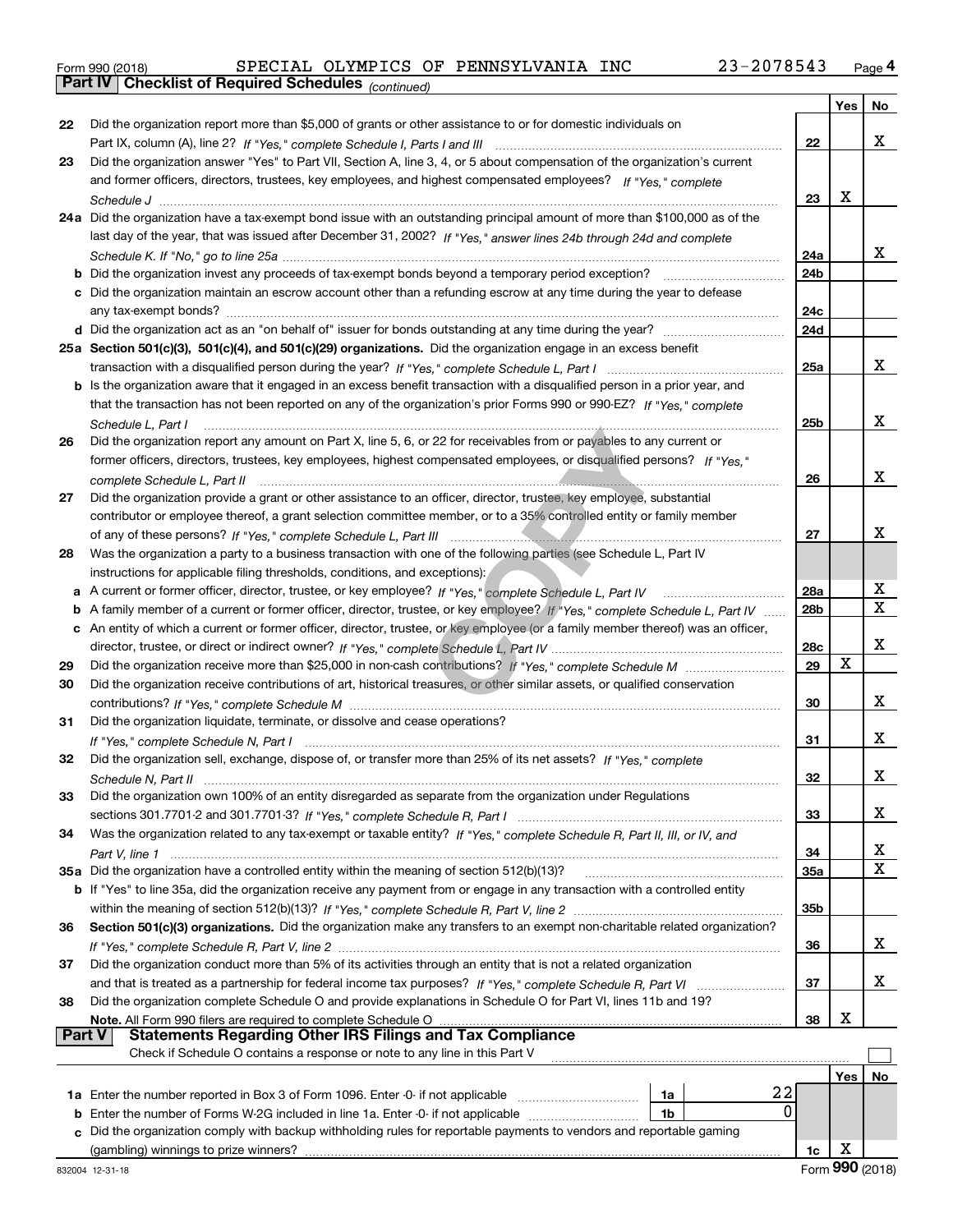Form 990 (2018) SPECIAL OLYMPICS OF PENNSYLVANIA INC 23-2078543 Page **4**

## Part IV Checklist of Required Schedules *(continued)*

| | | | Yes | No |
|---|---|---|---|---|
| **22** | Did the organization report more than $5,000 of grants or other assistance to or for domestic individuals on Part IX, column (A), line 2? *If "Yes," complete Schedule I, Parts I and III* | **22** | | X |
| **23** | Did the organization answer "Yes" to Part VII, Section A, line 3, 4, or 5 about compensation of the organization's current and former officers, directors, trustees, key employees, and highest compensated employees? *If "Yes," complete Schedule J* | **23** | X | |
| **24a** | Did the organization have a tax-exempt bond issue with an outstanding principal amount of more than $100,000 as of the last day of the year, that was issued after December 31, 2002? *If "Yes," answer lines 24b through 24d and complete Schedule K. If "No," go to line 25a* | **24a** | | X |
| **b** | Did the organization invest any proceeds of tax-exempt bonds beyond a temporary period exception? | **24b** | | |
| **c** | Did the organization maintain an escrow account other than a refunding escrow at any time during the year to defease any tax-exempt bonds? | **24c** | | |
| **d** | Did the organization act as an "on behalf of" issuer for bonds outstanding at any time during the year? | **24d** | | |
| **25a** | **Section 501(c)(3), 501(c)(4), and 501(c)(29) organizations.** Did the organization engage in an excess benefit transaction with a disqualified person during the year? *If "Yes," complete Schedule L, Part I* | **25a** | | X |
| **b** | Is the organization aware that it engaged in an excess benefit transaction with a disqualified person in a prior year, and that the transaction has not been reported on any of the organization's prior Forms 990 or 990-EZ? *If "Yes," complete Schedule L, Part I* | **25b** | | X |
| **26** | Did the organization report any amount on Part X, line 5, 6, or 22 for receivables from or payables to any current or former officers, directors, trustees, key employees, highest compensated employees, or disqualified persons? *If "Yes," complete Schedule L, Part II* | **26** | | X |
| **27** | Did the organization provide a grant or other assistance to an officer, director, trustee, key employee, substantial contributor or employee thereof, a grant selection committee member, or to a 35% controlled entity or family member of any of these persons? *If "Yes," complete Schedule L, Part III* | **27** | | X |
| **28** | Was the organization a party to a business transaction with one of the following parties (see Schedule L, Part IV instructions for applicable filing thresholds, conditions, and exceptions): | | | |
| **a** | A current or former officer, director, trustee, or key employee? *If "Yes," complete Schedule L, Part IV* | **28a** | | X |
| **b** | A family member of a current or former officer, director, trustee, or key employee? *If "Yes," complete Schedule L, Part IV* | **28b** | | X |
| **c** | An entity of which a current or former officer, director, trustee, or key employee (or a family member thereof) was an officer, director, trustee, or direct or indirect owner? *If "Yes," complete Schedule L, Part IV* | **28c** | | X |
| **29** | Did the organization receive more than $25,000 in non-cash contributions? *If "Yes," complete Schedule M* | **29** | X | |
| **30** | Did the organization receive contributions of art, historical treasures, or other similar assets, or qualified conservation contributions? *If "Yes," complete Schedule M* | **30** | | X |
| **31** | Did the organization liquidate, terminate, or dissolve and cease operations? *If "Yes," complete Schedule N, Part I* | **31** | | X |
| **32** | Did the organization sell, exchange, dispose of, or transfer more than 25% of its net assets? *If "Yes," complete Schedule N, Part II* | **32** | | X |
| **33** | Did the organization own 100% of an entity disregarded as separate from the organization under Regulations sections 301.7701-2 and 301.7701-3? *If "Yes," complete Schedule R, Part I* | **33** | | X |
| **34** | Was the organization related to any tax-exempt or taxable entity? *If "Yes," complete Schedule R, Part II, III, or IV, and Part V, line 1* | **34** | | X |
| **35a** | Did the organization have a controlled entity within the meaning of section 512(b)(13)? | **35a** | | X |
| **b** | If "Yes" to line 35a, did the organization receive any payment from or engage in any transaction with a controlled entity within the meaning of section 512(b)(13)? *If "Yes," complete Schedule R, Part V, line 2* | **35b** | | |
| **36** | **Section 501(c)(3) organizations.** Did the organization make any transfers to an exempt non-charitable related organization? *If "Yes," complete Schedule R, Part V, line 2* | **36** | | X |
| **37** | Did the organization conduct more than 5% of its activities through an entity that is not a related organization and that is treated as a partnership for federal income tax purposes? *If "Yes," complete Schedule R, Part VI* | **37** | | X |
| **38** | Did the organization complete Schedule O and provide explanations in Schedule O for Part VI, lines 11b and 19? **Note.** All Form 990 filers are required to complete Schedule O | **38** | X | |

## Part V Statements Regarding Other IRS Filings and Tax Compliance

Check if Schedule O contains a response or note to any line in this Part V ☐

| | | | | | Yes | No |
|---|---|---|---|---|---|---|
| **1a** | Enter the number reported in Box 3 of Form 1096. Enter -0- if not applicable | 1a | 22 | | | |
| **b** | Enter the number of Forms W-2G included in line 1a. Enter -0- if not applicable | 1b | 0 | | | |
| **c** | Did the organization comply with backup withholding rules for reportable payments to vendors and reportable gaming (gambling) winnings to prize winners? | | | **1c** | X | |

832004 12-31-18 Form **990** (2018)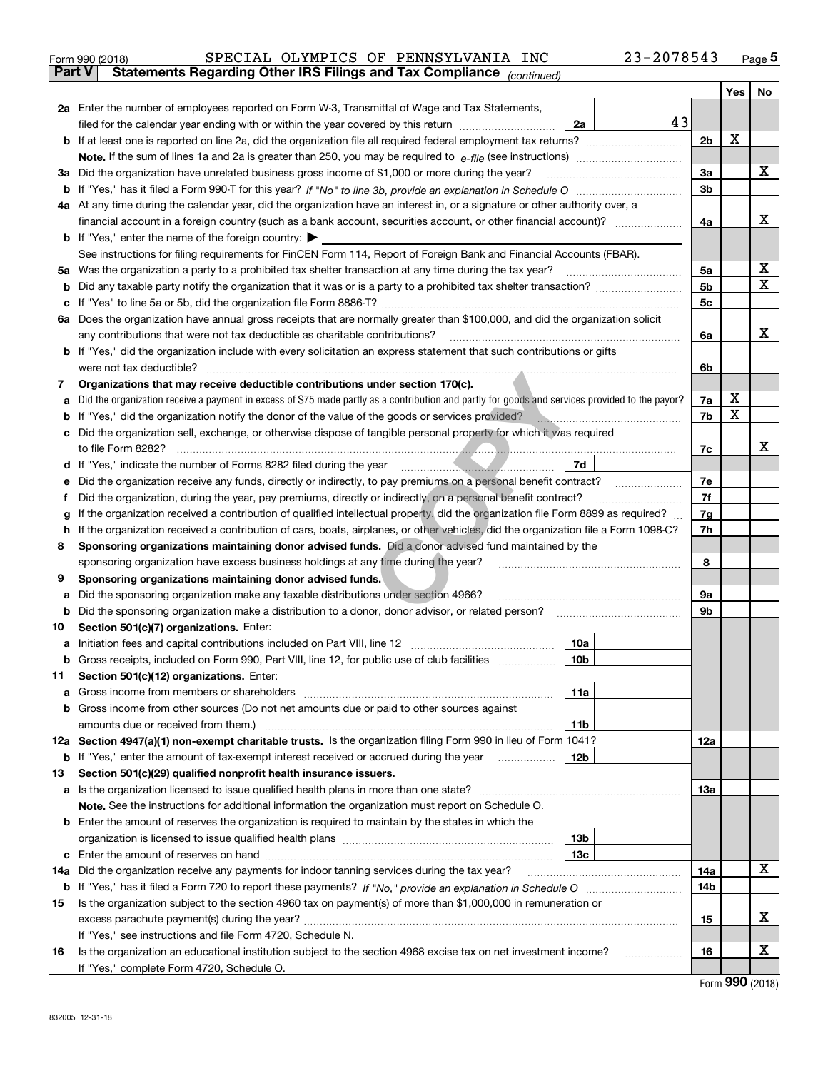Form 990 (2018) SPECIAL OLYMPICS OF PENNSYLVANIA INC 23-2078543 Page 5

**Part V Statements Regarding Other IRS Filings and Tax Compliance** *(continued)*

| | | | | Yes | No |
|---|---|---|---|---|---|
| **2a** | Enter the number of employees reported on Form W-3, Transmittal of Wage and Tax Statements, filed for the calendar year ending with or within the year covered by this return | 2a | 43 | | |
| **b** | If at least one is reported on line 2a, did the organization file all required federal employment tax returns? | | 2b | X | |
| | **Note.** If the sum of lines 1a and 2a is greater than 250, you may be required to *e-file* (see instructions) | | | | |
| **3a** | Did the organization have unrelated business gross income of $1,000 or more during the year? | | 3a | | X |
| **b** | If "Yes," has it filed a Form 990-T for this year? *If "No" to line 3b, provide an explanation in Schedule O* | | 3b | | |
| **4a** | At any time during the calendar year, did the organization have an interest in, or a signature or other authority over, a financial account in a foreign country (such as a bank account, securities account, or other financial account)? | | 4a | | X |
| **b** | If "Yes," enter the name of the foreign country: ▶ | | | | |
| | See instructions for filing requirements for FinCEN Form 114, Report of Foreign Bank and Financial Accounts (FBAR). | | | | |
| **5a** | Was the organization a party to a prohibited tax shelter transaction at any time during the tax year? | | 5a | | X |
| **b** | Did any taxable party notify the organization that it was or is a party to a prohibited tax shelter transaction? | | 5b | | X |
| **c** | If "Yes" to line 5a or 5b, did the organization file Form 8886-T? | | 5c | | |
| **6a** | Does the organization have annual gross receipts that are normally greater than $100,000, and did the organization solicit any contributions that were not tax deductible as charitable contributions? | | 6a | | X |
| **b** | If "Yes," did the organization include with every solicitation an express statement that such contributions or gifts were not tax deductible? | | 6b | | |
| **7** | **Organizations that may receive deductible contributions under section 170(c).** | | | | |
| **a** | Did the organization receive a payment in excess of $75 made partly as a contribution and partly for goods and services provided to the payor? | | 7a | X | |
| **b** | If "Yes," did the organization notify the donor of the value of the goods or services provided? | | 7b | X | |
| **c** | Did the organization sell, exchange, or otherwise dispose of tangible personal property for which it was required to file Form 8282? | | 7c | | X |
| **d** | If "Yes," indicate the number of Forms 8282 filed during the year | 7d | | | |
| **e** | Did the organization receive any funds, directly or indirectly, to pay premiums on a personal benefit contract? | | 7e | | |
| **f** | Did the organization, during the year, pay premiums, directly or indirectly, on a personal benefit contract? | | 7f | | |
| **g** | If the organization received a contribution of qualified intellectual property, did the organization file Form 8899 as required? | | 7g | | |
| **h** | If the organization received a contribution of cars, boats, airplanes, or other vehicles, did the organization file a Form 1098-C? | | 7h | | |
| **8** | **Sponsoring organizations maintaining donor advised funds.** Did a donor advised fund maintained by the sponsoring organization have excess business holdings at any time during the year? | | 8 | | |
| **9** | **Sponsoring organizations maintaining donor advised funds.** | | | | |
| **a** | Did the sponsoring organization make any taxable distributions under section 4966? | | 9a | | |
| **b** | Did the sponsoring organization make a distribution to a donor, donor advisor, or related person? | | 9b | | |
| **10** | **Section 501(c)(7) organizations.** Enter: | | | | |
| **a** | Initiation fees and capital contributions included on Part VIII, line 12 | 10a | | | |
| **b** | Gross receipts, included on Form 990, Part VIII, line 12, for public use of club facilities | 10b | | | |
| **11** | **Section 501(c)(12) organizations.** Enter: | | | | |
| **a** | Gross income from members or shareholders | 11a | | | |
| **b** | Gross income from other sources (Do not net amounts due or paid to other sources against amounts due or received from them.) | 11b | | | |
| **12a** | **Section 4947(a)(1) non-exempt charitable trusts.** Is the organization filing Form 990 in lieu of Form 1041? | | 12a | | |
| **b** | If "Yes," enter the amount of tax-exempt interest received or accrued during the year | 12b | | | |
| **13** | **Section 501(c)(29) qualified nonprofit health insurance issuers.** | | | | |
| **a** | Is the organization licensed to issue qualified health plans in more than one state? | | 13a | | |
| | **Note.** See the instructions for additional information the organization must report on Schedule O. | | | | |
| **b** | Enter the amount of reserves the organization is required to maintain by the states in which the organization is licensed to issue qualified health plans | 13b | | | |
| **c** | Enter the amount of reserves on hand | 13c | | | |
| **14a** | Did the organization receive any payments for indoor tanning services during the tax year? | | 14a | | X |
| **b** | If "Yes," has it filed a Form 720 to report these payments? *If "No," provide an explanation in Schedule O* | | 14b | | |
| **15** | Is the organization subject to the section 4960 tax on payment(s) of more than $1,000,000 in remuneration or excess parachute payment(s) during the year? | | 15 | | X |
| | If "Yes," see instructions and file Form 4720, Schedule N. | | | | |
| **16** | Is the organization an educational institution subject to the section 4968 excise tax on net investment income? | | 16 | | X |
| | If "Yes," complete Form 4720, Schedule O. | | | | |

Form **990** (2018)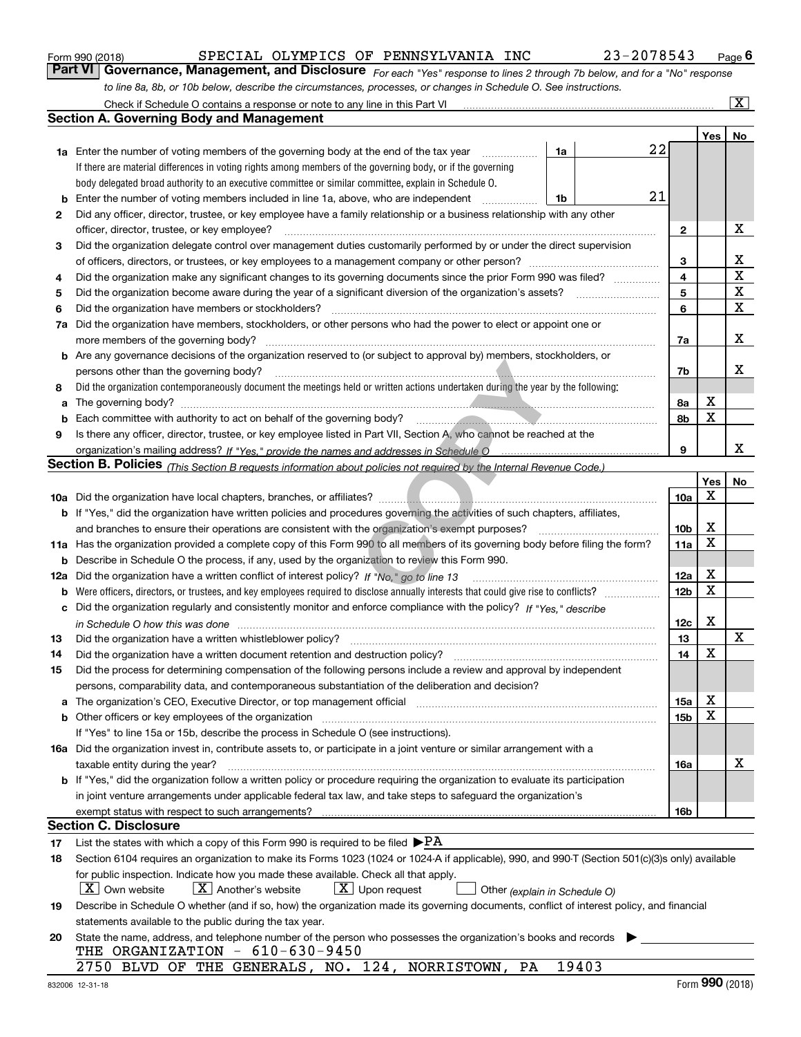Form 990 (2018) SPECIAL OLYMPICS OF PENNSYLVANIA INC 23-2078543 Page 6

## Part VI Governance, Management, and Disclosure

*For each "Yes" response to lines 2 through 7b below, and for a "No" response to line 8a, 8b, or 10b below, describe the circumstances, processes, or changes in Schedule O. See instructions.*

Check if Schedule O contains a response or note to any line in this Part VI [X]

### Section A. Governing Body and Management

| | | | Yes | No |
|---|---|---|---|---|
| 1a | Enter the number of voting members of the governing body at the end of the tax year — 1a: 22. If there are material differences in voting rights among members of the governing body, or if the governing body delegated broad authority to an executive committee or similar committee, explain in Schedule O. | | | |
| b | Enter the number of voting members included in line 1a, above, who are independent — 1b: 21 | | | |
| 2 | Did any officer, director, trustee, or key employee have a family relationship or a business relationship with any other officer, director, trustee, or key employee? | 2 | | X |
| 3 | Did the organization delegate control over management duties customarily performed by or under the direct supervision of officers, directors, or trustees, or key employees to a management company or other person? | 3 | | X |
| 4 | Did the organization make any significant changes to its governing documents since the prior Form 990 was filed? | 4 | | X |
| 5 | Did the organization become aware during the year of a significant diversion of the organization's assets? | 5 | | X |
| 6 | Did the organization have members or stockholders? | 6 | | X |
| 7a | Did the organization have members, stockholders, or other persons who had the power to elect or appoint one or more members of the governing body? | 7a | | X |
| b | Are any governance decisions of the organization reserved to (or subject to approval by) members, stockholders, or persons other than the governing body? | 7b | | X |
| 8 | Did the organization contemporaneously document the meetings held or written actions undertaken during the year by the following: | | | |
| a | The governing body? | 8a | X | |
| b | Each committee with authority to act on behalf of the governing body? | 8b | X | |
| 9 | Is there any officer, director, trustee, or key employee listed in Part VII, Section A, who cannot be reached at the organization's mailing address? *If "Yes," provide the names and addresses in Schedule O* | 9 | | X |

### Section B. Policies *(This Section B requests information about policies not required by the Internal Revenue Code.)*

| | | | Yes | No |
|---|---|---|---|---|
| 10a | Did the organization have local chapters, branches, or affiliates? | 10a | X | |
| b | If "Yes," did the organization have written policies and procedures governing the activities of such chapters, affiliates, and branches to ensure their operations are consistent with the organization's exempt purposes? | 10b | X | |
| 11a | Has the organization provided a complete copy of this Form 990 to all members of its governing body before filing the form? | 11a | X | |
| b | Describe in Schedule O the process, if any, used by the organization to review this Form 990. | | | |
| 12a | Did the organization have a written conflict of interest policy? *If "No," go to line 13* | 12a | X | |
| b | Were officers, directors, or trustees, and key employees required to disclose annually interests that could give rise to conflicts? | 12b | X | |
| c | Did the organization regularly and consistently monitor and enforce compliance with the policy? *If "Yes," describe in Schedule O how this was done* | 12c | X | |
| 13 | Did the organization have a written whistleblower policy? | 13 | | X |
| 14 | Did the organization have a written document retention and destruction policy? | 14 | X | |
| 15 | Did the process for determining compensation of the following persons include a review and approval by independent persons, comparability data, and contemporaneous substantiation of the deliberation and decision? | | | |
| a | The organization's CEO, Executive Director, or top management official | 15a | X | |
| b | Other officers or key employees of the organization | 15b | X | |
| | If "Yes" to line 15a or 15b, describe the process in Schedule O (see instructions). | | | |
| 16a | Did the organization invest in, contribute assets to, or participate in a joint venture or similar arrangement with a taxable entity during the year? | 16a | | X |
| b | If "Yes," did the organization follow a written policy or procedure requiring the organization to evaluate its participation in joint venture arrangements under applicable federal tax law, and take steps to safeguard the organization's exempt status with respect to such arrangements? | 16b | | |

### Section C. Disclosure

17 List the states with which a copy of this Form 990 is required to be filed ▶PA

18 Section 6104 requires an organization to make its Forms 1023 (1024 or 1024-A if applicable), 990, and 990-T (Section 501(c)(3)s only) available for public inspection. Indicate how you made these available. Check all that apply.

[X] Own website [X] Another's website [X] Upon request [ ] Other *(explain in Schedule O)*

19 Describe in Schedule O whether (and if so, how) the organization made its governing documents, conflict of interest policy, and financial statements available to the public during the tax year.

20 State the name, address, and telephone number of the person who possesses the organization's books and records ▶

THE ORGANIZATION - 610-630-9450

2750 BLVD OF THE GENERALS, NO. 124, NORRISTOWN, PA 19403

832006 12-31-18 Form 990 (2018)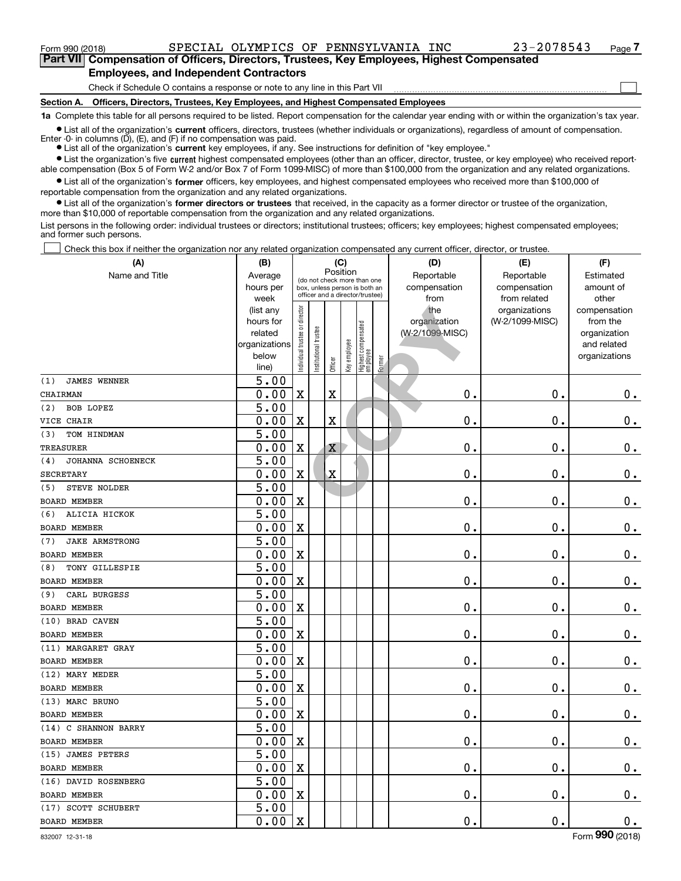Form 990 (2018) SPECIAL OLYMPICS OF PENNSYLVANIA INC 23-2078543 Page 7

**Part VII Compensation of Officers, Directors, Trustees, Key Employees, Highest Compensated Employees, and Independent Contractors**

Check if Schedule O contains a response or note to any line in this Part VII

**Section A. Officers, Directors, Trustees, Key Employees, and Highest Compensated Employees**

**1a** Complete this table for all persons required to be listed. Report compensation for the calendar year ending with or within the organization's tax year.

- List all of the organization's **current** officers, directors, trustees (whether individuals or organizations), regardless of amount of compensation. Enter -0- in columns (D), (E), and (F) if no compensation was paid.
- List all of the organization's **current** key employees, if any. See instructions for definition of "key employee."
- List the organization's five **current** highest compensated employees (other than an officer, director, trustee, or key employee) who received reportable compensation (Box 5 of Form W-2 and/or Box 7 of Form 1099-MISC) of more than $100,000 from the organization and any related organizations.
- List all of the organization's **former** officers, key employees, and highest compensated employees who received more than $100,000 of reportable compensation from the organization and any related organizations.
- List all of the organization's **former directors or trustees** that received, in the capacity as a former director or trustee of the organization, more than $10,000 of reportable compensation from the organization and any related organizations.

List persons in the following order: individual trustees or directors; institutional trustees; officers; key employees; highest compensated employees; and former such persons.

Check this box if neither the organization nor any related organization compensated any current officer, director, or trustee.

| (A) Name and Title | (B) Average hours per week (list any hours for related organizations below line) | (C) Position: Individual trustee or director | Institutional trustee | Officer | Key employee | Highest compensated employee | Former | (D) Reportable compensation from the organization (W-2/1099-MISC) | (E) Reportable compensation from related organizations (W-2/1099-MISC) | (F) Estimated amount of other compensation from the organization and related organizations |
|---|---|---|---|---|---|---|---|---|---|---|
| (1) JAMES WENNER<br>CHAIRMAN | 5.00<br>0.00 | X | | X | | | | 0. | 0. | 0. |
| (2) BOB LOPEZ<br>VICE CHAIR | 5.00<br>0.00 | X | | X | | | | 0. | 0. | 0. |
| (3) TOM HINDMAN<br>TREASURER | 5.00<br>0.00 | X | | X | | | | 0. | 0. | 0. |
| (4) JOHANNA SCHOENECK<br>SECRETARY | 5.00<br>0.00 | X | | X | | | | 0. | 0. | 0. |
| (5) STEVE NOLDER<br>BOARD MEMBER | 5.00<br>0.00 | X | | | | | | 0. | 0. | 0. |
| (6) ALICIA HICKOK<br>BOARD MEMBER | 5.00<br>0.00 | X | | | | | | 0. | 0. | 0. |
| (7) JAKE ARMSTRONG<br>BOARD MEMBER | 5.00<br>0.00 | X | | | | | | 0. | 0. | 0. |
| (8) TONY GILLESPIE<br>BOARD MEMBER | 5.00<br>0.00 | X | | | | | | 0. | 0. | 0. |
| (9) CARL BURGESS<br>BOARD MEMBER | 5.00<br>0.00 | X | | | | | | 0. | 0. | 0. |
| (10) BRAD CAVEN<br>BOARD MEMBER | 5.00<br>0.00 | X | | | | | | 0. | 0. | 0. |
| (11) MARGARET GRAY<br>BOARD MEMBER | 5.00<br>0.00 | X | | | | | | 0. | 0. | 0. |
| (12) MARY MEDER<br>BOARD MEMBER | 5.00<br>0.00 | X | | | | | | 0. | 0. | 0. |
| (13) MARC BRUNO<br>BOARD MEMBER | 5.00<br>0.00 | X | | | | | | 0. | 0. | 0. |
| (14) C SHANNON BARRY<br>BOARD MEMBER | 5.00<br>0.00 | X | | | | | | 0. | 0. | 0. |
| (15) JAMES PETERS<br>BOARD MEMBER | 5.00<br>0.00 | X | | | | | | 0. | 0. | 0. |
| (16) DAVID ROSENBERG<br>BOARD MEMBER | 5.00<br>0.00 | X | | | | | | 0. | 0. | 0. |
| (17) SCOTT SCHUBERT<br>BOARD MEMBER | 5.00<br>0.00 | X | | | | | | 0. | 0. | 0. |

832007 12-31-18 Form 990 (2018)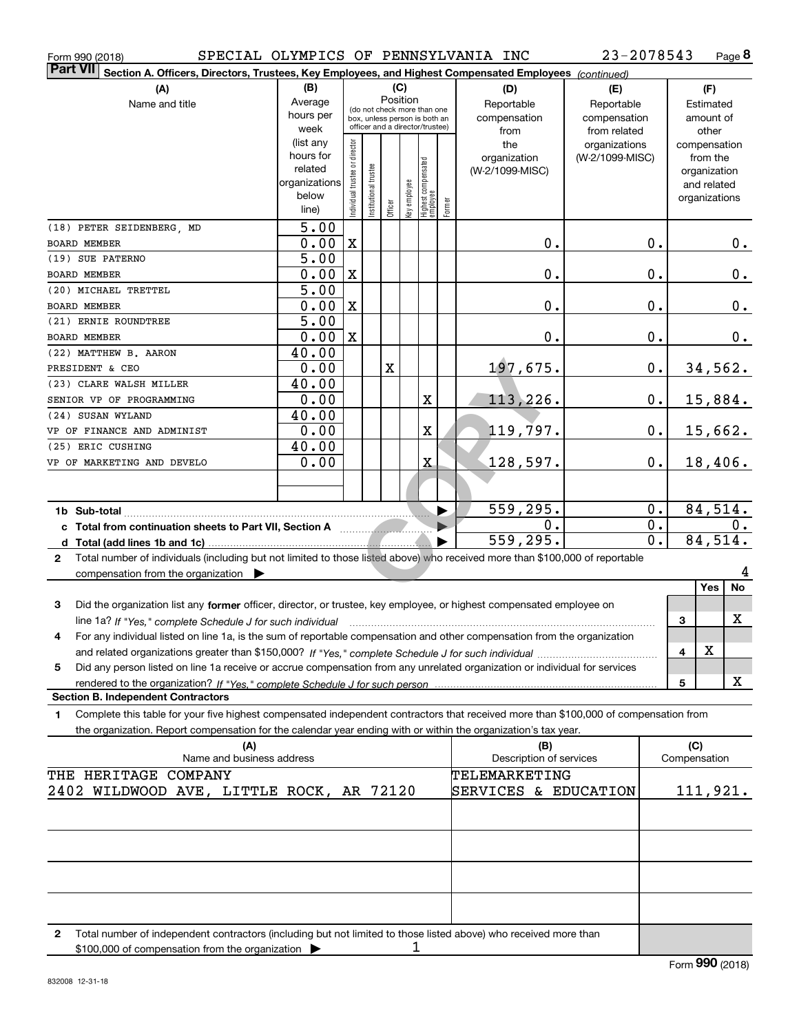Form 990 (2018) SPECIAL OLYMPICS OF PENNSYLVANIA INC 23-2078543 Page 8

**Part VII Section A. Officers, Directors, Trustees, Key Employees, and Highest Compensated Employees** *(continued)*

| (A) Name and title | (B) Average hours per week (list any hours for related organizations below line) | (C) Position: Individual trustee or director | Institutional trustee | Officer | Key employee | Highest compensated employee | Former | (D) Reportable compensation from the organization (W-2/1099-MISC) | (E) Reportable compensation from related organizations (W-2/1099-MISC) | (F) Estimated amount of other compensation from the organization and related organizations |
|---|---|---|---|---|---|---|---|---|---|---|
| (18) PETER SEIDENBERG, MD<br>BOARD MEMBER | 5.00<br>0.00 | X | | | | | | 0. | 0. | 0. |
| (19) SUE PATERNO<br>BOARD MEMBER | 5.00<br>0.00 | X | | | | | | 0. | 0. | 0. |
| (20) MICHAEL TRETTEL<br>BOARD MEMBER | 5.00<br>0.00 | X | | | | | | 0. | 0. | 0. |
| (21) ERNIE ROUNDTREE<br>BOARD MEMBER | 5.00<br>0.00 | X | | | | | | 0. | 0. | 0. |
| (22) MATTHEW B. AARON<br>PRESIDENT & CEO | 40.00<br>0.00 | | | X | | | | 197,675. | 0. | 34,562. |
| (23) CLARE WALSH MILLER<br>SENIOR VP OF PROGRAMMING | 40.00<br>0.00 | | | | | X | | 113,226. | 0. | 15,884. |
| (24) SUSAN WYLAND<br>VP OF FINANCE AND ADMINIST | 40.00<br>0.00 | | | | | X | | 119,797. | 0. | 15,662. |
| (25) ERIC CUSHING<br>VP OF MARKETING AND DEVELO | 40.00<br>0.00 | | | | | X | | 128,597. | 0. | 18,406. |
| 1b Sub-total | | | | | | | | 559,295. | 0. | 84,514. |
| c Total from continuation sheets to Part VII, Section A | | | | | | | | 0. | 0. | 0. |
| d Total (add lines 1b and 1c) | | | | | | | | 559,295. | 0. | 84,514. |

2 Total number of individuals (including but not limited to those listed above) who received more than $100,000 of reportable compensation from the organization ▶ 4

| | | Yes | No |
|---|---|---|---|
| 3 Did the organization list any **former** officer, director, or trustee, key employee, or highest compensated employee on line 1a? *If "Yes," complete Schedule J for such individual* | 3 | | X |
| 4 For any individual listed on line 1a, is the sum of reportable compensation and other compensation from the organization and related organizations greater than $150,000? *If "Yes," complete Schedule J for such individual* | 4 | X | |
| 5 Did any person listed on line 1a receive or accrue compensation from any unrelated organization or individual for services rendered to the organization? *If "Yes," complete Schedule J for such person* | 5 | | X |

**Section B. Independent Contractors**

1 Complete this table for your five highest compensated independent contractors that received more than $100,000 of compensation from the organization. Report compensation for the calendar year ending with or within the organization's tax year.

| (A) Name and business address | (B) Description of services | (C) Compensation |
|---|---|---|
| THE HERITAGE COMPANY<br>2402 WILDWOOD AVE, LITTLE ROCK, AR 72120 | TELEMARKETING SERVICES & EDUCATION | 111,921. |
| | | |
| | | |
| | | |
| | | |

2 Total number of independent contractors (including but not limited to those listed above) who received more than $100,000 of compensation from the organization ▶ 1

832008 12-31-18

Form **990** (2018)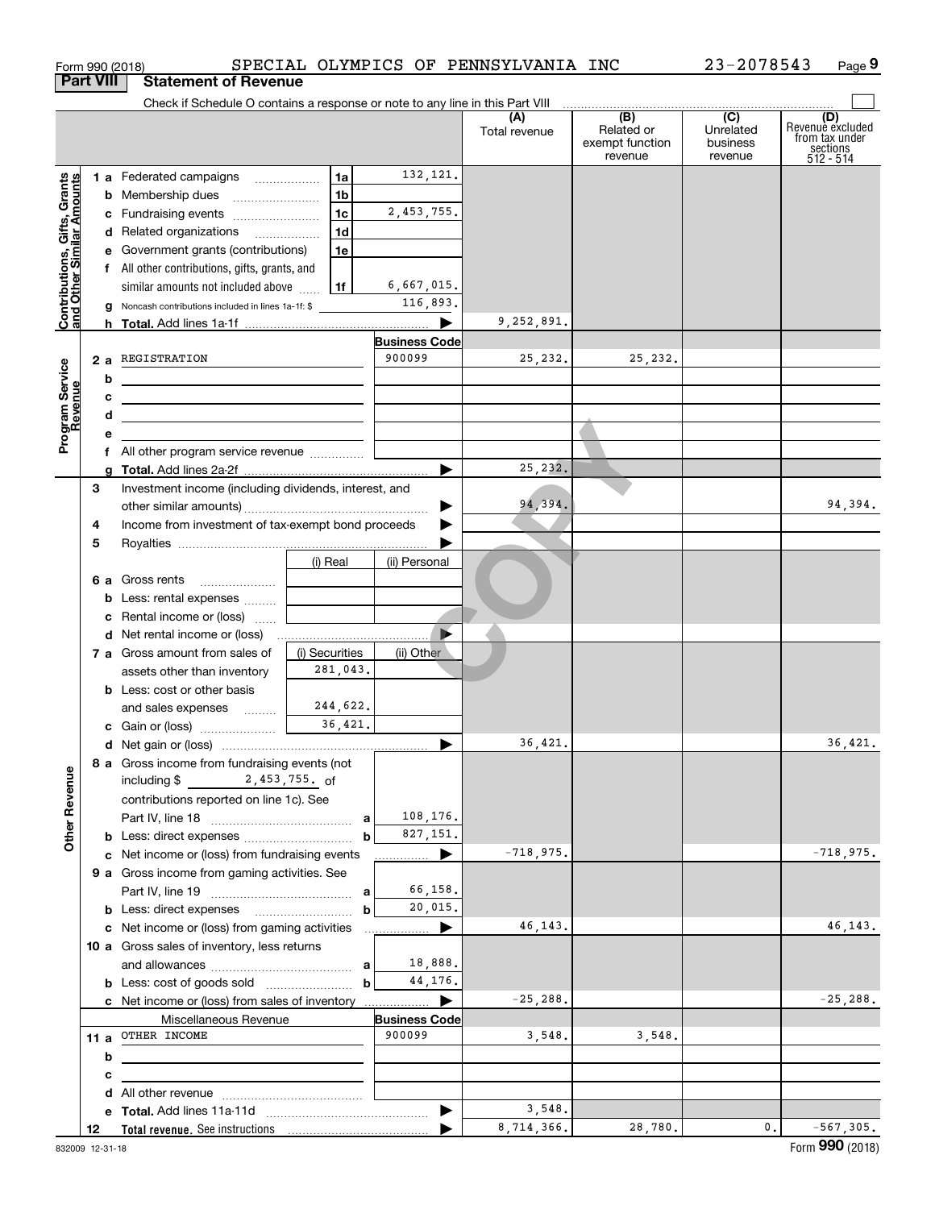Form 990 (2018) SPECIAL OLYMPICS OF PENNSYLVANIA INC 23-2078543 Page 9

## Part VIII Statement of Revenue

Check if Schedule O contains a response or note to any line in this Part VIII

| | | | | (A) Total revenue | (B) Related or exempt function revenue | (C) Unrelated business revenue | (D) Revenue excluded from tax under sections 512 - 514 |
|---|---|---|---|---|---|---|---|
| **Contributions, Gifts, Grants and Other Similar Amounts** | 1 a Federated campaigns | 1a | 132,121. | | | | |
| | b Membership dues | 1b | | | | | |
| | c Fundraising events | 1c | 2,453,755. | | | | |
| | d Related organizations | 1d | | | | | |
| | e Government grants (contributions) | 1e | | | | | |
| | f All other contributions, gifts, grants, and similar amounts not included above | 1f | 6,667,015. | | | | |
| | g Noncash contributions included in lines 1a-1f: $ | | 116,893. | | | | |
| | h Total. Add lines 1a-1f | | | 9,252,891. | | | |
| **Program Service Revenue** | | | Business Code | | | | |
| | 2 a REGISTRATION | | 900099 | 25,232. | 25,232. | | |
| | b | | | | | | |
| | c | | | | | | |
| | d | | | | | | |
| | e | | | | | | |
| | f All other program service revenue | | | | | | |
| | g Total. Add lines 2a-2f | | | 25,232. | | | |
| | 3 Investment income (including dividends, interest, and other similar amounts) | | | 94,394. | | | 94,394. |
| | 4 Income from investment of tax-exempt bond proceeds | | | | | | |
| | 5 Royalties | | | | | | |
| | | (i) Real | (ii) Personal | | | | |
| | 6 a Gross rents | | | | | | |
| | b Less: rental expenses | | | | | | |
| | c Rental income or (loss) | | | | | | |
| | d Net rental income or (loss) | | | | | | |
| | 7 a Gross amount from sales of assets other than inventory | (i) Securities 281,043. | (ii) Other | | | | |
| | b Less: cost or other basis and sales expenses | 244,622. | | | | | |
| | c Gain or (loss) | 36,421. | | | | | |
| | d Net gain or (loss) | | | 36,421. | | | 36,421. |
| **Other Revenue** | 8 a Gross income from fundraising events (not including $ 2,453,755. of contributions reported on line 1c). See Part IV, line 18 | a | 108,176. | | | | |
| | b Less: direct expenses | b | 827,151. | | | | |
| | c Net income or (loss) from fundraising events | | | -718,975. | | | -718,975. |
| | 9 a Gross income from gaming activities. See Part IV, line 19 | a | 66,158. | | | | |
| | b Less: direct expenses | b | 20,015. | | | | |
| | c Net income or (loss) from gaming activities | | | 46,143. | | | 46,143. |
| | 10 a Gross sales of inventory, less returns and allowances | a | 18,888. | | | | |
| | b Less: cost of goods sold | b | 44,176. | | | | |
| | c Net income or (loss) from sales of inventory | | | -25,288. | | | -25,288. |
| | Miscellaneous Revenue | | Business Code | | | | |
| | 11 a OTHER INCOME | | 900099 | 3,548. | 3,548. | | |
| | b | | | | | | |
| | c | | | | | | |
| | d All other revenue | | | | | | |
| | e Total. Add lines 11a-11d | | | 3,548. | | | |
| | 12 Total revenue. See instructions | | | 8,714,366. | 28,780. | 0. | -567,305. |

832009 12-31-18 Form 990 (2018)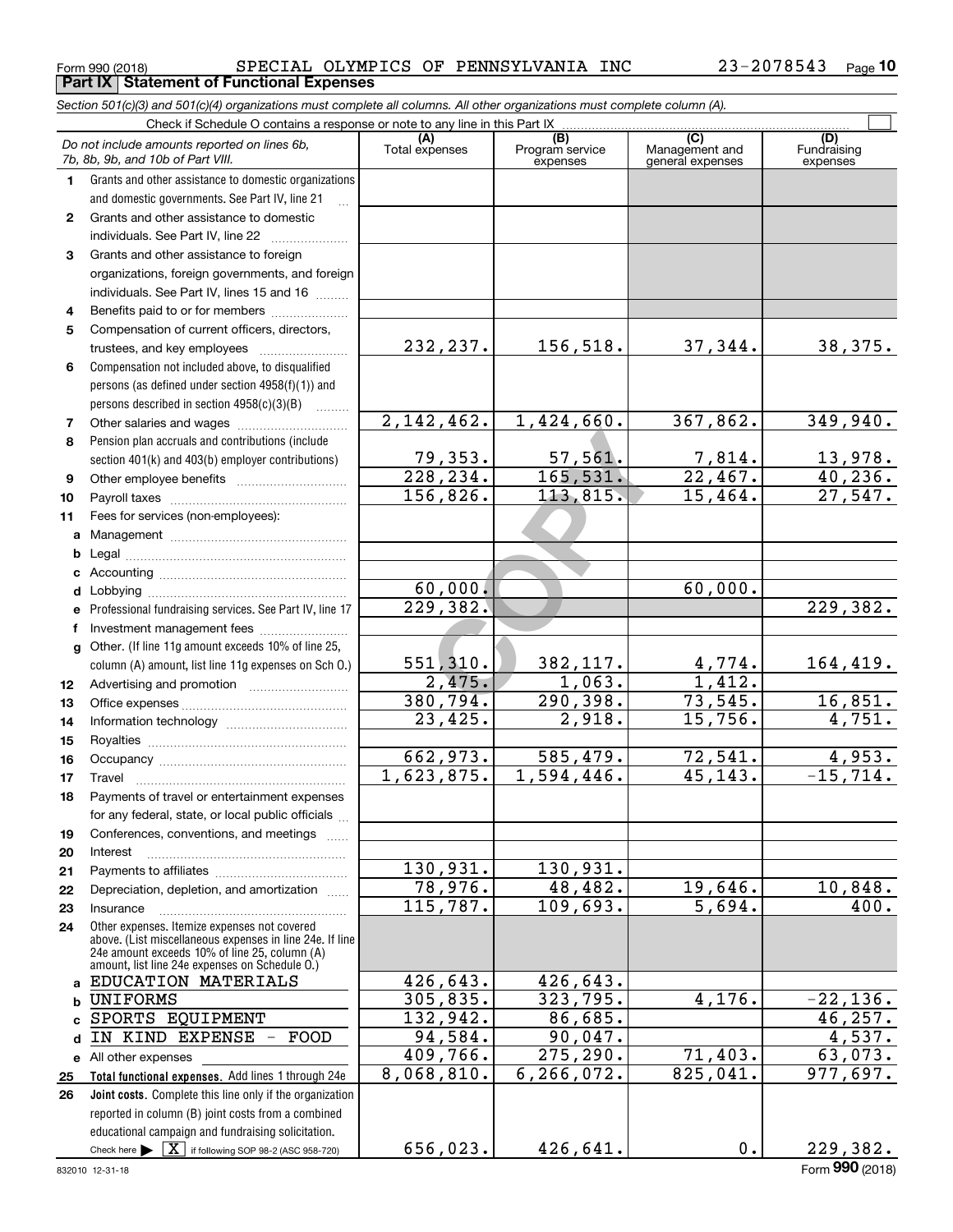Form 990 (2018) SPECIAL OLYMPICS OF PENNSYLVANIA INC 23-2078543

**Part IX Statement of Functional Expenses**

*Section 501(c)(3) and 501(c)(4) organizations must complete all columns. All other organizations must complete column (A).*

Check if Schedule O contains a response or note to any line in this Part IX ☐

| | *Do not include amounts reported on lines 6b, 7b, 8b, 9b, and 10b of Part VIII.* | (A) Total expenses | (B) Program service expenses | (C) Management and general expenses | (D) Fundraising expenses |
|---|---|---|---|---|---|
| 1 | Grants and other assistance to domestic organizations and domestic governments. See Part IV, line 21 | | | | |
| 2 | Grants and other assistance to domestic individuals. See Part IV, line 22 | | | | |
| 3 | Grants and other assistance to foreign organizations, foreign governments, and foreign individuals. See Part IV, lines 15 and 16 | | | | |
| 4 | Benefits paid to or for members | | | | |
| 5 | Compensation of current officers, directors, trustees, and key employees | 232,237. | 156,518. | 37,344. | 38,375. |
| 6 | Compensation not included above, to disqualified persons (as defined under section 4958(f)(1)) and persons described in section 4958(c)(3)(B) | | | | |
| 7 | Other salaries and wages | 2,142,462. | 1,424,660. | 367,862. | 349,940. |
| 8 | Pension plan accruals and contributions (include section 401(k) and 403(b) employer contributions) | 79,353. | 57,561. | 7,814. | 13,978. |
| 9 | Other employee benefits | 228,234. | 165,531. | 22,467. | 40,236. |
| 10 | Payroll taxes | 156,826. | 113,815. | 15,464. | 27,547. |
| 11 | Fees for services (non-employees): | | | | |
| a | Management | | | | |
| b | Legal | | | | |
| c | Accounting | | | | |
| d | Lobbying | 60,000. | | 60,000. | |
| e | Professional fundraising services. See Part IV, line 17 | 229,382. | | | 229,382. |
| f | Investment management fees | | | | |
| g | Other. (If line 11g amount exceeds 10% of line 25, column (A) amount, list line 11g expenses on Sch O.) | 551,310. | 382,117. | 4,774. | 164,419. |
| 12 | Advertising and promotion | 2,475. | 1,063. | 1,412. | |
| 13 | Office expenses | 380,794. | 290,398. | 73,545. | 16,851. |
| 14 | Information technology | 23,425. | 2,918. | 15,756. | 4,751. |
| 15 | Royalties | | | | |
| 16 | Occupancy | 662,973. | 585,479. | 72,541. | 4,953. |
| 17 | Travel | 1,623,875. | 1,594,446. | 45,143. | -15,714. |
| 18 | Payments of travel or entertainment expenses for any federal, state, or local public officials | | | | |
| 19 | Conferences, conventions, and meetings | | | | |
| 20 | Interest | | | | |
| 21 | Payments to affiliates | 130,931. | 130,931. | | |
| 22 | Depreciation, depletion, and amortization | 78,976. | 48,482. | 19,646. | 10,848. |
| 23 | Insurance | 115,787. | 109,693. | 5,694. | 400. |
| 24 | Other expenses. Itemize expenses not covered above. (List miscellaneous expenses in line 24e. If line 24e amount exceeds 10% of line 25, column (A) amount, list line 24e expenses on Schedule O.) | | | | |
| a | EDUCATION MATERIALS | 426,643. | 426,643. | | |
| b | UNIFORMS | 305,835. | 323,795. | 4,176. | -22,136. |
| c | SPORTS EQUIPMENT | 132,942. | 86,685. | | 46,257. |
| d | IN KIND EXPENSE - FOOD | 94,584. | 90,047. | | 4,537. |
| e | All other expenses | 409,766. | 275,290. | 71,403. | 63,073. |
| 25 | **Total functional expenses.** Add lines 1 through 24e | 8,068,810. | 6,266,072. | 825,041. | 977,697. |
| 26 | **Joint costs.** Complete this line only if the organization reported in column (B) joint costs from a combined educational campaign and fundraising solicitation. Check here ▶ ☒ if following SOP 98-2 (ASC 958-720) | 656,023. | 426,641. | 0. | 229,382. |

832010 12-31-18 Form **990** (2018)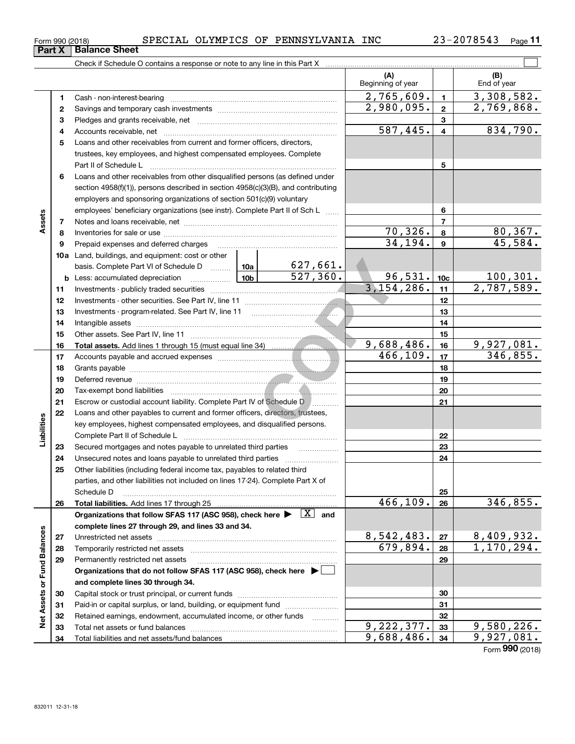Form 990 (2018) SPECIAL OLYMPICS OF PENNSYLVANIA INC 23-2078543

## Part X | Balance Sheet

Check if Schedule O contains a response or note to any line in this Part X ☐

| | | Description | | | (A) Beginning of year | | (B) End of year |
|---|---|---|---|---|---|---|---|
| Assets | 1 | Cash - non-interest-bearing | | | 2,765,609. | 1 | 3,308,582. |
| | 2 | Savings and temporary cash investments | | | 2,980,095. | 2 | 2,769,868. |
| | 3 | Pledges and grants receivable, net | | | | 3 | |
| | 4 | Accounts receivable, net | | | 587,445. | 4 | 834,790. |
| | 5 | Loans and other receivables from current and former officers, directors, trustees, key employees, and highest compensated employees. Complete Part II of Schedule L | | | | 5 | |
| | 6 | Loans and other receivables from other disqualified persons (as defined under section 4958(f)(1)), persons described in section 4958(c)(3)(B), and contributing employers and sponsoring organizations of section 501(c)(9) voluntary employees' beneficiary organizations (see instr). Complete Part II of Sch L | | | | 6 | |
| | 7 | Notes and loans receivable, net | | | | 7 | |
| | 8 | Inventories for sale or use | | | 70,326. | 8 | 80,367. |
| | 9 | Prepaid expenses and deferred charges | | | 34,194. | 9 | 45,584. |
| | 10a | Land, buildings, and equipment: cost or other basis. Complete Part VI of Schedule D | 10a | 627,661. | | | |
| | b | Less: accumulated depreciation | 10b | 527,360. | 96,531. | 10c | 100,301. |
| | 11 | Investments - publicly traded securities | | | 3,154,286. | 11 | 2,787,589. |
| | 12 | Investments - other securities. See Part IV, line 11 | | | | 12 | |
| | 13 | Investments - program-related. See Part IV, line 11 | | | | 13 | |
| | 14 | Intangible assets | | | | 14 | |
| | 15 | Other assets. See Part IV, line 11 | | | | 15 | |
| | 16 | **Total assets.** Add lines 1 through 15 (must equal line 34) | | | 9,688,486. | 16 | 9,927,081. |
| Liabilities | 17 | Accounts payable and accrued expenses | | | 466,109. | 17 | 346,855. |
| | 18 | Grants payable | | | | 18 | |
| | 19 | Deferred revenue | | | | 19 | |
| | 20 | Tax-exempt bond liabilities | | | | 20 | |
| | 21 | Escrow or custodial account liability. Complete Part IV of Schedule D | | | | 21 | |
| | 22 | Loans and other payables to current and former officers, directors, trustees, key employees, highest compensated employees, and disqualified persons. Complete Part II of Schedule L | | | | 22 | |
| | 23 | Secured mortgages and notes payable to unrelated third parties | | | | 23 | |
| | 24 | Unsecured notes and loans payable to unrelated third parties | | | | 24 | |
| | 25 | Other liabilities (including federal income tax, payables to related third parties, and other liabilities not included on lines 17-24). Complete Part X of Schedule D | | | | 25 | |
| | 26 | **Total liabilities.** Add lines 17 through 25 | | | 466,109. | 26 | 346,855. |
| Net Assets or Fund Balances | | **Organizations that follow SFAS 117 (ASC 958), check here ▶ ☒ and complete lines 27 through 29, and lines 33 and 34.** | | | | | |
| | 27 | Unrestricted net assets | | | 8,542,483. | 27 | 8,409,932. |
| | 28 | Temporarily restricted net assets | | | 679,894. | 28 | 1,170,294. |
| | 29 | Permanently restricted net assets | | | | 29 | |
| | | **Organizations that do not follow SFAS 117 (ASC 958), check here ▶ ☐ and complete lines 30 through 34.** | | | | | |
| | 30 | Capital stock or trust principal, or current funds | | | | 30 | |
| | 31 | Paid-in or capital surplus, or land, building, or equipment fund | | | | 31 | |
| | 32 | Retained earnings, endowment, accumulated income, or other funds | | | | 32 | |
| | 33 | Total net assets or fund balances | | | 9,222,377. | 33 | 9,580,226. |
| | 34 | Total liabilities and net assets/fund balances | | | 9,688,486. | 34 | 9,927,081. |

Form **990** (2018)

832011 12-31-18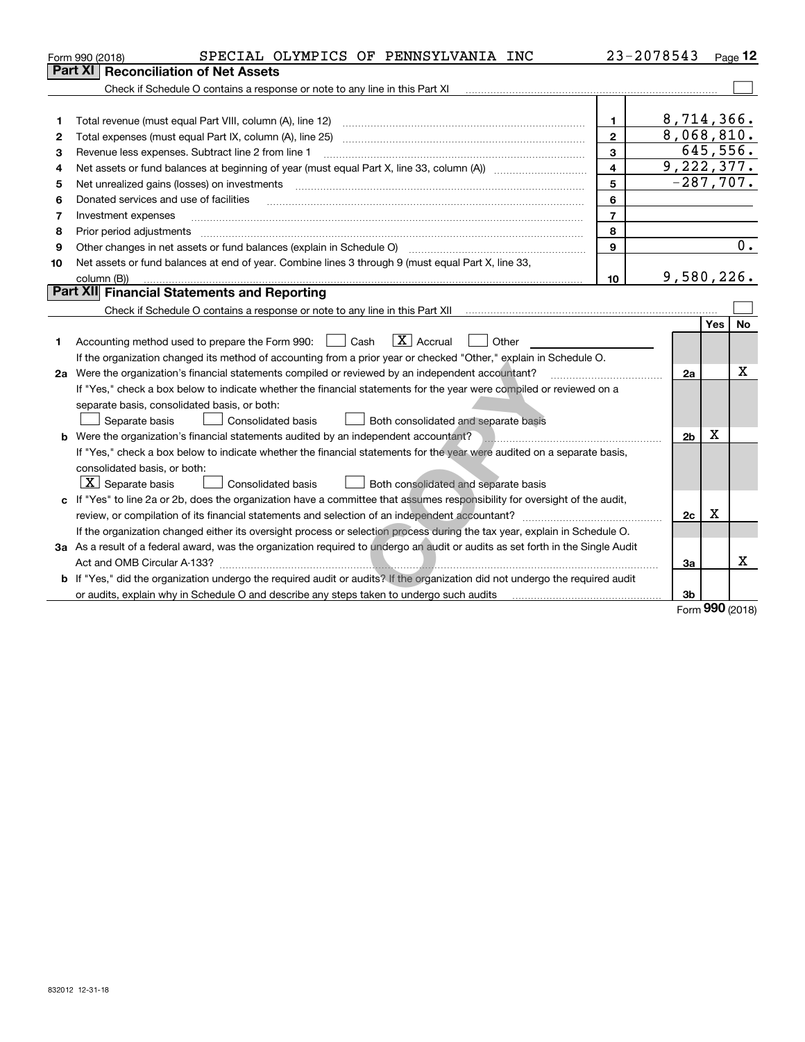Form 990 (2018) SPECIAL OLYMPICS OF PENNSYLVANIA INC 23-2078543 Page **12**

## Part XI Reconciliation of Net Assets

Check if Schedule O contains a response or note to any line in this Part XI ☐

| | | | |
|---|---|---|---|
| 1 | Total revenue (must equal Part VIII, column (A), line 12) | 1 | 8,714,366. |
| 2 | Total expenses (must equal Part IX, column (A), line 25) | 2 | 8,068,810. |
| 3 | Revenue less expenses. Subtract line 2 from line 1 | 3 | 645,556. |
| 4 | Net assets or fund balances at beginning of year (must equal Part X, line 33, column (A)) | 4 | 9,222,377. |
| 5 | Net unrealized gains (losses) on investments | 5 | -287,707. |
| 6 | Donated services and use of facilities | 6 | |
| 7 | Investment expenses | 7 | |
| 8 | Prior period adjustments | 8 | |
| 9 | Other changes in net assets or fund balances (explain in Schedule O) | 9 | 0. |
| 10 | Net assets or fund balances at end of year. Combine lines 3 through 9 (must equal Part X, line 33, column (B)) | 10 | 9,580,226. |

## Part XII Financial Statements and Reporting

Check if Schedule O contains a response or note to any line in this Part XII ☐

| | | | Yes | No |
|---|---|---|---|---|
| 1 | Accounting method used to prepare the Form 990: ☐ Cash ☒ Accrual ☐ Other | | | |
| | If the organization changed its method of accounting from a prior year or checked "Other," explain in Schedule O. | | | |
| 2a | Were the organization's financial statements compiled or reviewed by an independent accountant? | 2a | | X |
| | If "Yes," check a box below to indicate whether the financial statements for the year were compiled or reviewed on a separate basis, consolidated basis, or both: | | | |
| | ☐ Separate basis ☐ Consolidated basis ☐ Both consolidated and separate basis | | | |
| b | Were the organization's financial statements audited by an independent accountant? | 2b | X | |
| | If "Yes," check a box below to indicate whether the financial statements for the year were audited on a separate basis, consolidated basis, or both: | | | |
| | ☒ Separate basis ☐ Consolidated basis ☐ Both consolidated and separate basis | | | |
| c | If "Yes" to line 2a or 2b, does the organization have a committee that assumes responsibility for oversight of the audit, review, or compilation of its financial statements and selection of an independent accountant? | 2c | X | |
| | If the organization changed either its oversight process or selection process during the tax year, explain in Schedule O. | | | |
| 3a | As a result of a federal award, was the organization required to undergo an audit or audits as set forth in the Single Audit Act and OMB Circular A-133? | 3a | | X |
| b | If "Yes," did the organization undergo the required audit or audits? If the organization did not undergo the required audit or audits, explain why in Schedule O and describe any steps taken to undergo such audits | 3b | | |

Form **990** (2018)

832012 12-31-18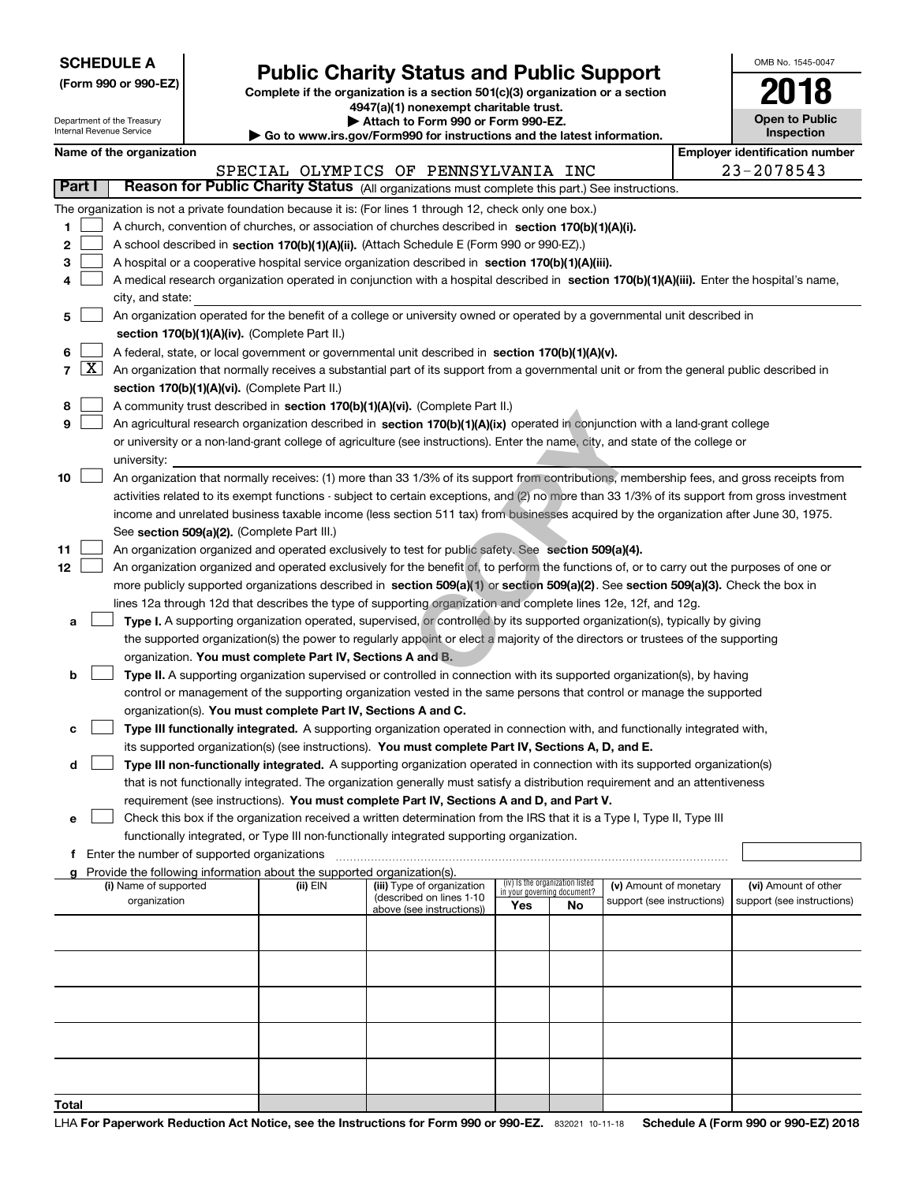**SCHEDULE A**
**(Form 990 or 990-EZ)**

Department of the Treasury
Internal Revenue Service

# Public Charity Status and Public Support

**Complete if the organization is a section 501(c)(3) organization or a section 4947(a)(1) nonexempt charitable trust.**
**▶ Attach to Form 990 or Form 990-EZ.**
**▶ Go to www.irs.gov/Form990 for instructions and the latest information.**

OMB No. 1545-0047

**2018**

**Open to Public Inspection**

**Name of the organization:** SPECIAL OLYMPICS OF PENNSYLVANIA INC

**Employer identification number:** 23-2078543

**Part I** **Reason for Public Charity Status** (All organizations must complete this part.) See instructions.

The organization is not a private foundation because it is: (For lines 1 through 12, check only one box.)

1 [ ] A church, convention of churches, or association of churches described in **section 170(b)(1)(A)(i).**

2 [ ] A school described in **section 170(b)(1)(A)(ii).** (Attach Schedule E (Form 990 or 990-EZ).)

3 [ ] A hospital or a cooperative hospital service organization described in **section 170(b)(1)(A)(iii).**

4 [ ] A medical research organization operated in conjunction with a hospital described in **section 170(b)(1)(A)(iii).** Enter the hospital's name, city, and state:

5 [ ] An organization operated for the benefit of a college or university owned or operated by a governmental unit described in **section 170(b)(1)(A)(iv).** (Complete Part II.)

6 [ ] A federal, state, or local government or governmental unit described in **section 170(b)(1)(A)(v).**

7 [X] An organization that normally receives a substantial part of its support from a governmental unit or from the general public described in **section 170(b)(1)(A)(vi).** (Complete Part II.)

8 [ ] A community trust described in **section 170(b)(1)(A)(vi).** (Complete Part II.)

9 [ ] An agricultural research organization described in **section 170(b)(1)(A)(ix)** operated in conjunction with a land-grant college or university or a non-land-grant college of agriculture (see instructions). Enter the name, city, and state of the college or university:

10 [ ] An organization that normally receives: (1) more than 33 1/3% of its support from contributions, membership fees, and gross receipts from activities related to its exempt functions - subject to certain exceptions, and (2) no more than 33 1/3% of its support from gross investment income and unrelated business taxable income (less section 511 tax) from businesses acquired by the organization after June 30, 1975. See **section 509(a)(2).** (Complete Part III.)

11 [ ] An organization organized and operated exclusively to test for public safety. See **section 509(a)(4).**

12 [ ] An organization organized and operated exclusively for the benefit of, to perform the functions of, or to carry out the purposes of one or more publicly supported organizations described in **section 509(a)(1)** or **section 509(a)(2).** See **section 509(a)(3).** Check the box in lines 12a through 12d that describes the type of supporting organization and complete lines 12e, 12f, and 12g.

a [ ] **Type I.** A supporting organization operated, supervised, or controlled by its supported organization(s), typically by giving the supported organization(s) the power to regularly appoint or elect a majority of the directors or trustees of the supporting organization. **You must complete Part IV, Sections A and B.**

b [ ] **Type II.** A supporting organization supervised or controlled in connection with its supported organization(s), by having control or management of the supporting organization vested in the same persons that control or manage the supported organization(s). **You must complete Part IV, Sections A and C.**

c [ ] **Type III functionally integrated.** A supporting organization operated in connection with, and functionally integrated with, its supported organization(s) (see instructions). **You must complete Part IV, Sections A, D, and E.**

d [ ] **Type III non-functionally integrated.** A supporting organization operated in connection with its supported organization(s) that is not functionally integrated. The organization generally must satisfy a distribution requirement and an attentiveness requirement (see instructions). **You must complete Part IV, Sections A and D, and Part V.**

e [ ] Check this box if the organization received a written determination from the IRS that it is a Type I, Type II, Type III functionally integrated, or Type III non-functionally integrated supporting organization.

f Enter the number of supported organizations

g Provide the following information about the supported organization(s).

| (i) Name of supported organization | (ii) EIN | (iii) Type of organization (described on lines 1-10 above (see instructions)) | (iv) Is the organization listed in your governing document? Yes | No | (v) Amount of monetary support (see instructions) | (vi) Amount of other support (see instructions) |
|---|---|---|---|---|---|---|
| | | | | | | |
| | | | | | | |
| | | | | | | |
| | | | | | | |
| | | | | | | |
| **Total** | | | | | | |

LHA **For Paperwork Reduction Act Notice, see the Instructions for Form 990 or 990-EZ.** 832021 10-11-18 **Schedule A (Form 990 or 990-EZ) 2018**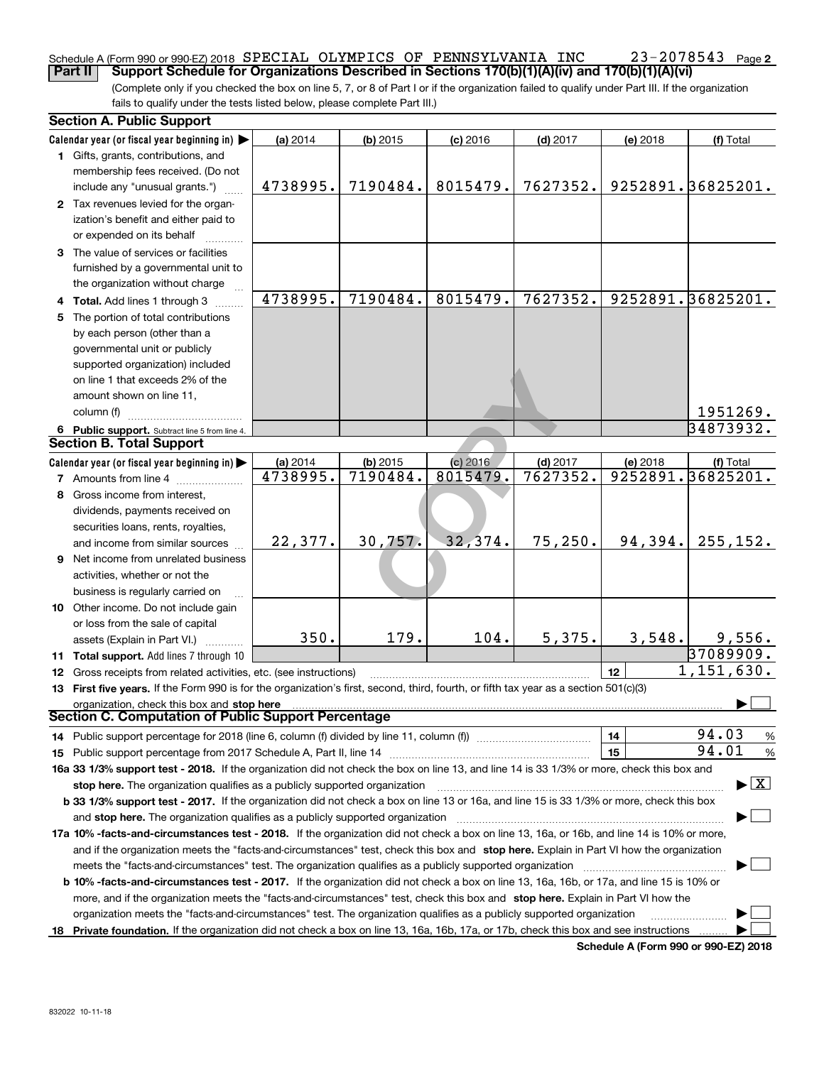Schedule A (Form 990 or 990-EZ) 2018 SPECIAL OLYMPICS OF PENNSYLVANIA INC 23-2078543 Page 2

**Part II Support Schedule for Organizations Described in Sections 170(b)(1)(A)(iv) and 170(b)(1)(A)(vi)**

(Complete only if you checked the box on line 5, 7, or 8 of Part I or if the organization failed to qualify under Part III. If the organization fails to qualify under the tests listed below, please complete Part III.)

### Section A. Public Support

| Calendar year (or fiscal year beginning in) ▶ | (a) 2014 | (b) 2015 | (c) 2016 | (d) 2017 | (e) 2018 | (f) Total |
|---|---|---|---|---|---|---|
| **1** Gifts, grants, contributions, and membership fees received. (Do not include any "unusual grants.") | 4738995. | 7190484. | 8015479. | 7627352. | 9252891. | 36825201. |
| **2** Tax revenues levied for the organization's benefit and either paid to or expended on its behalf | | | | | | |
| **3** The value of services or facilities furnished by a governmental unit to the organization without charge | | | | | | |
| **4 Total.** Add lines 1 through 3 | 4738995. | 7190484. | 8015479. | 7627352. | 9252891. | 36825201. |
| **5** The portion of total contributions by each person (other than a governmental unit or publicly supported organization) included on line 1 that exceeds 2% of the amount shown on line 11, column (f) | | | | | | 1951269. |
| **6 Public support.** Subtract line 5 from line 4. | | | | | | 34873932. |

### Section B. Total Support

| Calendar year (or fiscal year beginning in) ▶ | (a) 2014 | (b) 2015 | (c) 2016 | (d) 2017 | (e) 2018 | (f) Total |
|---|---|---|---|---|---|---|
| **7** Amounts from line 4 | 4738995. | 7190484. | 8015479. | 7627352. | 9252891. | 36825201. |
| **8** Gross income from interest, dividends, payments received on securities loans, rents, royalties, and income from similar sources | 22,377. | 30,757. | 32,374. | 75,250. | 94,394. | 255,152. |
| **9** Net income from unrelated business activities, whether or not the business is regularly carried on | | | | | | |
| **10** Other income. Do not include gain or loss from the sale of capital assets (Explain in Part VI.) | 350. | 179. | 104. | 5,375. | 3,548. | 9,556. |
| **11 Total support.** Add lines 7 through 10 | | | | | | 37089909. |

**12** Gross receipts from related activities, etc. (see instructions) | **12** | 1,151,630.

**13 First five years.** If the Form 990 is for the organization's first, second, third, fourth, or fifth tax year as a section 501(c)(3) organization, check this box and **stop here** ▶ ☐

### Section C. Computation of Public Support Percentage

**14** Public support percentage for 2018 (line 6, column (f) divided by line 11, column (f)) | **14** | 94.03 %

**15** Public support percentage from 2017 Schedule A, Part II, line 14 | **15** | 94.01 %

**16a 33 1/3% support test - 2018.** If the organization did not check the box on line 13, and line 14 is 33 1/3% or more, check this box and **stop here.** The organization qualifies as a publicly supported organization ▶ ☒

**b 33 1/3% support test - 2017.** If the organization did not check a box on line 13 or 16a, and line 15 is 33 1/3% or more, check this box and **stop here.** The organization qualifies as a publicly supported organization ▶ ☐

**17a 10% -facts-and-circumstances test - 2018.** If the organization did not check a box on line 13, 16a, or 16b, and line 14 is 10% or more, and if the organization meets the "facts-and-circumstances" test, check this box and **stop here.** Explain in Part VI how the organization meets the "facts-and-circumstances" test. The organization qualifies as a publicly supported organization ▶ ☐

**b 10% -facts-and-circumstances test - 2017.** If the organization did not check a box on line 13, 16a, 16b, or 17a, and line 15 is 10% or more, and if the organization meets the "facts-and-circumstances" test, check this box and **stop here.** Explain in Part VI how the organization meets the "facts-and-circumstances" test. The organization qualifies as a publicly supported organization ▶ ☐

**18 Private foundation.** If the organization did not check a box on line 13, 16a, 16b, 17a, or 17b, check this box and see instructions ▶ ☐

**Schedule A (Form 990 or 990-EZ) 2018**

832022 10-11-18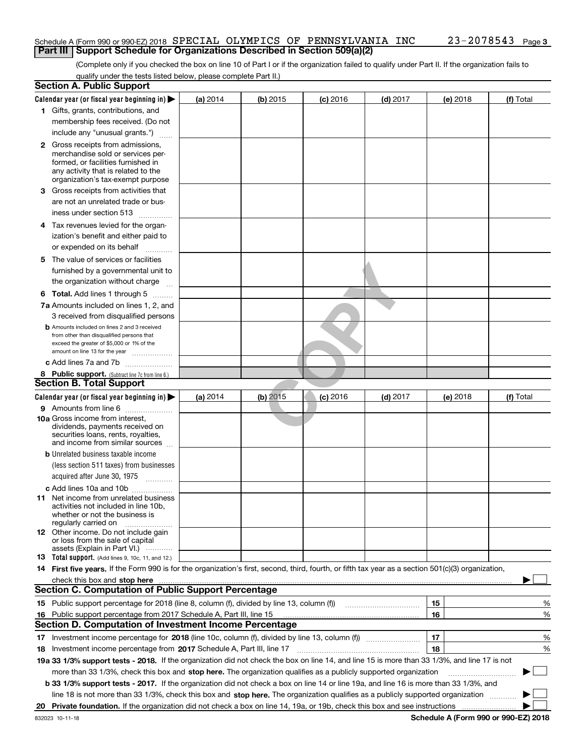Schedule A (Form 990 or 990-EZ) 2018 SPECIAL OLYMPICS OF PENNSYLVANIA INC 23-2078543 Page 3

## Part III Support Schedule for Organizations Described in Section 509(a)(2)

(Complete only if you checked the box on line 10 of Part I or if the organization failed to qualify under Part II. If the organization fails to qualify under the tests listed below, please complete Part II.)

### Section A. Public Support

| Calendar year (or fiscal year beginning in) ▶ | (a) 2014 | (b) 2015 | (c) 2016 | (d) 2017 | (e) 2018 | (f) Total |
|---|---|---|---|---|---|---|
| 1 Gifts, grants, contributions, and membership fees received. (Do not include any "unusual grants.") | | | | | | |
| 2 Gross receipts from admissions, merchandise sold or services performed, or facilities furnished in any activity that is related to the organization's tax-exempt purpose | | | | | | |
| 3 Gross receipts from activities that are not an unrelated trade or business under section 513 | | | | | | |
| 4 Tax revenues levied for the organization's benefit and either paid to or expended on its behalf | | | | | | |
| 5 The value of services or facilities furnished by a governmental unit to the organization without charge | | | | | | |
| 6 **Total.** Add lines 1 through 5 | | | | | | |
| 7a Amounts included on lines 1, 2, and 3 received from disqualified persons | | | | | | |
| b Amounts included on lines 2 and 3 received from other than disqualified persons that exceed the greater of $5,000 or 1% of the amount on line 13 for the year | | | | | | |
| c Add lines 7a and 7b | | | | | | |
| 8 **Public support.** (Subtract line 7c from line 6.) | | | | | | |

### Section B. Total Support

| Calendar year (or fiscal year beginning in) ▶ | (a) 2014 | (b) 2015 | (c) 2016 | (d) 2017 | (e) 2018 | (f) Total |
|---|---|---|---|---|---|---|
| 9 Amounts from line 6 | | | | | | |
| 10a Gross income from interest, dividends, payments received on securities loans, rents, royalties, and income from similar sources | | | | | | |
| b Unrelated business taxable income (less section 511 taxes) from businesses acquired after June 30, 1975 | | | | | | |
| c Add lines 10a and 10b | | | | | | |
| 11 Net income from unrelated business activities not included in line 10b, whether or not the business is regularly carried on | | | | | | |
| 12 Other income. Do not include gain or loss from the sale of capital assets (Explain in Part VI.) | | | | | | |
| 13 **Total support.** (Add lines 9, 10c, 11, and 12.) | | | | | | |

14 **First five years.** If the Form 990 is for the organization's first, second, third, fourth, or fifth tax year as a section 501(c)(3) organization, check this box and **stop here** ▶ ☐

### Section C. Computation of Public Support Percentage

| | | | |
|---|---|---|---|
| 15 | Public support percentage for 2018 (line 8, column (f), divided by line 13, column (f)) | 15 | % |
| 16 | Public support percentage from 2017 Schedule A, Part III, line 15 | 16 | % |

### Section D. Computation of Investment Income Percentage

| | | | |
|---|---|---|---|
| 17 | Investment income percentage for **2018** (line 10c, column (f), divided by line 13, column (f)) | 17 | % |
| 18 | Investment income percentage from **2017** Schedule A, Part III, line 17 | 18 | % |

**19a 33 1/3% support tests - 2018.** If the organization did not check the box on line 14, and line 15 is more than 33 1/3%, and line 17 is not more than 33 1/3%, check this box and **stop here.** The organization qualifies as a publicly supported organization ▶ ☐

**b 33 1/3% support tests - 2017.** If the organization did not check a box on line 14 or line 19a, and line 16 is more than 33 1/3%, and line 18 is not more than 33 1/3%, check this box and **stop here.** The organization qualifies as a publicly supported organization ▶ ☐

**20 Private foundation.** If the organization did not check a box on line 14, 19a, or 19b, check this box and see instructions ▶ ☐

832023 10-11-18 **Schedule A (Form 990 or 990-EZ) 2018**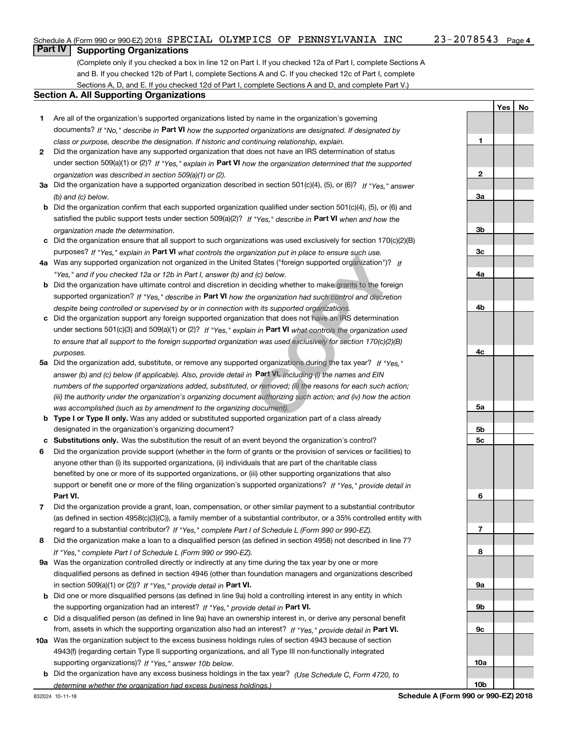Schedule A (Form 990 or 990-EZ) 2018 SPECIAL OLYMPICS OF PENNSYLVANIA INC 23-2078543 Page 4

## Part IV Supporting Organizations

(Complete only if you checked a box in line 12 on Part I. If you checked 12a of Part I, complete Sections A and B. If you checked 12b of Part I, complete Sections A and C. If you checked 12c of Part I, complete Sections A, D, and E. If you checked 12d of Part I, complete Sections A and D, and complete Part V.)

### Section A. All Supporting Organizations

| | | | Yes | No |
|---|---|---|---|---|
| **1** | Are all of the organization's supported organizations listed by name in the organization's governing documents? *If "No," describe in* **Part VI** *how the supported organizations are designated. If designated by class or purpose, describe the designation. If historic and continuing relationship, explain.* | 1 | | |
| **2** | Did the organization have any supported organization that does not have an IRS determination of status under section 509(a)(1) or (2)? *If "Yes," explain in* **Part VI** *how the organization determined that the supported organization was described in section 509(a)(1) or (2).* | 2 | | |
| **3a** | Did the organization have a supported organization described in section 501(c)(4), (5), or (6)? *If "Yes," answer (b) and (c) below.* | 3a | | |
| **b** | Did the organization confirm that each supported organization qualified under section 501(c)(4), (5), or (6) and satisfied the public support tests under section 509(a)(2)? *If "Yes," describe in* **Part VI** *when and how the organization made the determination.* | 3b | | |
| **c** | Did the organization ensure that all support to such organizations was used exclusively for section 170(c)(2)(B) purposes? *If "Yes," explain in* **Part VI** *what controls the organization put in place to ensure such use.* | 3c | | |
| **4a** | Was any supported organization not organized in the United States ("foreign supported organization")? *If "Yes," and if you checked 12a or 12b in Part I, answer (b) and (c) below.* | 4a | | |
| **b** | Did the organization have ultimate control and discretion in deciding whether to make grants to the foreign supported organization? *If "Yes," describe in* **Part VI** *how the organization had such control and discretion despite being controlled or supervised by or in connection with its supported organizations.* | 4b | | |
| **c** | Did the organization support any foreign supported organization that does not have an IRS determination under sections 501(c)(3) and 509(a)(1) or (2)? *If "Yes," explain in* **Part VI** *what controls the organization used to ensure that all support to the foreign supported organization was used exclusively for section 170(c)(2)(B) purposes.* | 4c | | |
| **5a** | Did the organization add, substitute, or remove any supported organizations during the tax year? *If "Yes," answer (b) and (c) below (if applicable). Also, provide detail in* **Part VI,** *including (i) the names and EIN numbers of the supported organizations added, substituted, or removed; (ii) the reasons for each such action; (iii) the authority under the organization's organizing document authorizing such action; and (iv) how the action was accomplished (such as by amendment to the organizing document).* | 5a | | |
| **b** | **Type I or Type II only.** Was any added or substituted supported organization part of a class already designated in the organization's organizing document? | 5b | | |
| **c** | **Substitutions only.** Was the substitution the result of an event beyond the organization's control? | 5c | | |
| **6** | Did the organization provide support (whether in the form of grants or the provision of services or facilities) to anyone other than (i) its supported organizations, (ii) individuals that are part of the charitable class benefited by one or more of its supported organizations, or (iii) other supporting organizations that also support or benefit one or more of the filing organization's supported organizations? *If "Yes," provide detail in* **Part VI.** | 6 | | |
| **7** | Did the organization provide a grant, loan, compensation, or other similar payment to a substantial contributor (as defined in section 4958(c)(3)(C)), a family member of a substantial contributor, or a 35% controlled entity with regard to a substantial contributor? *If "Yes," complete Part I of Schedule L (Form 990 or 990-EZ).* | 7 | | |
| **8** | Did the organization make a loan to a disqualified person (as defined in section 4958) not described in line 7? *If "Yes," complete Part I of Schedule L (Form 990 or 990-EZ).* | 8 | | |
| **9a** | Was the organization controlled directly or indirectly at any time during the tax year by one or more disqualified persons as defined in section 4946 (other than foundation managers and organizations described in section 509(a)(1) or (2))? *If "Yes," provide detail in* **Part VI.** | 9a | | |
| **b** | Did one or more disqualified persons (as defined in line 9a) hold a controlling interest in any entity in which the supporting organization had an interest? *If "Yes," provide detail in* **Part VI.** | 9b | | |
| **c** | Did a disqualified person (as defined in line 9a) have an ownership interest in, or derive any personal benefit from, assets in which the supporting organization also had an interest? *If "Yes," provide detail in* **Part VI.** | 9c | | |
| **10a** | Was the organization subject to the excess business holdings rules of section 4943 because of section 4943(f) (regarding certain Type II supporting organizations, and all Type III non-functionally integrated supporting organizations)? *If "Yes," answer 10b below.* | 10a | | |
| **b** | Did the organization have any excess business holdings in the tax year? *(Use Schedule C, Form 4720, to determine whether the organization had excess business holdings.)* | 10b | | |

832024 10-11-18 **Schedule A (Form 990 or 990-EZ) 2018**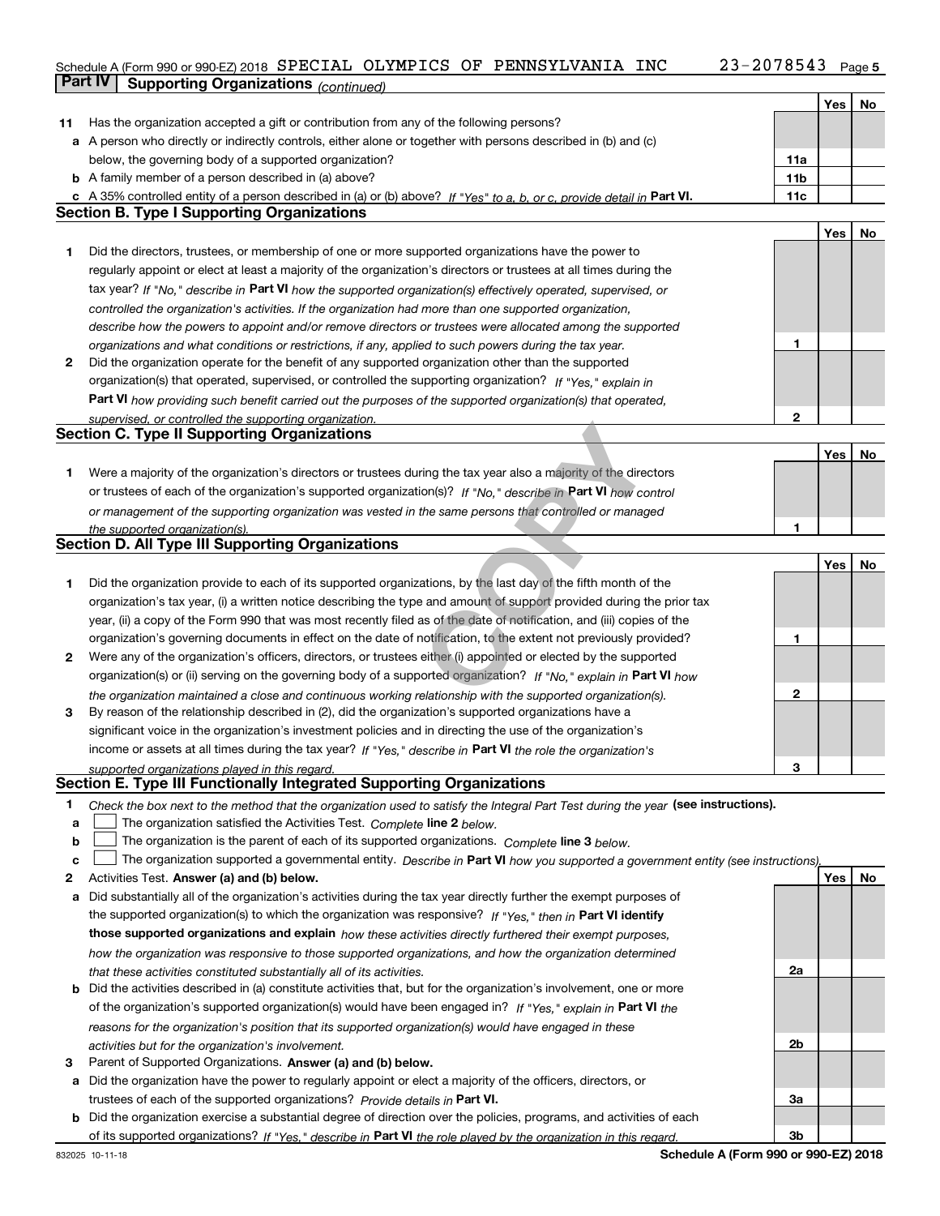Schedule A (Form 990 or 990-EZ) 2018 SPECIAL OLYMPICS OF PENNSYLVANIA INC 23-2078543

## Part IV Supporting Organizations *(continued)*

| | | | Yes | No |
|---|---|---|---|---|
| **11** | Has the organization accepted a gift or contribution from any of the following persons? | | | |
| **a** | A person who directly or indirectly controls, either alone or together with persons described in (b) and (c) below, the governing body of a supported organization? | 11a | | |
| **b** | A family member of a person described in (a) above? | 11b | | |
| **c** | A 35% controlled entity of a person described in (a) or (b) above? *If "Yes" to a, b, or c, provide detail in* **Part VI.** | 11c | | |

### Section B. Type I Supporting Organizations

| | | | Yes | No |
|---|---|---|---|---|
| **1** | Did the directors, trustees, or membership of one or more supported organizations have the power to regularly appoint or elect at least a majority of the organization's directors or trustees at all times during the tax year? *If "No," describe in* **Part VI** *how the supported organization(s) effectively operated, supervised, or controlled the organization's activities. If the organization had more than one supported organization, describe how the powers to appoint and/or remove directors or trustees were allocated among the supported organizations and what conditions or restrictions, if any, applied to such powers during the tax year.* | 1 | | |
| **2** | Did the organization operate for the benefit of any supported organization other than the supported organization(s) that operated, supervised, or controlled the supporting organization? *If "Yes," explain in* **Part VI** *how providing such benefit carried out the purposes of the supported organization(s) that operated, supervised, or controlled the supporting organization.* | 2 | | |

### Section C. Type II Supporting Organizations

| | | | Yes | No |
|---|---|---|---|---|
| **1** | Were a majority of the organization's directors or trustees during the tax year also a majority of the directors or trustees of each of the organization's supported organization(s)? *If "No," describe in* **Part VI** *how control or management of the supporting organization was vested in the same persons that controlled or managed the supported organization(s).* | 1 | | |

### Section D. All Type III Supporting Organizations

| | | | Yes | No |
|---|---|---|---|---|
| **1** | Did the organization provide to each of its supported organizations, by the last day of the fifth month of the organization's tax year, (i) a written notice describing the type and amount of support provided during the prior tax year, (ii) a copy of the Form 990 that was most recently filed as of the date of notification, and (iii) copies of the organization's governing documents in effect on the date of notification, to the extent not previously provided? | 1 | | |
| **2** | Were any of the organization's officers, directors, or trustees either (i) appointed or elected by the supported organization(s) or (ii) serving on the governing body of a supported organization? *If "No," explain in* **Part VI** *how the organization maintained a close and continuous working relationship with the supported organization(s).* | 2 | | |
| **3** | By reason of the relationship described in (2), did the organization's supported organizations have a significant voice in the organization's investment policies and in directing the use of the organization's income or assets at all times during the tax year? *If "Yes," describe in* **Part VI** *the role the organization's supported organizations played in this regard.* | 3 | | |

### Section E. Type III Functionally Integrated Supporting Organizations

**1** *Check the box next to the method that the organization used to satisfy the Integral Part Test during the year* **(see instructions).**

- **a** ☐ The organization satisfied the Activities Test. *Complete* **line 2** *below.*
- **b** ☐ The organization is the parent of each of its supported organizations. *Complete* **line 3** *below.*
- **c** ☐ The organization supported a governmental entity. *Describe in* **Part VI** *how you supported a government entity (see instructions).*

| | | | Yes | No |
|---|---|---|---|---|
| **2** | Activities Test. **Answer (a) and (b) below.** | | | |
| **a** | Did substantially all of the organization's activities during the tax year directly further the exempt purposes of the supported organization(s) to which the organization was responsive? *If "Yes," then in* **Part VI identify those supported organizations and explain** *how these activities directly furthered their exempt purposes, how the organization was responsive to those supported organizations, and how the organization determined that these activities constituted substantially all of its activities.* | 2a | | |
| **b** | Did the activities described in (a) constitute activities that, but for the organization's involvement, one or more of the organization's supported organization(s) would have been engaged in? *If "Yes," explain in* **Part VI** *the reasons for the organization's position that its supported organization(s) would have engaged in these activities but for the organization's involvement.* | 2b | | |
| **3** | Parent of Supported Organizations. **Answer (a) and (b) below.** | | | |
| **a** | Did the organization have the power to regularly appoint or elect a majority of the officers, directors, or trustees of each of the supported organizations? *Provide details in* **Part VI.** | 3a | | |
| **b** | Did the organization exercise a substantial degree of direction over the policies, programs, and activities of each of its supported organizations? *If "Yes," describe in* **Part VI** *the role played by the organization in this regard.* | 3b | | |

832025 10-11-18 **Schedule A (Form 990 or 990-EZ) 2018**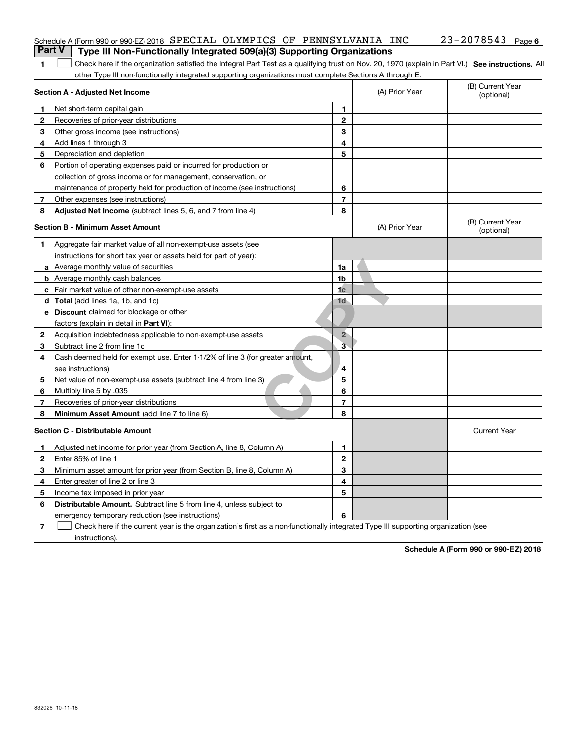Schedule A (Form 990 or 990-EZ) 2018 SPECIAL OLYMPICS OF PENNSYLVANIA INC 23-2078543 Page 6

## Part V Type III Non-Functionally Integrated 509(a)(3) Supporting Organizations

1 ☐ Check here if the organization satisfied the Integral Part Test as a qualifying trust on Nov. 20, 1970 (explain in Part VI.) **See instructions.** All other Type III non-functionally integrated supporting organizations must complete Sections A through E.

| **Section A - Adjusted Net Income** | | | (A) Prior Year | (B) Current Year (optional) |
|---|---|---|---|---|
| 1 | Net short-term capital gain | 1 | | |
| 2 | Recoveries of prior-year distributions | 2 | | |
| 3 | Other gross income (see instructions) | 3 | | |
| 4 | Add lines 1 through 3 | 4 | | |
| 5 | Depreciation and depletion | 5 | | |
| 6 | Portion of operating expenses paid or incurred for production or collection of gross income or for management, conservation, or maintenance of property held for production of income (see instructions) | 6 | | |
| 7 | Other expenses (see instructions) | 7 | | |
| 8 | **Adjusted Net Income** (subtract lines 5, 6, and 7 from line 4) | 8 | | |

| **Section B - Minimum Asset Amount** | | | (A) Prior Year | (B) Current Year (optional) |
|---|---|---|---|---|
| 1 | Aggregate fair market value of all non-exempt-use assets (see instructions for short tax year or assets held for part of year): | | | |
| a | Average monthly value of securities | 1a | | |
| b | Average monthly cash balances | 1b | | |
| c | Fair market value of other non-exempt-use assets | 1c | | |
| d | **Total** (add lines 1a, 1b, and 1c) | 1d | | |
| e | **Discount** claimed for blockage or other factors (explain in detail in **Part VI**): | | | |
| 2 | Acquisition indebtedness applicable to non-exempt-use assets | 2 | | |
| 3 | Subtract line 2 from line 1d | 3 | | |
| 4 | Cash deemed held for exempt use. Enter 1-1/2% of line 3 (for greater amount, see instructions) | 4 | | |
| 5 | Net value of non-exempt-use assets (subtract line 4 from line 3) | 5 | | |
| 6 | Multiply line 5 by .035 | 6 | | |
| 7 | Recoveries of prior-year distributions | 7 | | |
| 8 | **Minimum Asset Amount** (add line 7 to line 6) | 8 | | |

| **Section C - Distributable Amount** | | | | Current Year |
|---|---|---|---|---|
| 1 | Adjusted net income for prior year (from Section A, line 8, Column A) | 1 | | |
| 2 | Enter 85% of line 1 | 2 | | |
| 3 | Minimum asset amount for prior year (from Section B, line 8, Column A) | 3 | | |
| 4 | Enter greater of line 2 or line 3 | 4 | | |
| 5 | Income tax imposed in prior year | 5 | | |
| 6 | **Distributable Amount.** Subtract line 5 from line 4, unless subject to emergency temporary reduction (see instructions) | 6 | | |

7 ☐ Check here if the current year is the organization's first as a non-functionally integrated Type III supporting organization (see instructions).

**Schedule A (Form 990 or 990-EZ) 2018**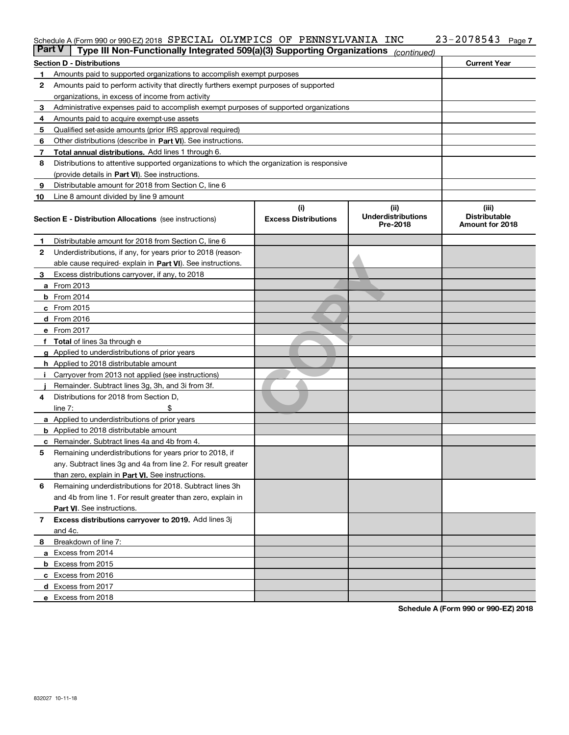Schedule A (Form 990 or 990-EZ) 2018 SPECIAL OLYMPICS OF PENNSYLVANIA INC 23-2078543 Page 7

**Part V | Type III Non-Functionally Integrated 509(a)(3) Supporting Organizations** *(continued)*

| | **Section D - Distributions** | **Current Year** |
|---|---|---|
| **1** | Amounts paid to supported organizations to accomplish exempt purposes | |
| **2** | Amounts paid to perform activity that directly furthers exempt purposes of supported organizations, in excess of income from activity | |
| **3** | Administrative expenses paid to accomplish exempt purposes of supported organizations | |
| **4** | Amounts paid to acquire exempt-use assets | |
| **5** | Qualified set-aside amounts (prior IRS approval required) | |
| **6** | Other distributions (describe in **Part VI**). See instructions. | |
| **7** | **Total annual distributions.** Add lines 1 through 6. | |
| **8** | Distributions to attentive supported organizations to which the organization is responsive (provide details in **Part VI**). See instructions. | |
| **9** | Distributable amount for 2018 from Section C, line 6 | |
| **10** | Line 8 amount divided by line 9 amount | |

| | **Section E - Distribution Allocations** (see instructions) | **(i)** **Excess Distributions** | **(ii)** **Underdistributions Pre-2018** | **(iii)** **Distributable Amount for 2018** |
|---|---|---|---|---|
| **1** | Distributable amount for 2018 from Section C, line 6 | | | |
| **2** | Underdistributions, if any, for years prior to 2018 (reasonable cause required- explain in **Part VI**). See instructions. | | | |
| **3** | Excess distributions carryover, if any, to 2018 | | | |
| **a** | From 2013 | | | |
| **b** | From 2014 | | | |
| **c** | From 2015 | | | |
| **d** | From 2016 | | | |
| **e** | From 2017 | | | |
| **f** | **Total** of lines 3a through e | | | |
| **g** | Applied to underdistributions of prior years | | | |
| **h** | Applied to 2018 distributable amount | | | |
| **i** | Carryover from 2013 not applied (see instructions) | | | |
| **j** | Remainder. Subtract lines 3g, 3h, and 3i from 3f. | | | |
| **4** | Distributions for 2018 from Section D, line 7: $ | | | |
| **a** | Applied to underdistributions of prior years | | | |
| **b** | Applied to 2018 distributable amount | | | |
| **c** | Remainder. Subtract lines 4a and 4b from 4. | | | |
| **5** | Remaining underdistributions for years prior to 2018, if any. Subtract lines 3g and 4a from line 2. For result greater than zero, explain in **Part VI.** See instructions. | | | |
| **6** | Remaining underdistributions for 2018. Subtract lines 3h and 4b from line 1. For result greater than zero, explain in **Part VI**. See instructions. | | | |
| **7** | **Excess distributions carryover to 2019.** Add lines 3j and 4c. | | | |
| **8** | Breakdown of line 7: | | | |
| **a** | Excess from 2014 | | | |
| **b** | Excess from 2015 | | | |
| **c** | Excess from 2016 | | | |
| **d** | Excess from 2017 | | | |
| **e** | Excess from 2018 | | | |

**Schedule A (Form 990 or 990-EZ) 2018**

832027 10-11-18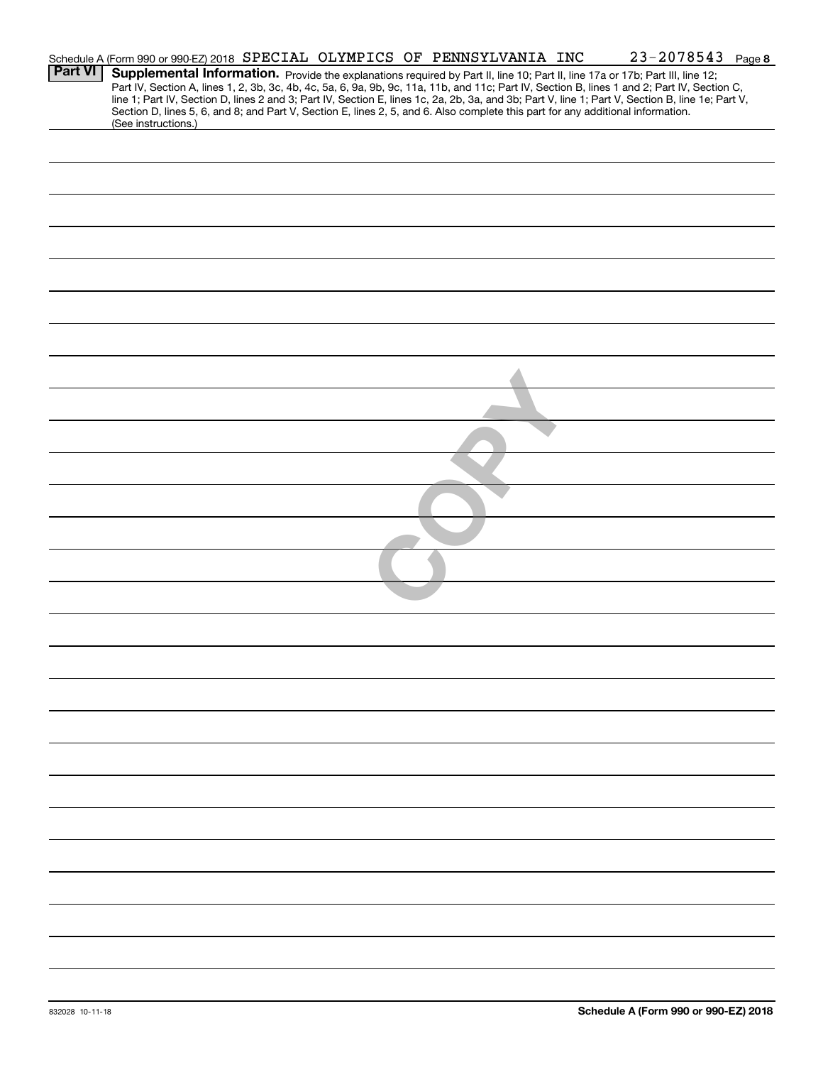Schedule A (Form 990 or 990-EZ) 2018 SPECIAL OLYMPICS OF PENNSYLVANIA INC 23-2078543 Page **8**

**Part VI** **Supplemental Information.** Provide the explanations required by Part II, line 10; Part II, line 17a or 17b; Part III, line 12; Part IV, Section A, lines 1, 2, 3b, 3c, 4b, 4c, 5a, 6, 9a, 9b, 9c, 11a, 11b, and 11c; Part IV, Section B, lines 1 and 2; Part IV, Section C, line 1; Part IV, Section D, lines 2 and 3; Part IV, Section E, lines 1c, 2a, 2b, 3a, and 3b; Part V, line 1; Part V, Section B, line 1e; Part V, Section D, lines 5, 6, and 8; and Part V, Section E, lines 2, 5, and 6. Also complete this part for any additional information. (See instructions.)

COPY

832028 10-11-18 **Schedule A (Form 990 or 990-EZ) 2018**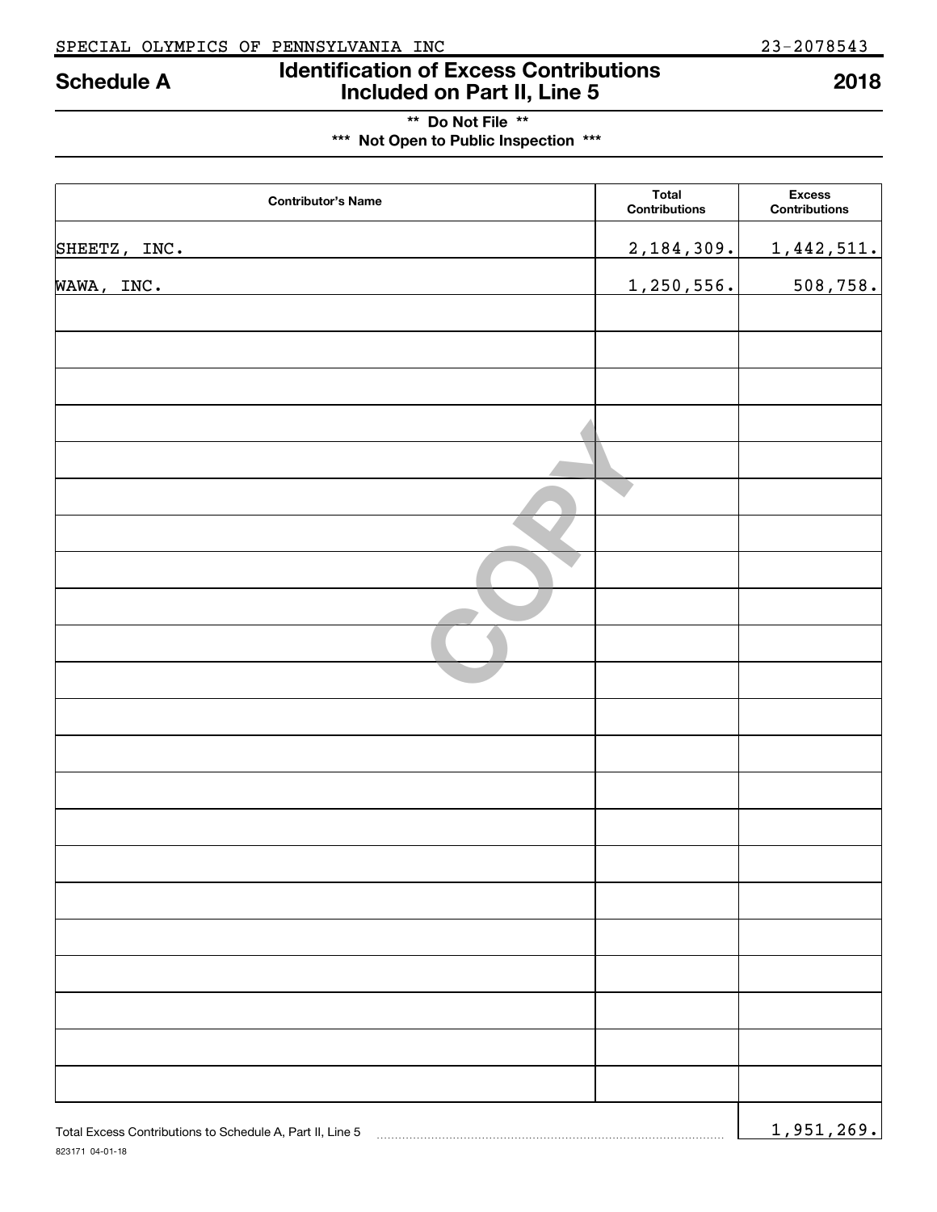SPECIAL OLYMPICS OF PENNSYLVANIA INC 23-2078543

# Schedule A — Identification of Excess Contributions Included on Part II, Line 5 — 2018

**\*\* Do Not File \*\***
**\*\*\* Not Open to Public Inspection \*\*\***

| Contributor's Name | Total Contributions | Excess Contributions |
|---|---|---|
| SHEETZ, INC. | 2,184,309. | 1,442,511. |
| WAWA, INC. | 1,250,556. | 508,758. |

Total Excess Contributions to Schedule A, Part II, Line 5 ..... 1,951,269.

823171 04-01-18

COPY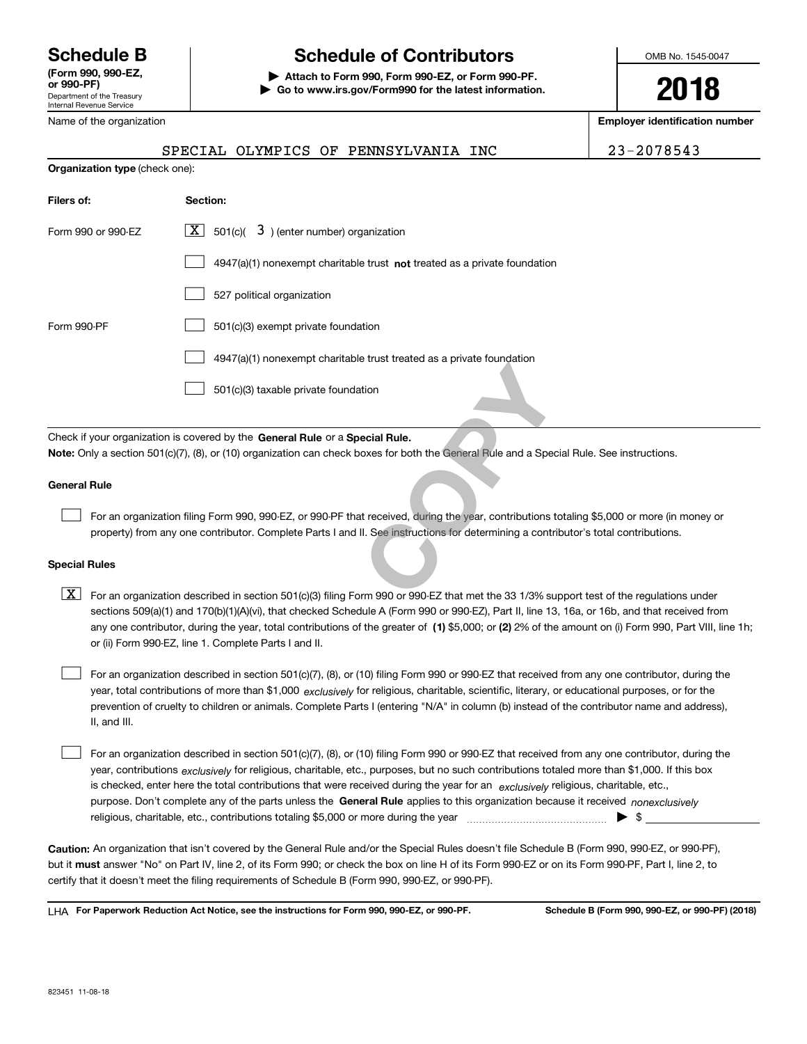# Schedule B

**(Form 990, 990-EZ, or 990-PF)**

Department of the Treasury
Internal Revenue Service

## Schedule of Contributors

▶ **Attach to Form 990, Form 990-EZ, or Form 990-PF.**

▶ **Go to www.irs.gov/Form990 for the latest information.**

OMB No. 1545-0047

**2018**

Name of the organization: SPECIAL OLYMPICS OF PENNSYLVANIA INC

**Employer identification number:** 23-2078543

**Organization type** (check one):

| **Filers of:** | **Section:** |
|---|---|
| Form 990 or 990-EZ | [X] 501(c)( 3 ) (enter number) organization |
| | [ ] 4947(a)(1) nonexempt charitable trust **not** treated as a private foundation |
| | [ ] 527 political organization |
| Form 990-PF | [ ] 501(c)(3) exempt private foundation |
| | [ ] 4947(a)(1) nonexempt charitable trust treated as a private foundation |
| | [ ] 501(c)(3) taxable private foundation |

Check if your organization is covered by the **General Rule** or a **Special Rule.**

**Note:** Only a section 501(c)(7), (8), or (10) organization can check boxes for both the General Rule and a Special Rule. See instructions.

### General Rule

[ ] For an organization filing Form 990, 990-EZ, or 990-PF that received, during the year, contributions totaling $5,000 or more (in money or property) from any one contributor. Complete Parts I and II. See instructions for determining a contributor's total contributions.

### Special Rules

[X] For an organization described in section 501(c)(3) filing Form 990 or 990-EZ that met the 33 1/3% support test of the regulations under sections 509(a)(1) and 170(b)(1)(A)(vi), that checked Schedule A (Form 990 or 990-EZ), Part II, line 13, 16a, or 16b, and that received from any one contributor, during the year, total contributions of the greater of **(1)** $5,000; or **(2)** 2% of the amount on (i) Form 990, Part VIII, line 1h; or (ii) Form 990-EZ, line 1. Complete Parts I and II.

[ ] For an organization described in section 501(c)(7), (8), or (10) filing Form 990 or 990-EZ that received from any one contributor, during the year, total contributions of more than $1,000 *exclusively* for religious, charitable, scientific, literary, or educational purposes, or for the prevention of cruelty to children or animals. Complete Parts I (entering "N/A" in column (b) instead of the contributor name and address), II, and III.

[ ] For an organization described in section 501(c)(7), (8), or (10) filing Form 990 or 990-EZ that received from any one contributor, during the year, contributions *exclusively* for religious, charitable, etc., purposes, but no such contributions totaled more than $1,000. If this box is checked, enter here the total contributions that were received during the year for an *exclusively* religious, charitable, etc., purpose. Don't complete any of the parts unless the **General Rule** applies to this organization because it received *nonexclusively* religious, charitable, etc., contributions totaling $5,000 or more during the year ▶ $

**Caution:** An organization that isn't covered by the General Rule and/or the Special Rules doesn't file Schedule B (Form 990, 990-EZ, or 990-PF), but it **must** answer "No" on Part IV, line 2, of its Form 990; or check the box on line H of its Form 990-EZ or on its Form 990-PF, Part I, line 2, to certify that it doesn't meet the filing requirements of Schedule B (Form 990, 990-EZ, or 990-PF).

LHA **For Paperwork Reduction Act Notice, see the instructions for Form 990, 990-EZ, or 990-PF.** **Schedule B (Form 990, 990-EZ, or 990-PF) (2018)**

823451 11-08-18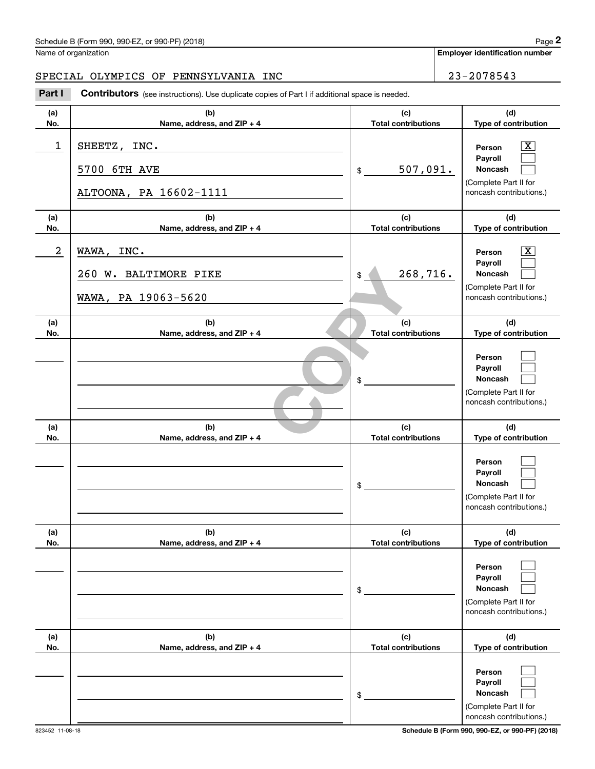Name of organization

**Employer identification number**

SPECIAL OLYMPICS OF PENNSYLVANIA INC

23-2078543

**Part I** **Contributors** (see instructions). Use duplicate copies of Part I if additional space is needed.

| (a) No. | (b) Name, address, and ZIP + 4 | (c) Total contributions | (d) Type of contribution |
|---|---|---|---|
| 1 | SHEETZ, INC.<br>5700 6TH AVE<br>ALTOONA, PA 16602-1111 | $ 507,091. | Person [X]<br>Payroll [ ]<br>Noncash [ ]<br>(Complete Part II for noncash contributions.) |
| 2 | WAWA, INC.<br>260 W. BALTIMORE PIKE<br>WAWA, PA 19063-5620 | $ 268,716. | Person [X]<br>Payroll [ ]<br>Noncash [ ]<br>(Complete Part II for noncash contributions.) |
| | | $ | Person [ ]<br>Payroll [ ]<br>Noncash [ ]<br>(Complete Part II for noncash contributions.) |
| | | $ | Person [ ]<br>Payroll [ ]<br>Noncash [ ]<br>(Complete Part II for noncash contributions.) |
| | | $ | Person [ ]<br>Payroll [ ]<br>Noncash [ ]<br>(Complete Part II for noncash contributions.) |
| | | $ | Person [ ]<br>Payroll [ ]<br>Noncash [ ]<br>(Complete Part II for noncash contributions.) |

COPY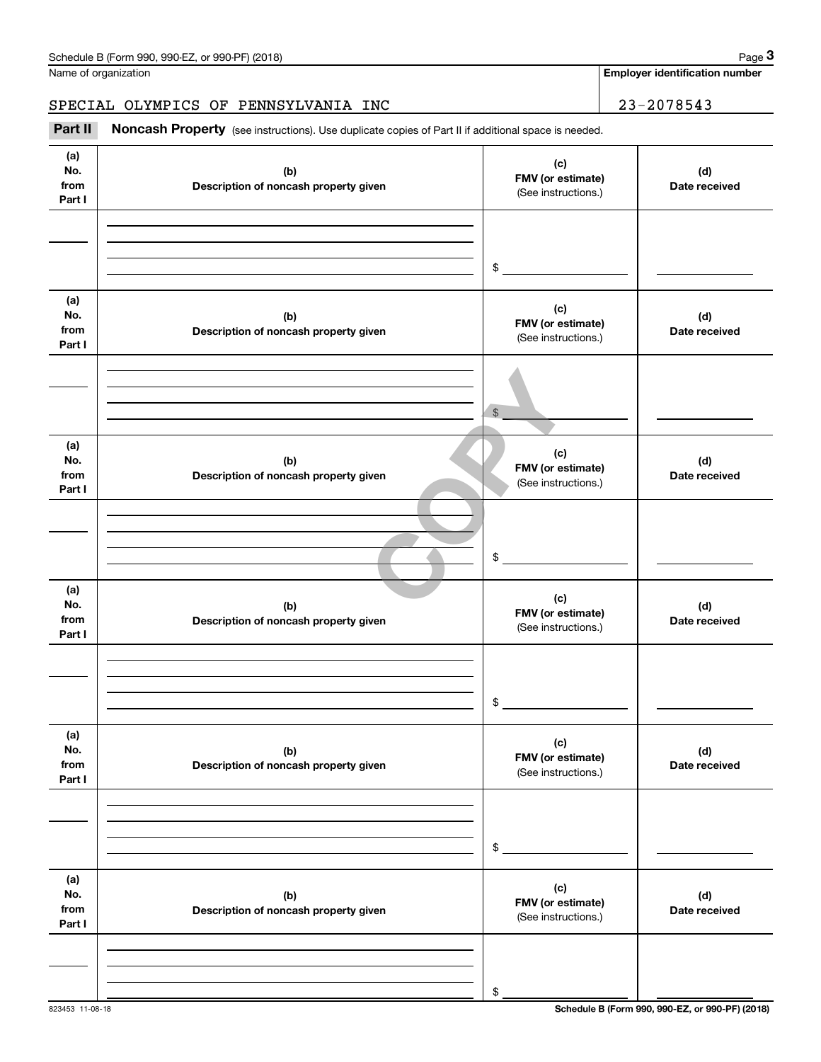Name of organization

**Employer identification number**

SPECIAL OLYMPICS OF PENNSYLVANIA INC

23-2078543

**Part II** **Noncash Property** (see instructions). Use duplicate copies of Part II if additional space is needed.

| (a) No. from Part I | (b) Description of noncash property given | (c) FMV (or estimate) (See instructions.) | (d) Date received |
|---|---|---|---|
| | | $ | |

| (a) No. from Part I | (b) Description of noncash property given | (c) FMV (or estimate) (See instructions.) | (d) Date received |
|---|---|---|---|
| | | $ | |

| (a) No. from Part I | (b) Description of noncash property given | (c) FMV (or estimate) (See instructions.) | (d) Date received |
|---|---|---|---|
| | | $ | |

| (a) No. from Part I | (b) Description of noncash property given | (c) FMV (or estimate) (See instructions.) | (d) Date received |
|---|---|---|---|
| | | $ | |

| (a) No. from Part I | (b) Description of noncash property given | (c) FMV (or estimate) (See instructions.) | (d) Date received |
|---|---|---|---|
| | | $ | |

| (a) No. from Part I | (b) Description of noncash property given | (c) FMV (or estimate) (See instructions.) | (d) Date received |
|---|---|---|---|
| | | $ | |

COPY

823453 11-08-18

**Schedule B (Form 990, 990-EZ, or 990-PF) (2018)**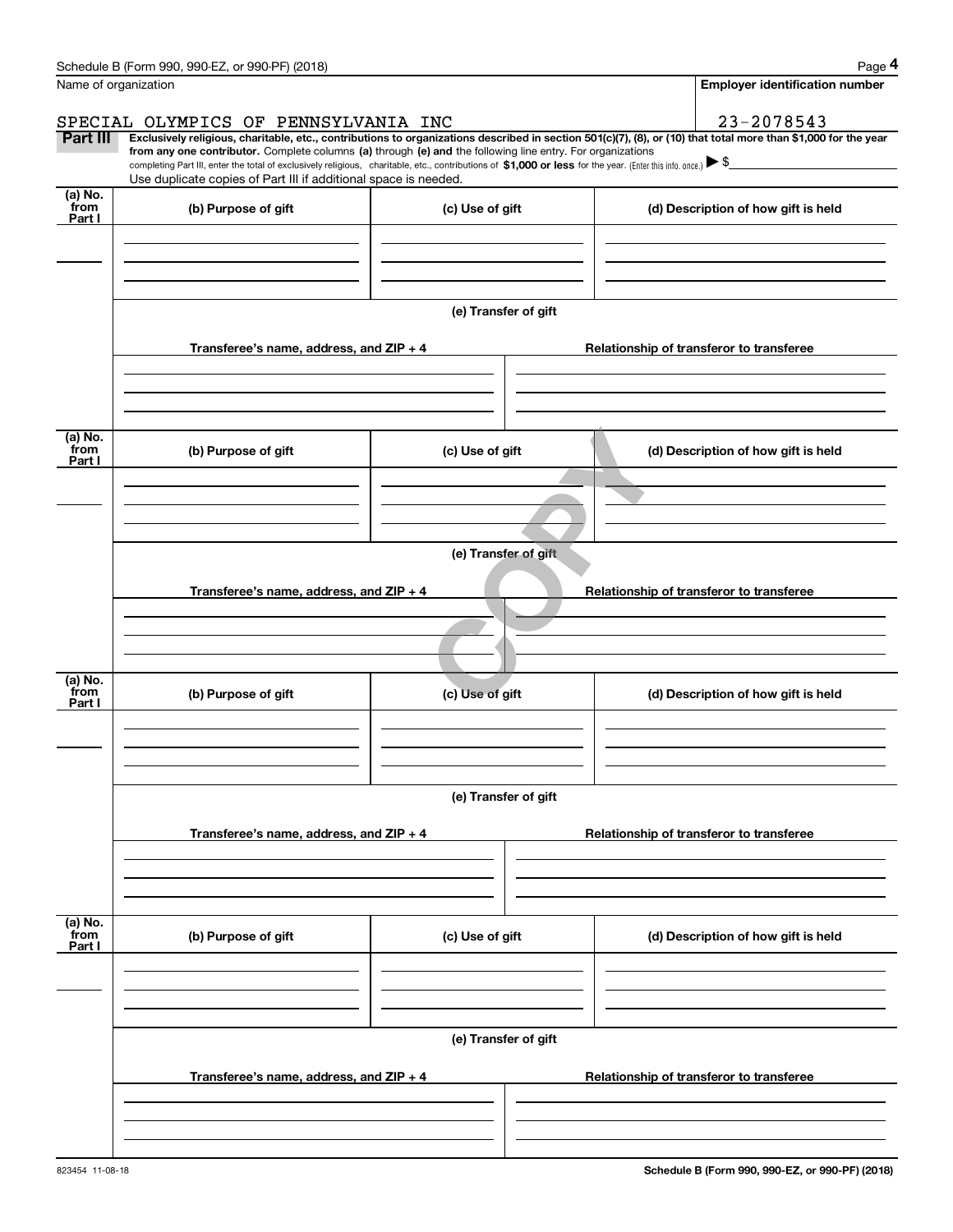Schedule B (Form 990, 990-EZ, or 990-PF) (2018)

Name of organization: SPECIAL OLYMPICS OF PENNSYLVANIA INC

Employer identification number: 23-2078543

**Part III** **Exclusively religious, charitable, etc., contributions to organizations described in section 501(c)(7), (8), or (10) that total more than $1,000 for the year from any one contributor.** Complete columns **(a)** through **(e) and** the following line entry. For organizations completing Part III, enter the total of exclusively religious, charitable, etc., contributions of **$1,000 or less** for the year. (Enter this info. once.) ▶ $

Use duplicate copies of Part III if additional space is needed.

| (a) No. from Part I | (b) Purpose of gift | (c) Use of gift | (d) Description of how gift is held |
|---|---|---|---|
| | | | |

(e) Transfer of gift

| Transferee's name, address, and ZIP + 4 | Relationship of transferor to transferee |
|---|---|
| | |

| (a) No. from Part I | (b) Purpose of gift | (c) Use of gift | (d) Description of how gift is held |
|---|---|---|---|
| | | | |

(e) Transfer of gift

| Transferee's name, address, and ZIP + 4 | Relationship of transferor to transferee |
|---|---|
| | |

COPY

| (a) No. from Part I | (b) Purpose of gift | (c) Use of gift | (d) Description of how gift is held |
|---|---|---|---|
| | | | |

(e) Transfer of gift

| Transferee's name, address, and ZIP + 4 | Relationship of transferor to transferee |
|---|---|
| | |

| (a) No. from Part I | (b) Purpose of gift | (c) Use of gift | (d) Description of how gift is held |
|---|---|---|---|
| | | | |

(e) Transfer of gift

| Transferee's name, address, and ZIP + 4 | Relationship of transferor to transferee |
|---|---|
| | |

823454 11-08-18

**Schedule B (Form 990, 990-EZ, or 990-PF) (2018)**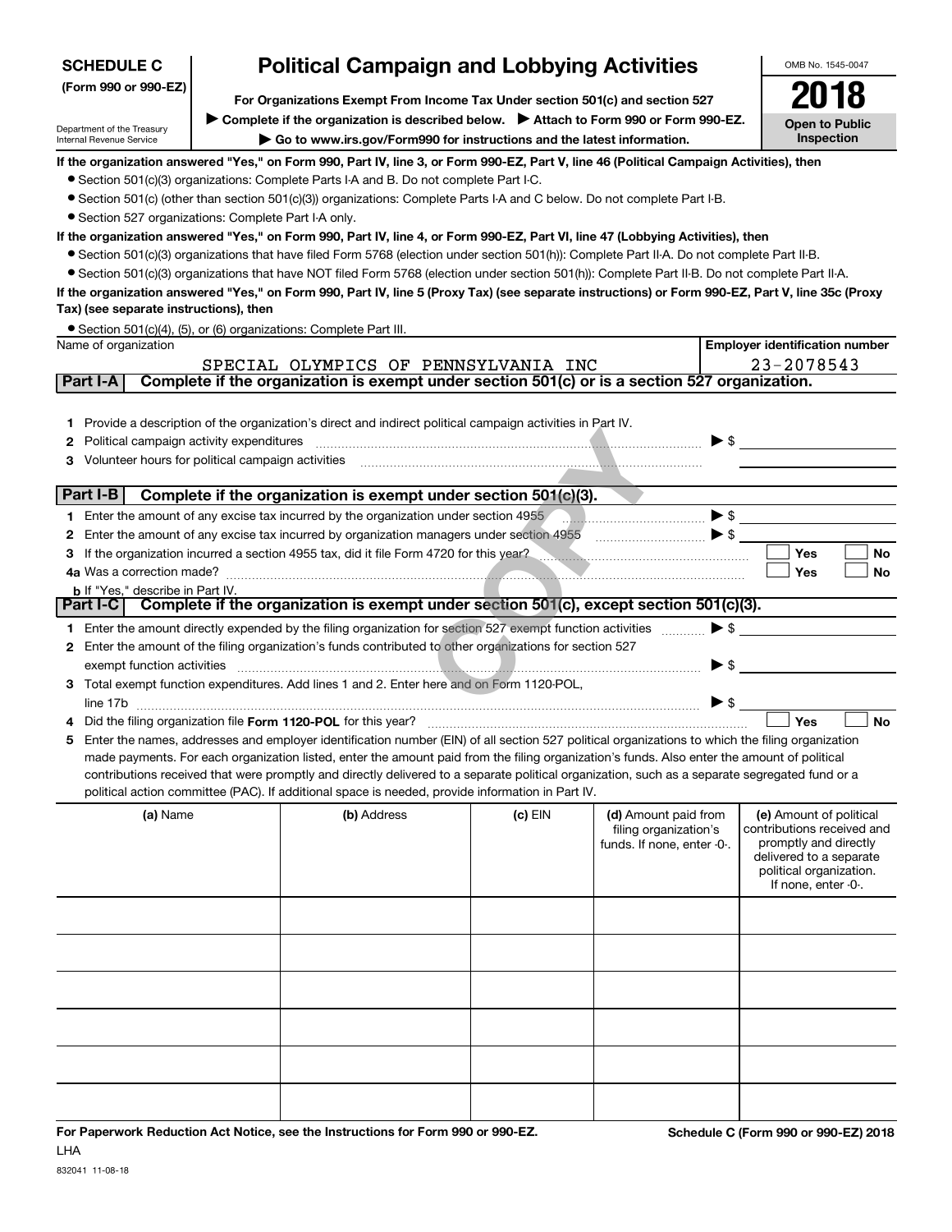**SCHEDULE C (Form 990 or 990-EZ)**

Department of the Treasury
Internal Revenue Service

# Political Campaign and Lobbying Activities

**For Organizations Exempt From Income Tax Under section 501(c) and section 527**

▶ **Complete if the organization is described below.** ▶ **Attach to Form 990 or Form 990-EZ.**

▶ **Go to www.irs.gov/Form990 for instructions and the latest information.**

OMB No. 1545-0047

**2018**

**Open to Public Inspection**

**If the organization answered "Yes," on Form 990, Part IV, line 3, or Form 990-EZ, Part V, line 46 (Political Campaign Activities), then**

- Section 501(c)(3) organizations: Complete Parts I-A and B. Do not complete Part I-C.
- Section 501(c) (other than section 501(c)(3)) organizations: Complete Parts I-A and C below. Do not complete Part I-B.
- Section 527 organizations: Complete Part I-A only.

**If the organization answered "Yes," on Form 990, Part IV, line 4, or Form 990-EZ, Part VI, line 47 (Lobbying Activities), then**

- Section 501(c)(3) organizations that have filed Form 5768 (election under section 501(h)): Complete Part II-A. Do not complete Part II-B.
- Section 501(c)(3) organizations that have NOT filed Form 5768 (election under section 501(h)): Complete Part II-B. Do not complete Part II-A.

**If the organization answered "Yes," on Form 990, Part IV, line 5 (Proxy Tax) (see separate instructions) or Form 990-EZ, Part V, line 35c (Proxy Tax) (see separate instructions), then**

- Section 501(c)(4), (5), or (6) organizations: Complete Part III.

| Name of organization | Employer identification number |
|---|---|
| SPECIAL OLYMPICS OF PENNSYLVANIA INC | 23-2078543 |

## Part I-A Complete if the organization is exempt under section 501(c) or is a section 527 organization.

1. Provide a description of the organization's direct and indirect political campaign activities in Part IV.
2. Political campaign activity expenditures ▶ $
3. Volunteer hours for political campaign activities

## Part I-B Complete if the organization is exempt under section 501(c)(3).

1. Enter the amount of any excise tax incurred by the organization under section 4955 ▶ $
2. Enter the amount of any excise tax incurred by organization managers under section 4955 ▶ $
3. If the organization incurred a section 4955 tax, did it file Form 4720 for this year? ☐ Yes ☐ No

4a. Was a correction made? ☐ Yes ☐ No

b. If "Yes," describe in Part IV.

## Part I-C Complete if the organization is exempt under section 501(c), except section 501(c)(3).

1. Enter the amount directly expended by the filing organization for section 527 exempt function activities ▶ $
2. Enter the amount of the filing organization's funds contributed to other organizations for section 527 exempt function activities ▶ $
3. Total exempt function expenditures. Add lines 1 and 2. Enter here and on Form 1120-POL, line 17b ▶ $
4. Did the filing organization file **Form 1120-POL** for this year? ☐ Yes ☐ No
5. Enter the names, addresses and employer identification number (EIN) of all section 527 political organizations to which the filing organization made payments. For each organization listed, enter the amount paid from the filing organization's funds. Also enter the amount of political contributions received that were promptly and directly delivered to a separate political organization, such as a separate segregated fund or a political action committee (PAC). If additional space is needed, provide information in Part IV.

| (a) Name | (b) Address | (c) EIN | (d) Amount paid from filing organization's funds. If none, enter -0-. | (e) Amount of political contributions received and promptly and directly delivered to a separate political organization. If none, enter -0-. |
|---|---|---|---|---|
| | | | | |
| | | | | |
| | | | | |
| | | | | |
| | | | | |
| | | | | |

**For Paperwork Reduction Act Notice, see the Instructions for Form 990 or 990-EZ.**

LHA

**Schedule C (Form 990 or 990-EZ) 2018**

832041 11-08-18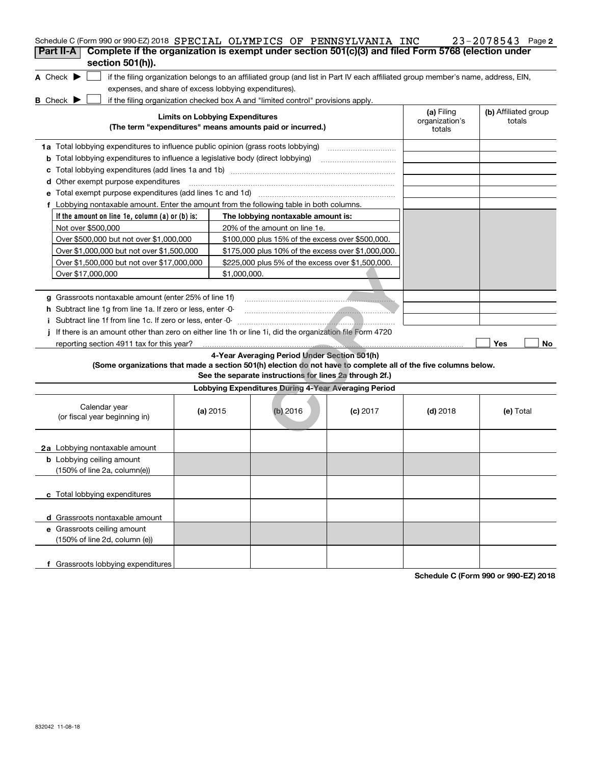Schedule C (Form 990 or 990-EZ) 2018 SPECIAL OLYMPICS OF PENNSYLVANIA INC 23-2078543

## Part II-A Complete if the organization is exempt under section 501(c)(3) and filed Form 5768 (election under section 501(h)).

**A** Check ▶ ☐ if the filing organization belongs to an affiliated group (and list in Part IV each affiliated group member's name, address, EIN, expenses, and share of excess lobbying expenditures).

**B** Check ▶ ☐ if the filing organization checked box A and "limited control" provisions apply.

| Limits on Lobbying Expenditures (The term "expenditures" means amounts paid or incurred.) | (a) Filing organization's totals | (b) Affiliated group totals |
|---|---|---|
| **1a** Total lobbying expenditures to influence public opinion (grass roots lobbying) | | |
| **b** Total lobbying expenditures to influence a legislative body (direct lobbying) | | |
| **c** Total lobbying expenditures (add lines 1a and 1b) | | |
| **d** Other exempt purpose expenditures | | |
| **e** Total exempt purpose expenditures (add lines 1c and 1d) | | |
| **f** Lobbying nontaxable amount. Enter the amount from the following table in both columns. | | |

| If the amount on line 1e, column (a) or (b) is: | The lobbying nontaxable amount is: |
|---|---|
| Not over $500,000 | 20% of the amount on line 1e. |
| Over $500,000 but not over $1,000,000 | $100,000 plus 15% of the excess over $500,000. |
| Over $1,000,000 but not over $1,500,000 | $175,000 plus 10% of the excess over $1,000,000. |
| Over $1,500,000 but not over $17,000,000 | $225,000 plus 5% of the excess over $1,500,000. |
| Over $17,000,000 | $1,000,000. |

| | (a) Filing organization's totals | (b) Affiliated group totals |
|---|---|---|
| **g** Grassroots nontaxable amount (enter 25% of line 1f) | | |
| **h** Subtract line 1g from line 1a. If zero or less, enter -0- | | |
| **i** Subtract line 1f from line 1c. If zero or less, enter -0- | | |

**j** If there is an amount other than zero on either line 1h or line 1i, did the organization file Form 4720 reporting section 4911 tax for this year? ☐ Yes ☐ No

### 4-Year Averaging Period Under Section 501(h)

**(Some organizations that made a section 501(h) election do not have to complete all of the five columns below. See the separate instructions for lines 2a through 2f.)**

| Lobbying Expenditures During 4-Year Averaging Period | | | | | |
|---|---|---|---|---|---|
| Calendar year (or fiscal year beginning in) | (a) 2015 | (b) 2016 | (c) 2017 | (d) 2018 | (e) Total |
| **2a** Lobbying nontaxable amount | | | | | |
| **b** Lobbying ceiling amount (150% of line 2a, column(e)) | | | | | |
| **c** Total lobbying expenditures | | | | | |
| **d** Grassroots nontaxable amount | | | | | |
| **e** Grassroots ceiling amount (150% of line 2d, column (e)) | | | | | |
| **f** Grassroots lobbying expenditures | | | | | |

**Schedule C (Form 990 or 990-EZ) 2018**

832042 11-08-18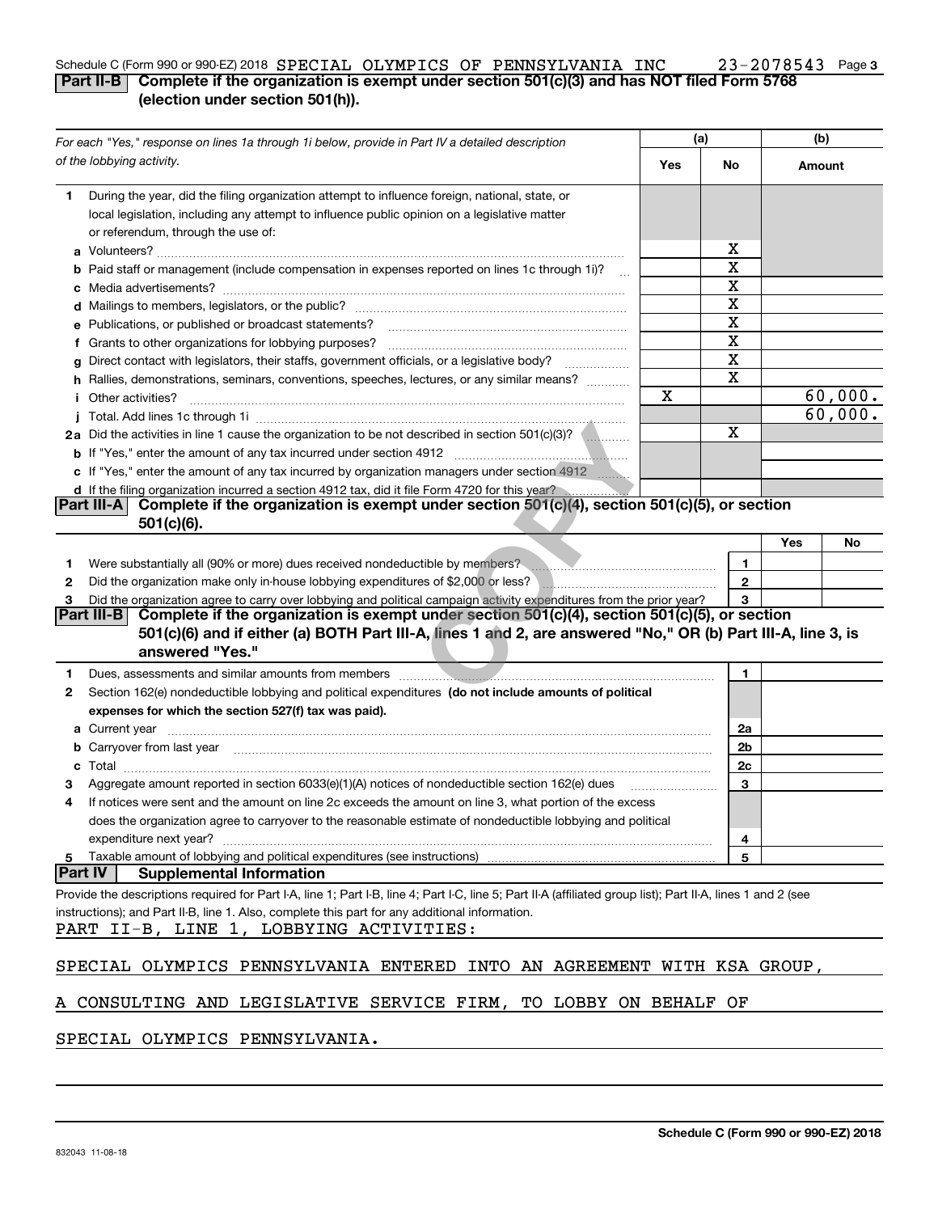Schedule C (Form 990 or 990-EZ) 2018 SPECIAL OLYMPICS OF PENNSYLVANIA INC 23-2078543 Page 3

## Part II-B Complete if the organization is exempt under section 501(c)(3) and has NOT filed Form 5768 (election under section 501(h)).

| For each "Yes," response on lines 1a through 1i below, provide in Part IV a detailed description of the lobbying activity. | (a) Yes | (a) No | (b) Amount |
|---|---|---|---|
| **1** During the year, did the filing organization attempt to influence foreign, national, state, or local legislation, including any attempt to influence public opinion on a legislative matter or referendum, through the use of: | | | |
| **a** Volunteers? | | X | |
| **b** Paid staff or management (include compensation in expenses reported on lines 1c through 1i)? | | X | |
| **c** Media advertisements? | | X | |
| **d** Mailings to members, legislators, or the public? | | X | |
| **e** Publications, or published or broadcast statements? | | X | |
| **f** Grants to other organizations for lobbying purposes? | | X | |
| **g** Direct contact with legislators, their staffs, government officials, or a legislative body? | | X | |
| **h** Rallies, demonstrations, seminars, conventions, speeches, lectures, or any similar means? | | X | |
| **i** Other activities? | X | | 60,000. |
| **j** Total. Add lines 1c through 1i | | | 60,000. |
| **2a** Did the activities in line 1 cause the organization to be not described in section 501(c)(3)? | | X | |
| **b** If "Yes," enter the amount of any tax incurred under section 4912 | | | |
| **c** If "Yes," enter the amount of any tax incurred by organization managers under section 4912 | | | |
| **d** If the filing organization incurred a section 4912 tax, did it file Form 4720 for this year? | | | |

## Part III-A Complete if the organization is exempt under section 501(c)(4), section 501(c)(5), or section 501(c)(6).

| | | | Yes | No |
|---|---|---|---|---|
| **1** | Were substantially all (90% or more) dues received nondeductible by members? | 1 | | |
| **2** | Did the organization make only in-house lobbying expenditures of $2,000 or less? | 2 | | |
| **3** | Did the organization agree to carry over lobbying and political campaign activity expenditures from the prior year? | 3 | | |

## Part III-B Complete if the organization is exempt under section 501(c)(4), section 501(c)(5), or section 501(c)(6) and if either (a) BOTH Part III-A, lines 1 and 2, are answered "No," OR (b) Part III-A, line 3, is answered "Yes."

| | | | |
|---|---|---|---|
| **1** | Dues, assessments and similar amounts from members | 1 | |
| **2** | Section 162(e) nondeductible lobbying and political expenditures **(do not include amounts of political expenses for which the section 527(f) tax was paid).** | | |
| **a** | Current year | 2a | |
| **b** | Carryover from last year | 2b | |
| **c** | Total | 2c | |
| **3** | Aggregate amount reported in section 6033(e)(1)(A) notices of nondeductible section 162(e) dues | 3 | |
| **4** | If notices were sent and the amount on line 2c exceeds the amount on line 3, what portion of the excess does the organization agree to carryover to the reasonable estimate of nondeductible lobbying and political expenditure next year? | 4 | |
| **5** | Taxable amount of lobbying and political expenditures (see instructions) | 5 | |

## Part IV Supplemental Information

Provide the descriptions required for Part I-A, line 1; Part I-B, line 4; Part I-C, line 5; Part II-A (affiliated group list); Part II-A, lines 1 and 2 (see instructions); and Part II-B, line 1. Also, complete this part for any additional information.

PART II-B, LINE 1, LOBBYING ACTIVITIES:

SPECIAL OLYMPICS PENNSYLVANIA ENTERED INTO AN AGREEMENT WITH KSA GROUP, A CONSULTING AND LEGISLATIVE SERVICE FIRM, TO LOBBY ON BEHALF OF SPECIAL OLYMPICS PENNSYLVANIA.

832043 11-08-18

Schedule C (Form 990 or 990-EZ) 2018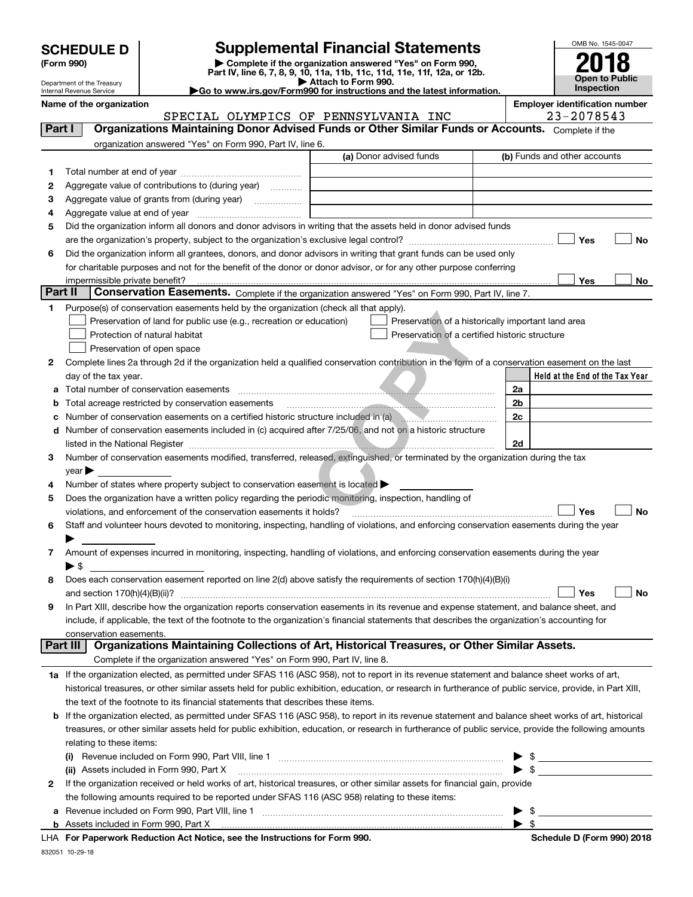# SCHEDULE D (Form 990)

Department of the Treasury
Internal Revenue Service

## Supplemental Financial Statements

▶ Complete if the organization answered "Yes" on Form 990, Part IV, line 6, 7, 8, 9, 10, 11a, 11b, 11c, 11d, 11e, 11f, 12a, or 12b.
▶ Attach to Form 990.
▶Go to www.irs.gov/Form990 for instructions and the latest information.

OMB No. 1545-0047

**2018**

**Open to Public Inspection**

**Name of the organization:** SPECIAL OLYMPICS OF PENNSYLVANIA INC

**Employer identification number:** 23-2078543

## Part I — Organizations Maintaining Donor Advised Funds or Other Similar Funds or Accounts.
Complete if the organization answered "Yes" on Form 990, Part IV, line 6.

| | | (a) Donor advised funds | (b) Funds and other accounts |
|---|---|---|---|
| 1 | Total number at end of year | | |
| 2 | Aggregate value of contributions to (during year) | | |
| 3 | Aggregate value of grants from (during year) | | |
| 4 | Aggregate value at end of year | | |

5 Did the organization inform all donors and donor advisors in writing that the assets held in donor advised funds are the organization's property, subject to the organization's exclusive legal control? ☐ Yes ☐ No

6 Did the organization inform all grantees, donors, and donor advisors in writing that grant funds can be used only for charitable purposes and not for the benefit of the donor or donor advisor, or for any other purpose conferring impermissible private benefit? ☐ Yes ☐ No

## Part II — Conservation Easements.
Complete if the organization answered "Yes" on Form 990, Part IV, line 7.

1 Purpose(s) of conservation easements held by the organization (check all that apply).

- ☐ Preservation of land for public use (e.g., recreation or education)
- ☐ Preservation of a historically important land area
- ☐ Protection of natural habitat
- ☐ Preservation of a certified historic structure
- ☐ Preservation of open space

2 Complete lines 2a through 2d if the organization held a qualified conservation contribution in the form of a conservation easement on the last day of the tax year.

| | | | Held at the End of the Tax Year |
|---|---|---|---|
| a | Total number of conservation easements | 2a | |
| b | Total acreage restricted by conservation easements | 2b | |
| c | Number of conservation easements on a certified historic structure included in (a) | 2c | |
| d | Number of conservation easements included in (c) acquired after 7/25/06, and not on a historic structure listed in the National Register | 2d | |

3 Number of conservation easements modified, transferred, released, extinguished, or terminated by the organization during the tax year ▶

4 Number of states where property subject to conservation easement is located ▶

5 Does the organization have a written policy regarding the periodic monitoring, inspection, handling of violations, and enforcement of the conservation easements it holds? ☐ Yes ☐ No

6 Staff and volunteer hours devoted to monitoring, inspecting, handling of violations, and enforcing conservation easements during the year ▶

7 Amount of expenses incurred in monitoring, inspecting, handling of violations, and enforcing conservation easements during the year ▶ $

8 Does each conservation easement reported on line 2(d) above satisfy the requirements of section 170(h)(4)(B)(i) and section 170(h)(4)(B)(ii)? ☐ Yes ☐ No

9 In Part XIII, describe how the organization reports conservation easements in its revenue and expense statement, and balance sheet, and include, if applicable, the text of the footnote to the organization's financial statements that describes the organization's accounting for conservation easements.

## Part III — Organizations Maintaining Collections of Art, Historical Treasures, or Other Similar Assets.
Complete if the organization answered "Yes" on Form 990, Part IV, line 8.

1a If the organization elected, as permitted under SFAS 116 (ASC 958), not to report in its revenue statement and balance sheet works of art, historical treasures, or other similar assets held for public exhibition, education, or research in furtherance of public service, provide, in Part XIII, the text of the footnote to its financial statements that describes these items.

b If the organization elected, as permitted under SFAS 116 (ASC 958), to report in its revenue statement and balance sheet works of art, historical treasures, or other similar assets held for public exhibition, education, or research in furtherance of public service, provide the following amounts relating to these items:

(i) Revenue included on Form 990, Part VIII, line 1 ▶ $

(ii) Assets included in Form 990, Part X ▶ $

2 If the organization received or held works of art, historical treasures, or other similar assets for financial gain, provide the following amounts required to be reported under SFAS 116 (ASC 958) relating to these items:

a Revenue included on Form 990, Part VIII, line 1 ▶ $

b Assets included in Form 990, Part X ▶ $

LHA For Paperwork Reduction Act Notice, see the Instructions for Form 990. Schedule D (Form 990) 2018

832051 10-29-18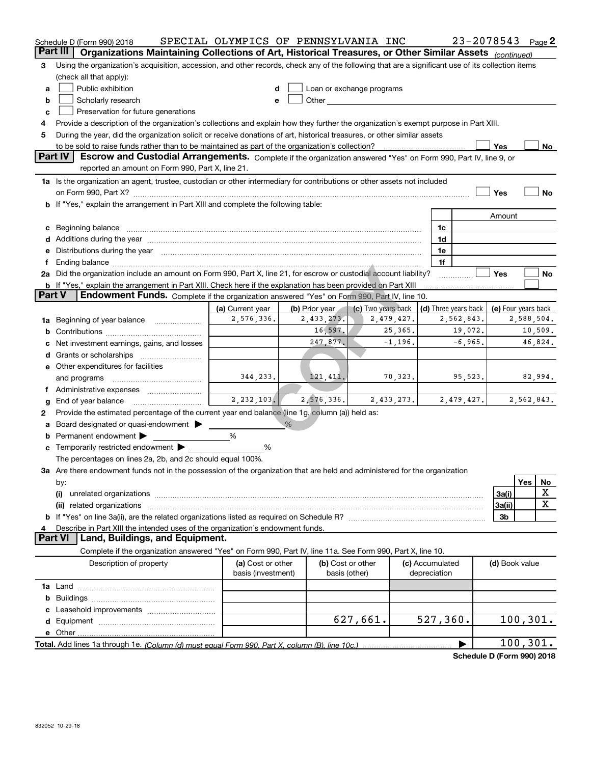Schedule D (Form 990) 2018 SPECIAL OLYMPICS OF PENNSYLVANIA INC 23-2078543 Page 2

## Part III Organizations Maintaining Collections of Art, Historical Treasures, or Other Similar Assets *(continued)*

3 Using the organization's acquisition, accession, and other records, check any of the following that are a significant use of its collection items (check all that apply):

- a ☐ Public exhibition
- b ☐ Scholarly research
- c ☐ Preservation for future generations
- d ☐ Loan or exchange programs
- e ☐ Other

4 Provide a description of the organization's collections and explain how they further the organization's exempt purpose in Part XIII.

5 During the year, did the organization solicit or receive donations of art, historical treasures, or other similar assets to be sold to raise funds rather than to be maintained as part of the organization's collection? ☐ Yes ☐ No

## Part IV Escrow and Custodial Arrangements.

Complete if the organization answered "Yes" on Form 990, Part IV, line 9, or reported an amount on Form 990, Part X, line 21.

1a Is the organization an agent, trustee, custodian or other intermediary for contributions or other assets not included on Form 990, Part X? ☐ Yes ☐ No

b If "Yes," explain the arrangement in Part XIII and complete the following table:

| | | Amount |
|---|---|---|
| c Beginning balance | 1c | |
| d Additions during the year | 1d | |
| e Distributions during the year | 1e | |
| f Ending balance | 1f | |

2a Did the organization include an amount on Form 990, Part X, line 21, for escrow or custodial account liability? ☐ Yes ☐ No

b If "Yes," explain the arrangement in Part XIII. Check here if the explanation has been provided on Part XIII ☐

## Part V Endowment Funds.

Complete if the organization answered "Yes" on Form 990, Part IV, line 10.

| | (a) Current year | (b) Prior year | (c) Two years back | (d) Three years back | (e) Four years back |
|---|---|---|---|---|---|
| 1a Beginning of year balance | 2,576,336. | 2,433,273. | 2,479,427. | 2,562,843. | 2,588,504. |
| b Contributions | | 16,597. | 25,365. | 19,072. | 10,509. |
| c Net investment earnings, gains, and losses | | 247,877. | -1,196. | -6,965. | 46,824. |
| d Grants or scholarships | | | | | |
| e Other expenditures for facilities and programs | 344,233. | 121,411. | 70,323. | 95,523. | 82,994. |
| f Administrative expenses | | | | | |
| g End of year balance | 2,232,103. | 2,576,336. | 2,433,273. | 2,479,427. | 2,562,843. |

2 Provide the estimated percentage of the current year end balance (line 1g, column (a)) held as:

- a Board designated or quasi-endowment ▶ ______ %
- b Permanent endowment ▶ ______ %
- c Temporarily restricted endowment ▶ ______ %

The percentages on lines 2a, 2b, and 2c should equal 100%.

3a Are there endowment funds not in the possession of the organization that are held and administered for the organization by:

| | | Yes | No |
|---|---|---|---|
| (i) unrelated organizations | 3a(i) | | X |
| (ii) related organizations | 3a(ii) | | X |
| b If "Yes" on line 3a(ii), are the related organizations listed as required on Schedule R? | 3b | | |

4 Describe in Part XIII the intended uses of the organization's endowment funds.

## Part VI Land, Buildings, and Equipment.

Complete if the organization answered "Yes" on Form 990, Part IV, line 11a. See Form 990, Part X, line 10.

| Description of property | (a) Cost or other basis (investment) | (b) Cost or other basis (other) | (c) Accumulated depreciation | (d) Book value |
|---|---|---|---|---|
| 1a Land | | | | |
| b Buildings | | | | |
| c Leasehold improvements | | | | |
| d Equipment | | 627,661. | 527,360. | 100,301. |
| e Other | | | | |
| **Total.** Add lines 1a through 1e. *(Column (d) must equal Form 990, Part X, column (B), line 10c.)* | | | ▶ | 100,301. |

**Schedule D (Form 990) 2018**

832052 10-29-18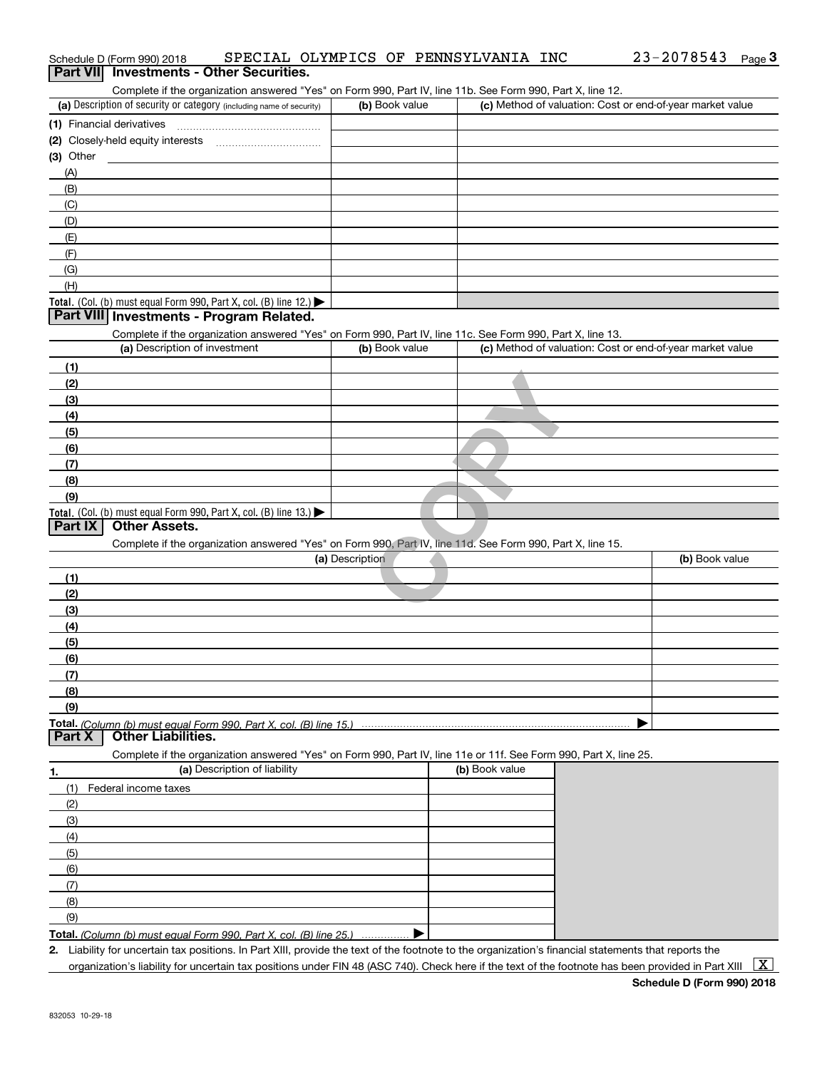Schedule D (Form 990) 2018 SPECIAL OLYMPICS OF PENNSYLVANIA INC 23-2078543 Page **3**

## Part VII Investments - Other Securities.

Complete if the organization answered "Yes" on Form 990, Part IV, line 11b. See Form 990, Part X, line 12.

| (a) Description of security or category (including name of security) | (b) Book value | (c) Method of valuation: Cost or end-of-year market value |
|---|---|---|
| (1) Financial derivatives | | |
| (2) Closely-held equity interests | | |
| (3) Other | | |
| (A) | | |
| (B) | | |
| (C) | | |
| (D) | | |
| (E) | | |
| (F) | | |
| (G) | | |
| (H) | | |
| **Total.** (Col. (b) must equal Form 990, Part X, col. (B) line 12.) ▶ | | |

## Part VIII Investments - Program Related.

Complete if the organization answered "Yes" on Form 990, Part IV, line 11c. See Form 990, Part X, line 13.

| (a) Description of investment | (b) Book value | (c) Method of valuation: Cost or end-of-year market value |
|---|---|---|
| (1) | | |
| (2) | | |
| (3) | | |
| (4) | | |
| (5) | | |
| (6) | | |
| (7) | | |
| (8) | | |
| (9) | | |
| **Total.** (Col. (b) must equal Form 990, Part X, col. (B) line 13.) ▶ | | |

## Part IX Other Assets.

Complete if the organization answered "Yes" on Form 990, Part IV, line 11d. See Form 990, Part X, line 15.

| (a) Description | (b) Book value |
|---|---|
| (1) | |
| (2) | |
| (3) | |
| (4) | |
| (5) | |
| (6) | |
| (7) | |
| (8) | |
| (9) | |
| **Total.** *(Column (b) must equal Form 990, Part X, col. (B) line 15.)* ▶ | |

## Part X Other Liabilities.

Complete if the organization answered "Yes" on Form 990, Part IV, line 11e or 11f. See Form 990, Part X, line 25.

| 1. (a) Description of liability | (b) Book value |
|---|---|
| (1) Federal income taxes | |
| (2) | |
| (3) | |
| (4) | |
| (5) | |
| (6) | |
| (7) | |
| (8) | |
| (9) | |
| **Total.** *(Column (b) must equal Form 990, Part X, col. (B) line 25.)* ▶ | |

**2.** Liability for uncertain tax positions. In Part XIII, provide the text of the footnote to the organization's financial statements that reports the organization's liability for uncertain tax positions under FIN 48 (ASC 740). Check here if the text of the footnote has been provided in Part XIII [X]

**Schedule D (Form 990) 2018**

832053 10-29-18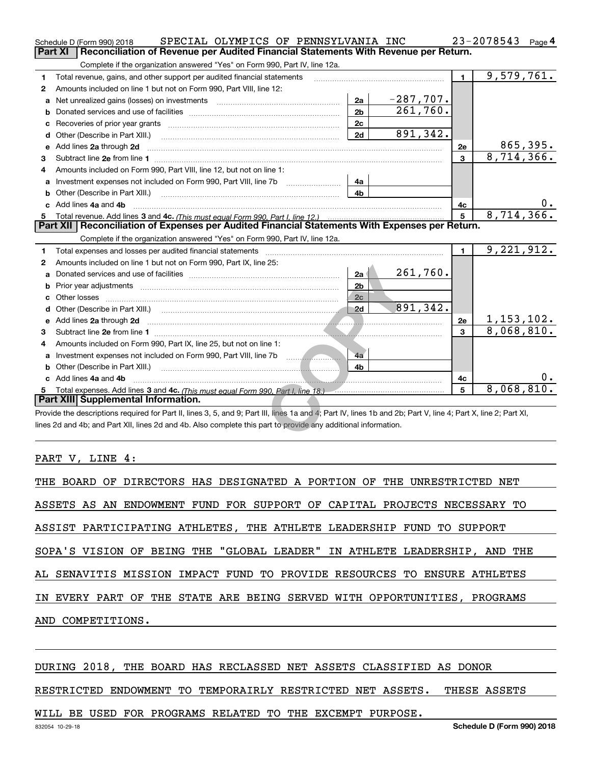Schedule D (Form 990) 2018 SPECIAL OLYMPICS OF PENNSYLVANIA INC 23-2078543 Page 4

**Part XI | Reconciliation of Revenue per Audited Financial Statements With Revenue per Return.**

Complete if the organization answered "Yes" on Form 990, Part IV, line 12a.

| | | | | | |
|---|---|---|---|---|---|
| 1 | Total revenue, gains, and other support per audited financial statements | | | 1 | 9,579,761. |
| 2 | Amounts included on line 1 but not on Form 990, Part VIII, line 12: | | | | |
| a | Net unrealized gains (losses) on investments | 2a | -287,707. | | |
| b | Donated services and use of facilities | 2b | 261,760. | | |
| c | Recoveries of prior year grants | 2c | | | |
| d | Other (Describe in Part XIII.) | 2d | 891,342. | | |
| e | Add lines 2a through 2d | | | 2e | 865,395. |
| 3 | Subtract line 2e from line 1 | | | 3 | 8,714,366. |
| 4 | Amounts included on Form 990, Part VIII, line 12, but not on line 1: | | | | |
| a | Investment expenses not included on Form 990, Part VIII, line 7b | 4a | | | |
| b | Other (Describe in Part XIII.) | 4b | | | |
| c | Add lines 4a and 4b | | | 4c | 0. |
| 5 | Total revenue. Add lines 3 and 4c. *(This must equal Form 990, Part I, line 12.)* | | | 5 | 8,714,366. |

**Part XII | Reconciliation of Expenses per Audited Financial Statements With Expenses per Return.**

Complete if the organization answered "Yes" on Form 990, Part IV, line 12a.

| | | | | | |
|---|---|---|---|---|---|
| 1 | Total expenses and losses per audited financial statements | | | 1 | 9,221,912. |
| 2 | Amounts included on line 1 but not on Form 990, Part IX, line 25: | | | | |
| a | Donated services and use of facilities | 2a | 261,760. | | |
| b | Prior year adjustments | 2b | | | |
| c | Other losses | 2c | | | |
| d | Other (Describe in Part XIII.) | 2d | 891,342. | | |
| e | Add lines 2a through 2d | | | 2e | 1,153,102. |
| 3 | Subtract line 2e from line 1 | | | 3 | 8,068,810. |
| 4 | Amounts included on Form 990, Part IX, line 25, but not on line 1: | | | | |
| a | Investment expenses not included on Form 990, Part VIII, line 7b | 4a | | | |
| b | Other (Describe in Part XIII.) | 4b | | | |
| c | Add lines 4a and 4b | | | 4c | 0. |
| 5 | Total expenses. Add lines 3 and 4c. *(This must equal Form 990, Part I, line 18.)* | | | 5 | 8,068,810. |

**Part XIII | Supplemental Information.**

Provide the descriptions required for Part II, lines 3, 5, and 9; Part III, lines 1a and 4; Part IV, lines 1b and 2b; Part V, line 4; Part X, line 2; Part XI, lines 2d and 4b; and Part XII, lines 2d and 4b. Also complete this part to provide any additional information.

PART V, LINE 4:

THE BOARD OF DIRECTORS HAS DESIGNATED A PORTION OF THE UNRESTRICTED NET ASSETS AS AN ENDOWMENT FUND FOR SUPPORT OF CAPITAL PROJECTS NECESSARY TO ASSIST PARTICIPATING ATHLETES, THE ATHLETE LEADERSHIP FUND TO SUPPORT SOPA'S VISION OF BEING THE "GLOBAL LEADER" IN ATHLETE LEADERSHIP, AND THE AL SENAVITIS MISSION IMPACT FUND TO PROVIDE RESOURCES TO ENSURE ATHLETES IN EVERY PART OF THE STATE ARE BEING SERVED WITH OPPORTUNITIES, PROGRAMS AND COMPETITIONS.

DURING 2018, THE BOARD HAS RECLASSED NET ASSETS CLASSIFIED AS DONOR RESTRICTED ENDOWMENT TO TEMPORAIRLY RESTRICTED NET ASSETS. THESE ASSETS WILL BE USED FOR PROGRAMS RELATED TO THE EXCEMPT PURPOSE.

832054 10-29-18 Schedule D (Form 990) 2018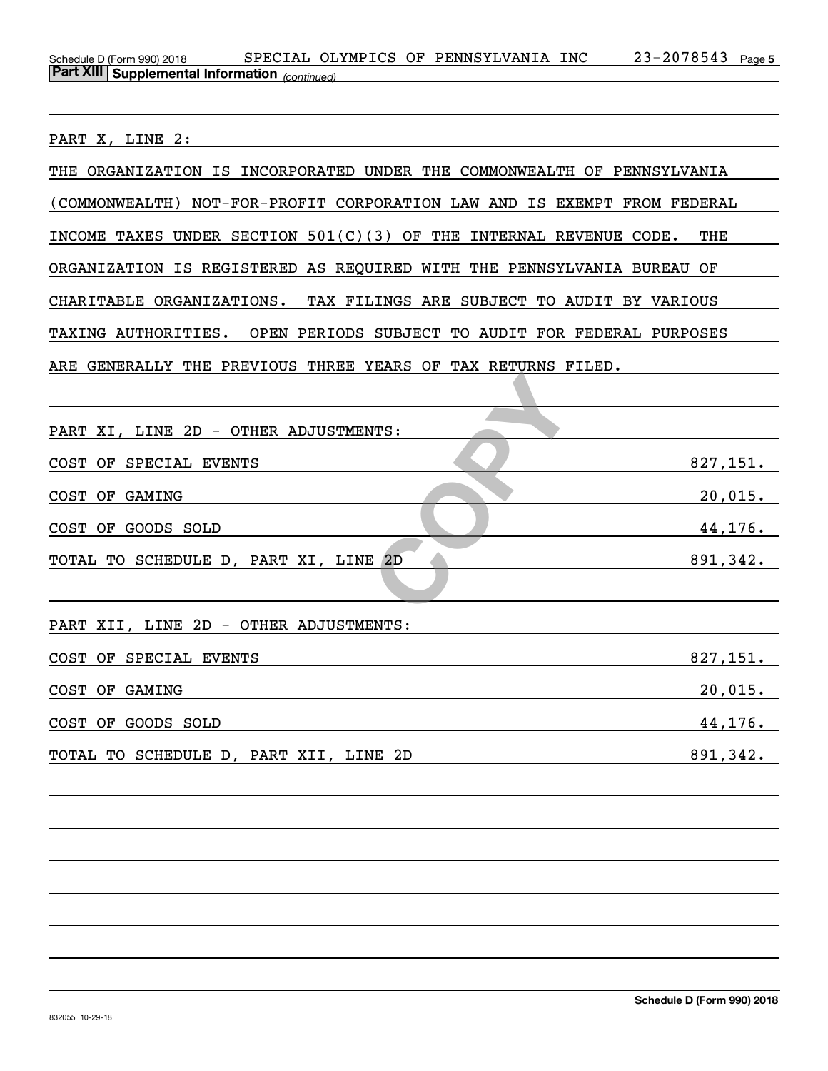**Part XIII | Supplemental Information** *(continued)*

PART X, LINE 2:

THE ORGANIZATION IS INCORPORATED UNDER THE COMMONWEALTH OF PENNSYLVANIA (COMMONWEALTH) NOT-FOR-PROFIT CORPORATION LAW AND IS EXEMPT FROM FEDERAL INCOME TAXES UNDER SECTION 501(C)(3) OF THE INTERNAL REVENUE CODE. THE ORGANIZATION IS REGISTERED AS REQUIRED WITH THE PENNSYLVANIA BUREAU OF CHARITABLE ORGANIZATIONS. TAX FILINGS ARE SUBJECT TO AUDIT BY VARIOUS TAXING AUTHORITIES. OPEN PERIODS SUBJECT TO AUDIT FOR FEDERAL PURPOSES ARE GENERALLY THE PREVIOUS THREE YEARS OF TAX RETURNS FILED.

PART XI, LINE 2D - OTHER ADJUSTMENTS:

| | |
|---|---|
| COST OF SPECIAL EVENTS | 827,151. |
| COST OF GAMING | 20,015. |
| COST OF GOODS SOLD | 44,176. |
| TOTAL TO SCHEDULE D, PART XI, LINE 2D | 891,342. |

PART XII, LINE 2D - OTHER ADJUSTMENTS:

| | |
|---|---|
| COST OF SPECIAL EVENTS | 827,151. |
| COST OF GAMING | 20,015. |
| COST OF GOODS SOLD | 44,176. |
| TOTAL TO SCHEDULE D, PART XII, LINE 2D | 891,342. |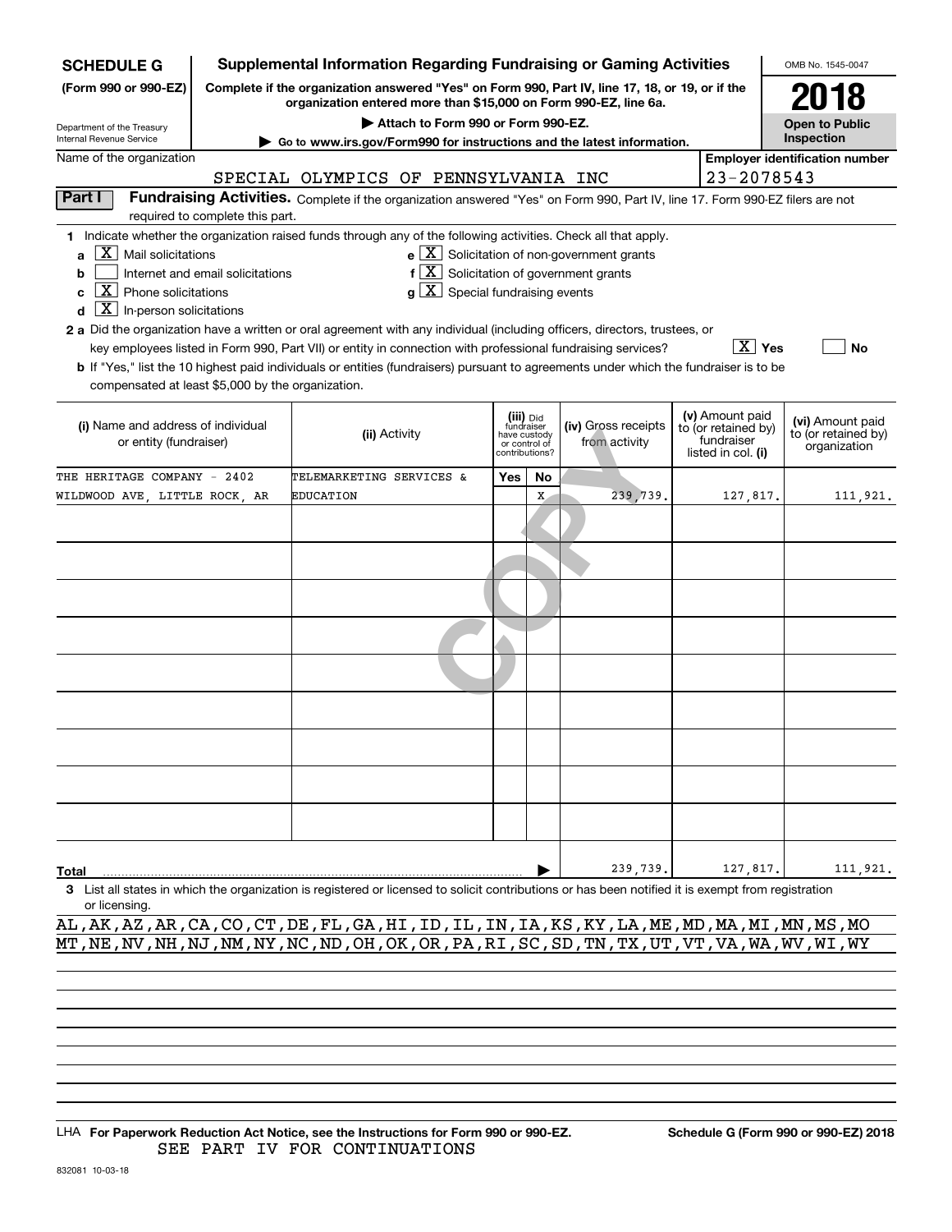**SCHEDULE G** (Form 990 or 990-EZ)

Department of the Treasury Internal Revenue Service

# Supplemental Information Regarding Fundraising or Gaming Activities

**Complete if the organization answered "Yes" on Form 990, Part IV, line 17, 18, or 19, or if the organization entered more than $15,000 on Form 990-EZ, line 6a.**

**▶ Attach to Form 990 or Form 990-EZ.**

**▶ Go to www.irs.gov/Form990 for instructions and the latest information.**

OMB No. 1545-0047

**2018**

**Open to Public Inspection**

Name of the organization: SPECIAL OLYMPICS OF PENNSYLVANIA INC

Employer identification number: 23-2078543

**Part I** **Fundraising Activities.** Complete if the organization answered "Yes" on Form 990, Part IV, line 17. Form 990-EZ filers are not required to complete this part.

**1** Indicate whether the organization raised funds through any of the following activities. Check all that apply.

- **a** [X] Mail solicitations
- **b** [ ] Internet and email solicitations
- **c** [X] Phone solicitations
- **d** [X] In-person solicitations
- **e** [X] Solicitation of non-government grants
- **f** [X] Solicitation of government grants
- **g** [X] Special fundraising events

**2 a** Did the organization have a written or oral agreement with any individual (including officers, directors, trustees, or key employees listed in Form 990, Part VII) or entity in connection with professional fundraising services? [X] **Yes** [ ] **No**

**b** If "Yes," list the 10 highest paid individuals or entities (fundraisers) pursuant to agreements under which the fundraiser is to be compensated at least $5,000 by the organization.

| (i) Name and address of individual or entity (fundraiser) | (ii) Activity | (iii) Did fundraiser have custody or control of contributions? Yes | No | (iv) Gross receipts from activity | (v) Amount paid to (or retained by) fundraiser listed in col. (i) | (vi) Amount paid to (or retained by) organization |
|---|---|---|---|---|---|---|
| THE HERITAGE COMPANY - 2402 WILDWOOD AVE, LITTLE ROCK, AR | TELEMARKETING SERVICES & EDUCATION | | X | 239,739. | 127,817. | 111,921. |
| | | | | | | |
| | | | | | | |
| | | | | | | |
| | | | | | | |
| | | | | | | |
| | | | | | | |
| | | | | | | |
| | | | | | | |
| | | | | | | |
| **Total** | | | ▶ | 239,739. | 127,817. | 111,921. |

**3** List all states in which the organization is registered or licensed to solicit contributions or has been notified it is exempt from registration or licensing.

AL,AK,AZ,AR,CA,CO,CT,DE,FL,GA,HI,ID,IL,IN,IA,KS,KY,LA,ME,MD,MA,MI,MN,MS,MO
MT,NE,NV,NH,NJ,NM,NY,NC,ND,OH,OK,OR,PA,RI,SC,SD,TN,TX,UT,VT,VA,WA,WV,WI,WY

LHA **For Paperwork Reduction Act Notice, see the Instructions for Form 990 or 990-EZ.** **Schedule G (Form 990 or 990-EZ) 2018**

SEE PART IV FOR CONTINUATIONS

832081 10-03-18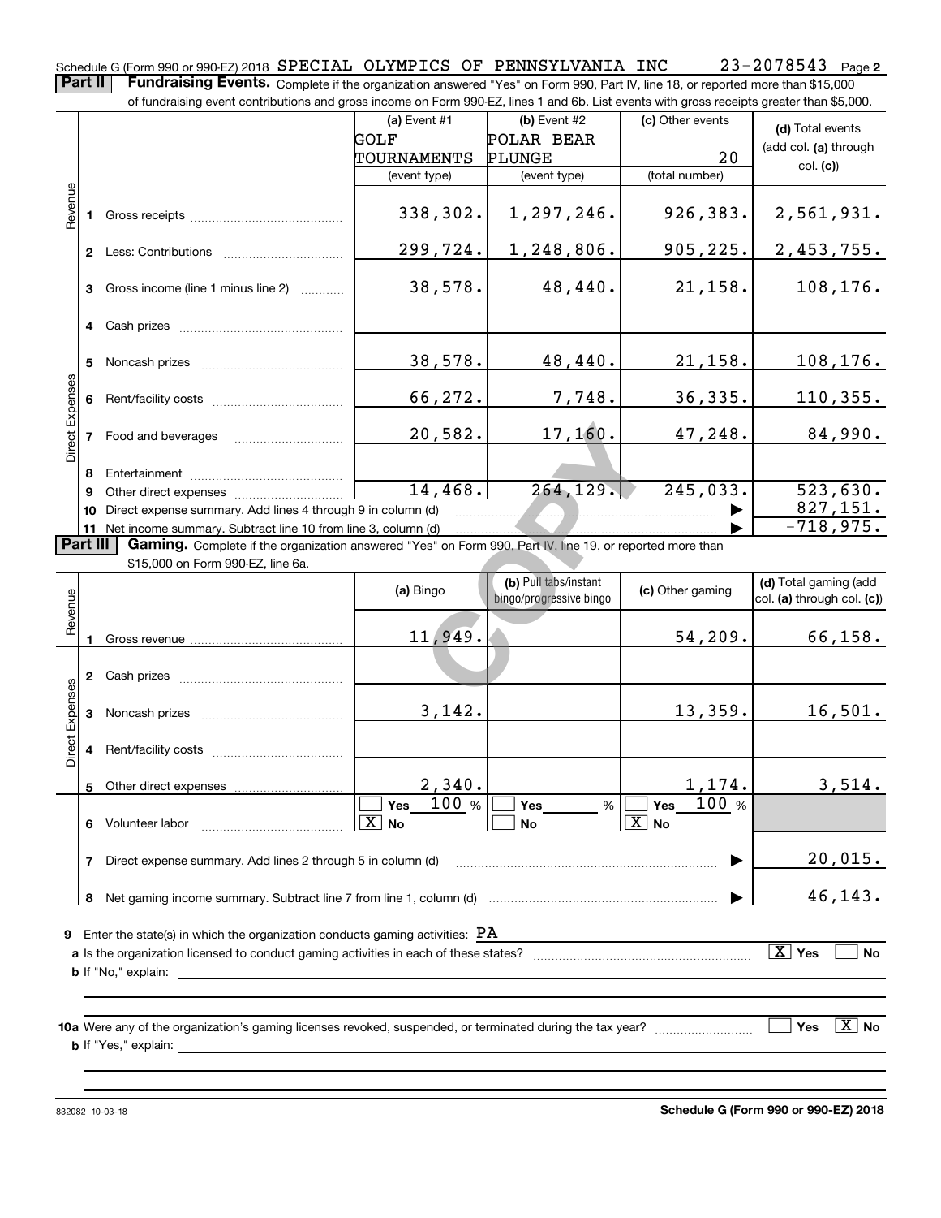Schedule G (Form 990 or 990-EZ) 2018 SPECIAL OLYMPICS OF PENNSYLVANIA INC 23-2078543 Page **2**

**Part II** **Fundraising Events.** Complete if the organization answered "Yes" on Form 990, Part IV, line 18, or reported more than $15,000 of fundraising event contributions and gross income on Form 990-EZ, lines 1 and 6b. List events with gross receipts greater than $5,000.

| | | (a) Event #1 GOLF TOURNAMENTS (event type) | (b) Event #2 POLAR BEAR PLUNGE (event type) | (c) Other events 20 (total number) | (d) Total events (add col. (a) through col. (c)) |
|---|---|---|---|---|---|
| Revenue | 1 Gross receipts | 338,302. | 1,297,246. | 926,383. | 2,561,931. |
| | 2 Less: Contributions | 299,724. | 1,248,806. | 905,225. | 2,453,755. |
| | 3 Gross income (line 1 minus line 2) | 38,578. | 48,440. | 21,158. | 108,176. |
| Direct Expenses | 4 Cash prizes | | | | |
| | 5 Noncash prizes | 38,578. | 48,440. | 21,158. | 108,176. |
| | 6 Rent/facility costs | 66,272. | 7,748. | 36,335. | 110,355. |
| | 7 Food and beverages | 20,582. | 17,160. | 47,248. | 84,990. |
| | 8 Entertainment | | | | |
| | 9 Other direct expenses | 14,468. | 264,129. | 245,033. | 523,630. |
| | 10 Direct expense summary. Add lines 4 through 9 in column (d) | | | ▶ | 827,151. |
| | 11 Net income summary. Subtract line 10 from line 3, column (d) | | | ▶ | -718,975. |

**Part III** **Gaming.** Complete if the organization answered "Yes" on Form 990, Part IV, line 19, or reported more than $15,000 on Form 990-EZ, line 6a.

| | | (a) Bingo | (b) Pull tabs/instant bingo/progressive bingo | (c) Other gaming | (d) Total gaming (add col. (a) through col. (c)) |
|---|---|---|---|---|---|
| Revenue | 1 Gross revenue | 11,949. | | 54,209. | 66,158. |
| Direct Expenses | 2 Cash prizes | | | | |
| | 3 Noncash prizes | 3,142. | | 13,359. | 16,501. |
| | 4 Rent/facility costs | | | | |
| | 5 Other direct expenses | 2,340. | | 1,174. | 3,514. |
| | 6 Volunteer labor | ☐ Yes 100 % ☒ No | ☐ Yes ___ % ☐ No | ☐ Yes 100 % ☒ No | |
| | 7 Direct expense summary. Add lines 2 through 5 in column (d) | | | ▶ | 20,015. |
| | 8 Net gaming income summary. Subtract line 7 from line 1, column (d) | | | ▶ | 46,143. |

**9** Enter the state(s) in which the organization conducts gaming activities: PA

**a** Is the organization licensed to conduct gaming activities in each of these states? ☒ Yes ☐ No

**b** If "No," explain:

**10a** Were any of the organization's gaming licenses revoked, suspended, or terminated during the tax year? ☐ Yes ☒ No

**b** If "Yes," explain:

832082 10-03-18 **Schedule G (Form 990 or 990-EZ) 2018**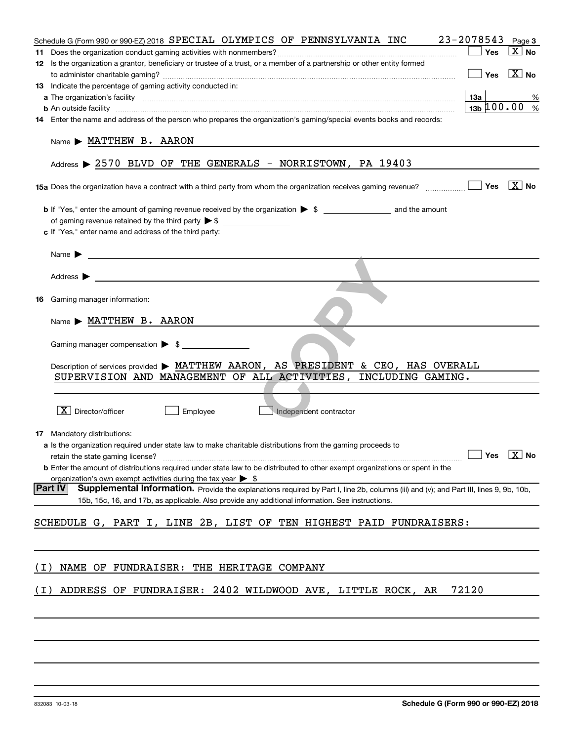Schedule G (Form 990 or 990-EZ) 2018 SPECIAL OLYMPICS OF PENNSYLVANIA INC 23-2078543 Page **3**

**11** Does the organization conduct gaming activities with nonmembers? ☐ Yes ☒ No

**12** Is the organization a grantor, beneficiary or trustee of a trust, or a member of a partnership or other entity formed to administer charitable gaming? ☐ Yes ☒ No

**13** Indicate the percentage of gaming activity conducted in:

**a** The organization's facility **13a** %

**b** An outside facility **13b** 100.00 %

**14** Enter the name and address of the person who prepares the organization's gaming/special events books and records:

Name ▶ MATTHEW B. AARON

Address ▶ 2570 BLVD OF THE GENERALS - NORRISTOWN, PA 19403

**15a** Does the organization have a contract with a third party from whom the organization receives gaming revenue? ☐ Yes ☒ No

**b** If "Yes," enter the amount of gaming revenue received by the organization ▶ $ _______ and the amount of gaming revenue retained by the third party ▶ $ _______

**c** If "Yes," enter name and address of the third party:

Name ▶

Address ▶

**16** Gaming manager information:

Name ▶ MATTHEW B. AARON

Gaming manager compensation ▶ $

Description of services provided ▶ MATTHEW AARON, AS PRESIDENT & CEO, HAS OVERALL SUPERVISION AND MANAGEMENT OF ALL ACTIVITIES, INCLUDING GAMING.

☒ Director/officer ☐ Employee ☐ Independent contractor

**17** Mandatory distributions:

**a** Is the organization required under state law to make charitable distributions from the gaming proceeds to retain the state gaming license? ☐ Yes ☒ No

**b** Enter the amount of distributions required under state law to be distributed to other exempt organizations or spent in the organization's own exempt activities during the tax year ▶ $

**Part IV** **Supplemental Information.** Provide the explanations required by Part I, line 2b, columns (iii) and (v); and Part III, lines 9, 9b, 10b, 15b, 15c, 16, and 17b, as applicable. Also provide any additional information. See instructions.

SCHEDULE G, PART I, LINE 2B, LIST OF TEN HIGHEST PAID FUNDRAISERS:

(I) NAME OF FUNDRAISER: THE HERITAGE COMPANY

(I) ADDRESS OF FUNDRAISER: 2402 WILDWOOD AVE, LITTLE ROCK, AR 72120

832083 10-03-18 **Schedule G (Form 990 or 990-EZ) 2018**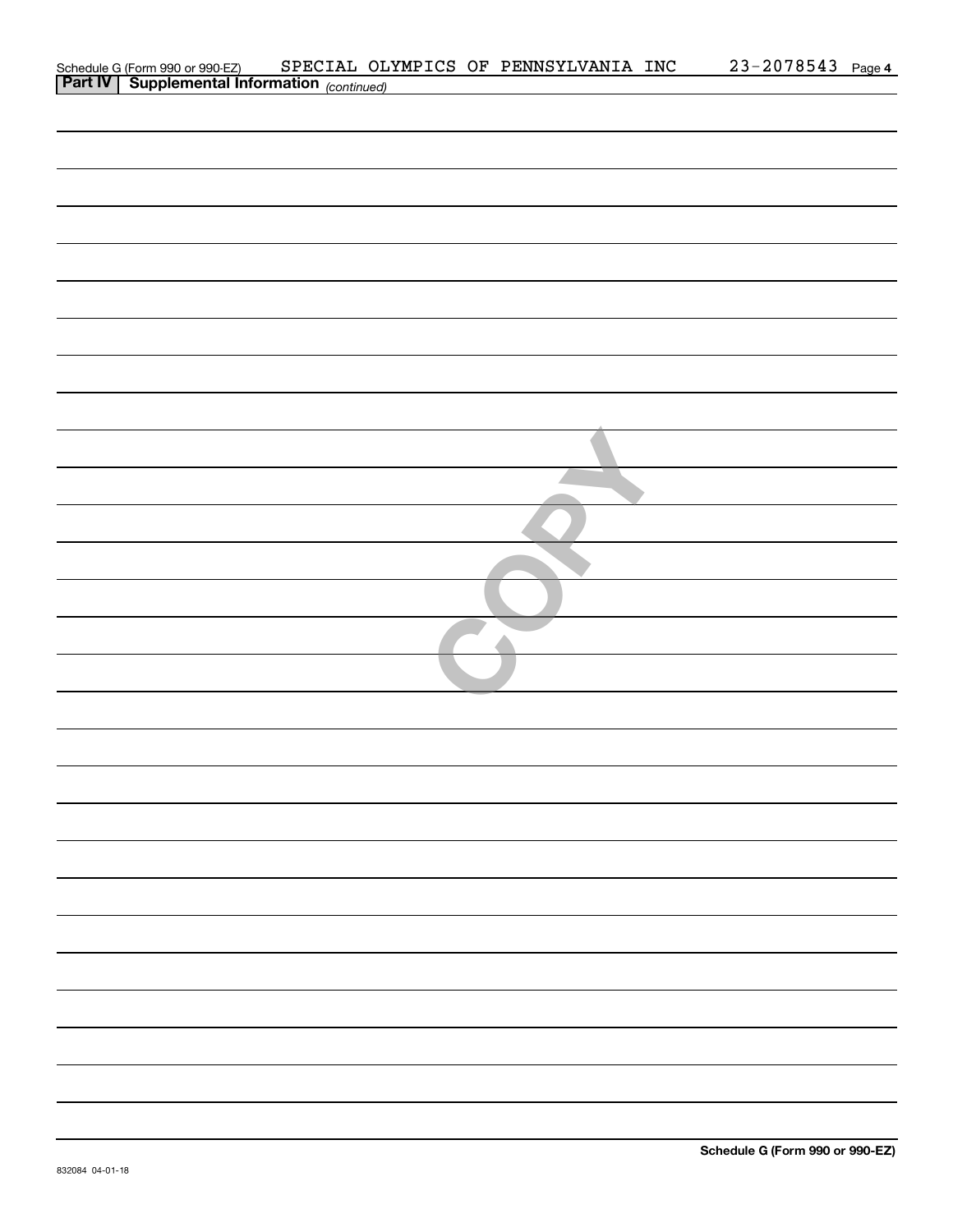Schedule G (Form 990 or 990-EZ) SPECIAL OLYMPICS OF PENNSYLVANIA INC 23-2078543 Page **4**

**Part IV | Supplemental Information** *(continued)*

COPY

**Schedule G (Form 990 or 990-EZ)**

832084 04-01-18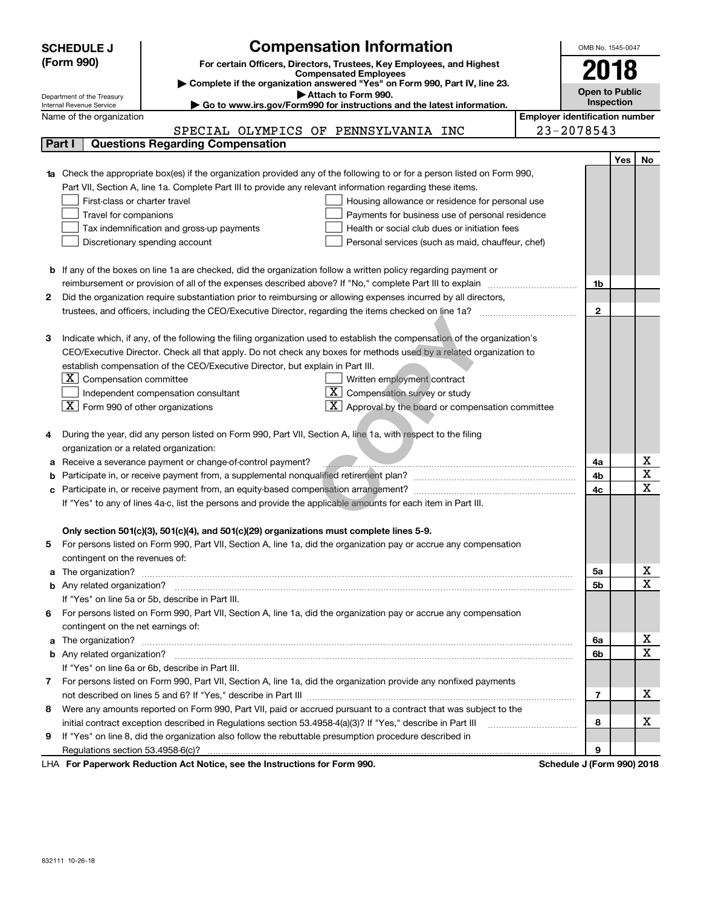**SCHEDULE J (Form 990)**

Department of the Treasury
Internal Revenue Service

# Compensation Information

**For certain Officers, Directors, Trustees, Key Employees, and Highest Compensated Employees**

▶ Complete if the organization answered "Yes" on Form 990, Part IV, line 23.

▶ Attach to Form 990.

▶ Go to www.irs.gov/Form990 for instructions and the latest information.

OMB No. 1545-0047

**2018**

**Open to Public Inspection**

Name of the organization: SPECIAL OLYMPICS OF PENNSYLVANIA INC

Employer identification number: 23-2078543

## Part I Questions Regarding Compensation

| | | | Yes | No |
|---|---|---|---|---|
| **1a** | Check the appropriate box(es) if the organization provided any of the following to or for a person listed on Form 990, Part VII, Section A, line 1a. Complete Part III to provide any relevant information regarding these items.<br>☐ First-class or charter travel ☐ Housing allowance or residence for personal use<br>☐ Travel for companions ☐ Payments for business use of personal residence<br>☐ Tax indemnification and gross-up payments ☐ Health or social club dues or initiation fees<br>☐ Discretionary spending account ☐ Personal services (such as maid, chauffeur, chef) | | | |
| **b** | If any of the boxes on line 1a are checked, did the organization follow a written policy regarding payment or reimbursement or provision of all of the expenses described above? If "No," complete Part III to explain | 1b | | |
| **2** | Did the organization require substantiation prior to reimbursing or allowing expenses incurred by all directors, trustees, and officers, including the CEO/Executive Director, regarding the items checked on line 1a? | 2 | | |
| **3** | Indicate which, if any, of the following the filing organization used to establish the compensation of the organization's CEO/Executive Director. Check all that apply. Do not check any boxes for methods used by a related organization to establish compensation of the CEO/Executive Director, but explain in Part III.<br>☒ Compensation committee ☐ Written employment contract<br>☐ Independent compensation consultant ☒ Compensation survey or study<br>☒ Form 990 of other organizations ☒ Approval by the board or compensation committee | | | |
| **4** | During the year, did any person listed on Form 990, Part VII, Section A, line 1a, with respect to the filing organization or a related organization: | | | |
| **a** | Receive a severance payment or change-of-control payment? | 4a | | X |
| **b** | Participate in, or receive payment from, a supplemental nonqualified retirement plan? | 4b | | X |
| **c** | Participate in, or receive payment from, an equity-based compensation arrangement? | 4c | | X |
| | If "Yes" to any of lines 4a-c, list the persons and provide the applicable amounts for each item in Part III. | | | |
| | **Only section 501(c)(3), 501(c)(4), and 501(c)(29) organizations must complete lines 5-9.** | | | |
| **5** | For persons listed on Form 990, Part VII, Section A, line 1a, did the organization pay or accrue any compensation contingent on the revenues of: | | | |
| **a** | The organization? | 5a | | X |
| **b** | Any related organization? | 5b | | X |
| | If "Yes" on line 5a or 5b, describe in Part III. | | | |
| **6** | For persons listed on Form 990, Part VII, Section A, line 1a, did the organization pay or accrue any compensation contingent on the net earnings of: | | | |
| **a** | The organization? | 6a | | X |
| **b** | Any related organization? | 6b | | X |
| | If "Yes" on line 6a or 6b, describe in Part III. | | | |
| **7** | For persons listed on Form 990, Part VII, Section A, line 1a, did the organization provide any nonfixed payments not described on lines 5 and 6? If "Yes," describe in Part III | 7 | | X |
| **8** | Were any amounts reported on Form 990, Part VII, paid or accrued pursuant to a contract that was subject to the initial contract exception described in Regulations section 53.4958-4(a)(3)? If "Yes," describe in Part III | 8 | | X |
| **9** | If "Yes" on line 8, did the organization also follow the rebuttable presumption procedure described in Regulations section 53.4958-6(c)? | 9 | | |

LHA For Paperwork Reduction Act Notice, see the Instructions for Form 990. Schedule J (Form 990) 2018

832111 10-26-18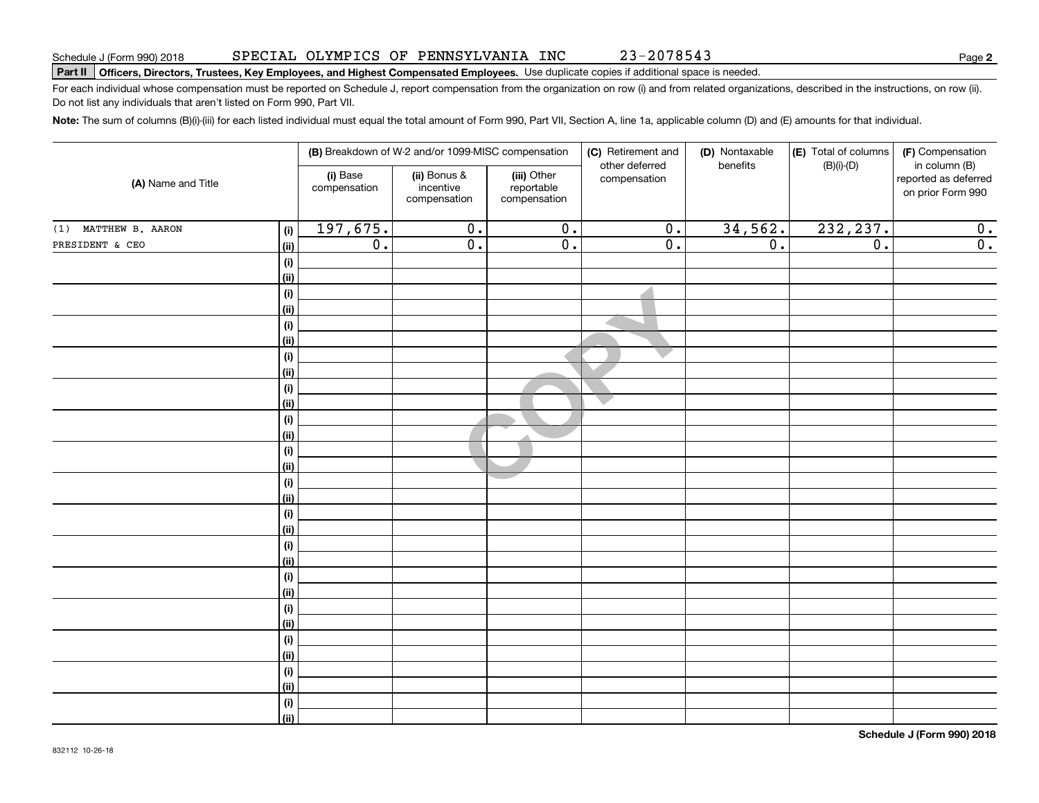Schedule J (Form 990) 2018 SPECIAL OLYMPICS OF PENNSYLVANIA INC 23-2078543

## Part II Officers, Directors, Trustees, Key Employees, and Highest Compensated Employees.

Use duplicate copies if additional space is needed.

For each individual whose compensation must be reported on Schedule J, report compensation from the organization on row (i) and from related organizations, described in the instructions, on row (ii). Do not list any individuals that aren't listed on Form 990, Part VII.

**Note:** The sum of columns (B)(i)-(iii) for each listed individual must equal the total amount of Form 990, Part VII, Section A, line 1a, applicable column (D) and (E) amounts for that individual.

| (A) Name and Title | | (B) Breakdown of W-2 and/or 1099-MISC compensation | | | (C) Retirement and other deferred compensation | (D) Nontaxable benefits | (E) Total of columns (B)(i)-(D) | (F) Compensation in column (B) reported as deferred on prior Form 990 |
|---|---|---|---|---|---|---|---|---|
| | | (i) Base compensation | (ii) Bonus & incentive compensation | (iii) Other reportable compensation | | | | |
| (1) MATTHEW B. AARON | (i) | 197,675. | 0. | 0. | 0. | 34,562. | 232,237. | 0. |
| PRESIDENT & CEO | (ii) | 0. | 0. | 0. | 0. | 0. | 0. | 0. |
| | (i) | | | | | | | |
| | (ii) | | | | | | | |
| | (i) | | | | | | | |
| | (ii) | | | | | | | |
| | (i) | | | | | | | |
| | (ii) | | | | | | | |
| | (i) | | | | | | | |
| | (ii) | | | | | | | |
| | (i) | | | | | | | |
| | (ii) | | | | | | | |
| | (i) | | | | | | | |
| | (ii) | | | | | | | |
| | (i) | | | | | | | |
| | (ii) | | | | | | | |
| | (i) | | | | | | | |
| | (ii) | | | | | | | |
| | (i) | | | | | | | |
| | (ii) | | | | | | | |
| | (i) | | | | | | | |
| | (ii) | | | | | | | |
| | (i) | | | | | | | |
| | (ii) | | | | | | | |
| | (i) | | | | | | | |
| | (ii) | | | | | | | |
| | (i) | | | | | | | |
| | (ii) | | | | | | | |
| | (i) | | | | | | | |
| | (ii) | | | | | | | |
| | (i) | | | | | | | |
| | (ii) | | | | | | | |

**Schedule J (Form 990) 2018**

832112 10-26-18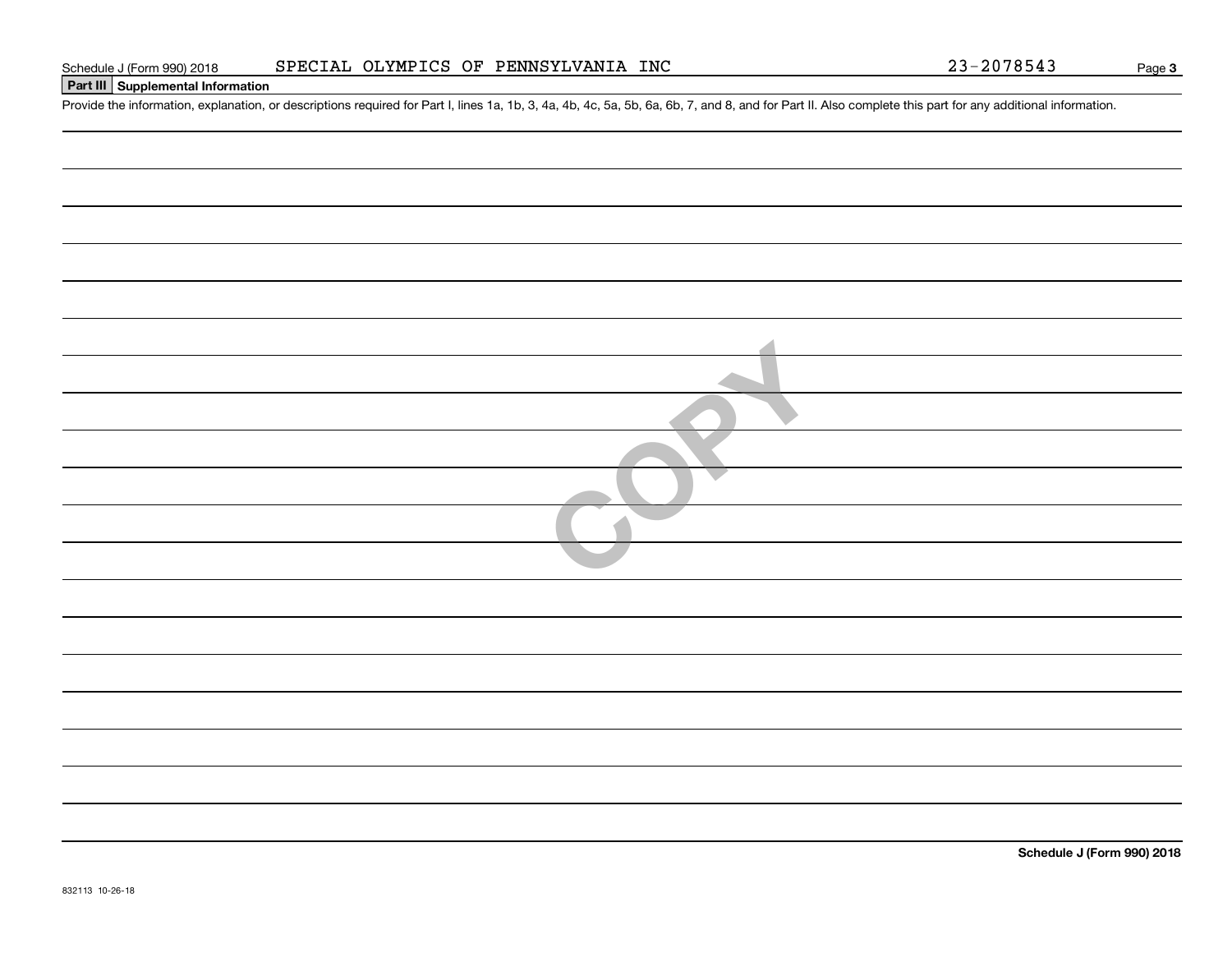Schedule J (Form 990) 2018 SPECIAL OLYMPICS OF PENNSYLVANIA INC 23-2078543

**Part III Supplemental Information**

Provide the information, explanation, or descriptions required for Part I, lines 1a, 1b, 3, 4a, 4b, 4c, 5a, 5b, 6a, 6b, 7, and 8, and for Part II. Also complete this part for any additional information.

COPY

**Schedule J (Form 990) 2018**

832113 10-26-18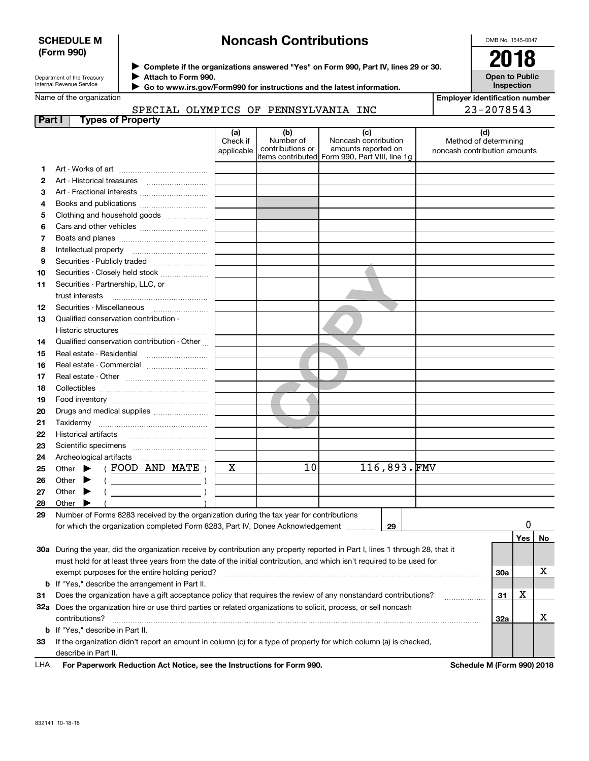**SCHEDULE M (Form 990)**

Department of the Treasury
Internal Revenue Service

# Noncash Contributions

▶ Complete if the organizations answered "Yes" on Form 990, Part IV, lines 29 or 30.
▶ Attach to Form 990.
▶ Go to www.irs.gov/Form990 for instructions and the latest information.

OMB No. 1545-0047

**2018**

**Open to Public Inspection**

Name of the organization: SPECIAL OLYMPICS OF PENNSYLVANIA INC

Employer identification number: 23-2078543

## Part I Types of Property

| | | (a) Check if applicable | (b) Number of contributions or items contributed | (c) Noncash contribution amounts reported on Form 990, Part VIII, line 1g | (d) Method of determining noncash contribution amounts |
|---|---|---|---|---|---|
| 1 | Art - Works of art | | | | |
| 2 | Art - Historical treasures | | | | |
| 3 | Art - Fractional interests | | | | |
| 4 | Books and publications | | | | |
| 5 | Clothing and household goods | | | | |
| 6 | Cars and other vehicles | | | | |
| 7 | Boats and planes | | | | |
| 8 | Intellectual property | | | | |
| 9 | Securities - Publicly traded | | | | |
| 10 | Securities - Closely held stock | | | | |
| 11 | Securities - Partnership, LLC, or trust interests | | | | |
| 12 | Securities - Miscellaneous | | | | |
| 13 | Qualified conservation contribution - Historic structures | | | | |
| 14 | Qualified conservation contribution - Other | | | | |
| 15 | Real estate - Residential | | | | |
| 16 | Real estate - Commercial | | | | |
| 17 | Real estate - Other | | | | |
| 18 | Collectibles | | | | |
| 19 | Food inventory | | | | |
| 20 | Drugs and medical supplies | | | | |
| 21 | Taxidermy | | | | |
| 22 | Historical artifacts | | | | |
| 23 | Scientific specimens | | | | |
| 24 | Archeological artifacts | | | | |
| 25 | Other ▶ ( FOOD AND MATE ) | X | 10 | 116,893. | FMV |
| 26 | Other ▶ ( ) | | | | |
| 27 | Other ▶ ( ) | | | | |
| 28 | Other ▶ ( ) | | | | |

29 Number of Forms 8283 received by the organization during the tax year for contributions for which the organization completed Form 8283, Part IV, Donee Acknowledgement ..... 29 | 0

| | | | Yes | No |
|---|---|---|---|---|
| 30a | During the year, did the organization receive by contribution any property reported in Part I, lines 1 through 28, that it must hold for at least three years from the date of the initial contribution, and which isn't required to be used for exempt purposes for the entire holding period? | 30a | | X |
| b | If "Yes," describe the arrangement in Part II. | | | |
| 31 | Does the organization have a gift acceptance policy that requires the review of any nonstandard contributions? | 31 | X | |
| 32a | Does the organization hire or use third parties or related organizations to solicit, process, or sell noncash contributions? | 32a | | X |
| b | If "Yes," describe in Part II. | | | |
| 33 | If the organization didn't report an amount in column (c) for a type of property for which column (a) is checked, describe in Part II. | | | |

LHA For Paperwork Reduction Act Notice, see the Instructions for Form 990. Schedule M (Form 990) 2018

832141 10-18-18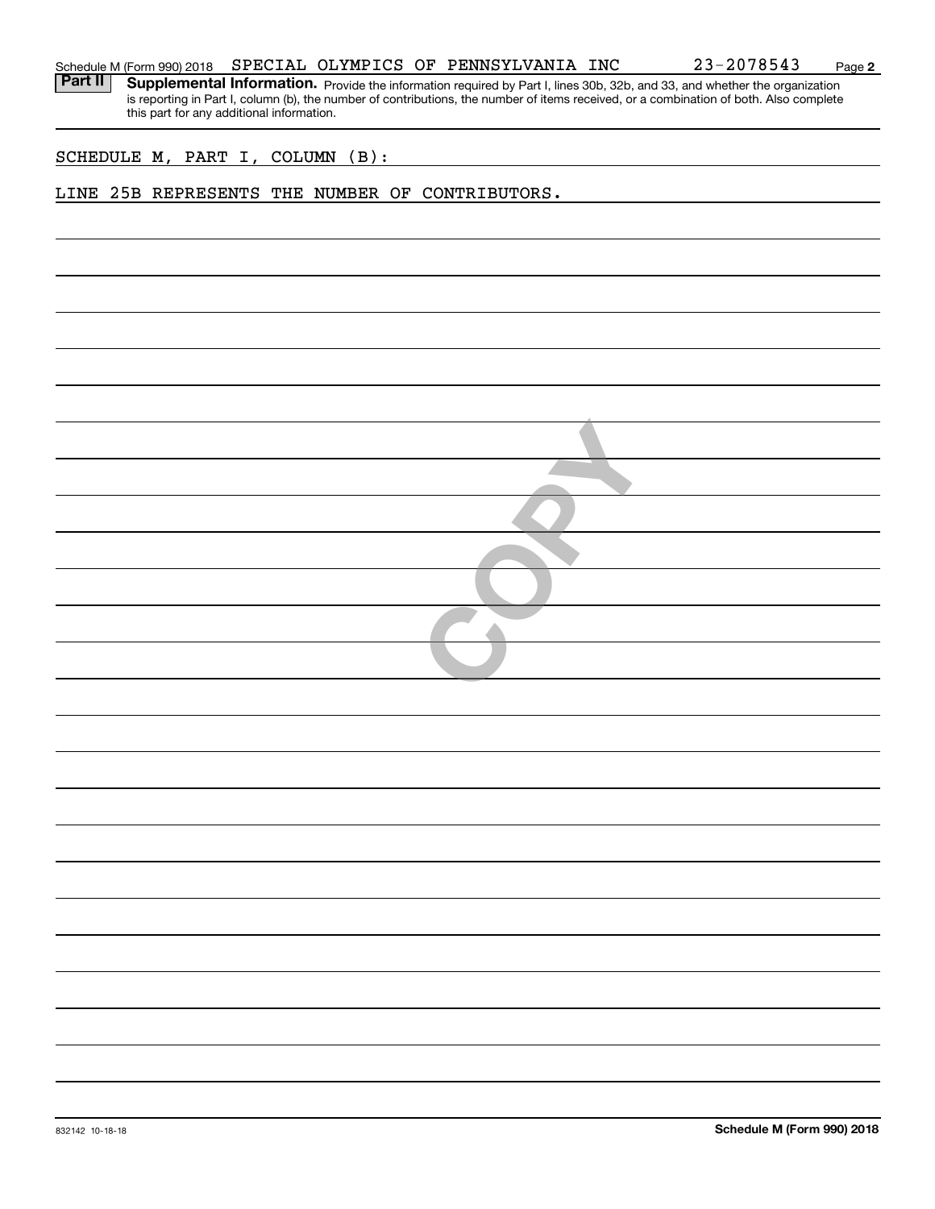Schedule M (Form 990) 2018 SPECIAL OLYMPICS OF PENNSYLVANIA INC 23-2078543

**Part II** **Supplemental Information.** Provide the information required by Part I, lines 30b, 32b, and 33, and whether the organization is reporting in Part I, column (b), the number of contributions, the number of items received, or a combination of both. Also complete this part for any additional information.

SCHEDULE M, PART I, COLUMN (B):

LINE 25B REPRESENTS THE NUMBER OF CONTRIBUTORS.

832142 10-18-18

**Schedule M (Form 990) 2018**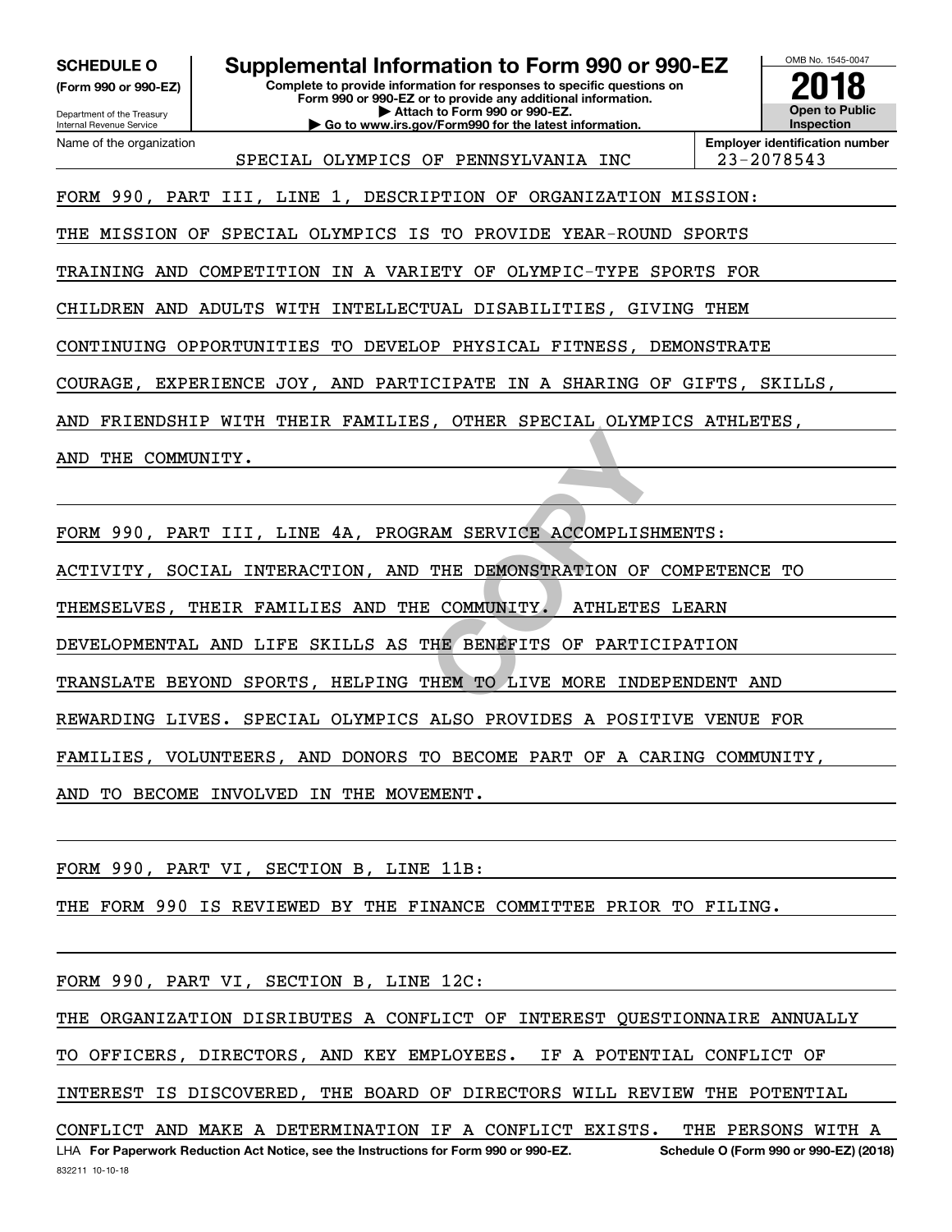**SCHEDULE O**
**(Form 990 or 990-EZ)**

Department of the Treasury
Internal Revenue Service

# Supplemental Information to Form 990 or 990-EZ

**Complete to provide information for responses to specific questions on Form 990 or 990-EZ or to provide any additional information.**
**▶ Attach to Form 990 or 990-EZ.**
**▶ Go to www.irs.gov/Form990 for the latest information.**

OMB No. 1545-0047
**2018**
**Open to Public Inspection**

| Name of the organization | Employer identification number |
|---|---|
| SPECIAL OLYMPICS OF PENNSYLVANIA INC | 23-2078543 |

FORM 990, PART III, LINE 1, DESCRIPTION OF ORGANIZATION MISSION:

THE MISSION OF SPECIAL OLYMPICS IS TO PROVIDE YEAR-ROUND SPORTS TRAINING AND COMPETITION IN A VARIETY OF OLYMPIC-TYPE SPORTS FOR CHILDREN AND ADULTS WITH INTELLECTUAL DISABILITIES, GIVING THEM CONTINUING OPPORTUNITIES TO DEVELOP PHYSICAL FITNESS, DEMONSTRATE COURAGE, EXPERIENCE JOY, AND PARTICIPATE IN A SHARING OF GIFTS, SKILLS, AND FRIENDSHIP WITH THEIR FAMILIES, OTHER SPECIAL OLYMPICS ATHLETES, AND THE COMMUNITY.

FORM 990, PART III, LINE 4A, PROGRAM SERVICE ACCOMPLISHMENTS:

ACTIVITY, SOCIAL INTERACTION, AND THE DEMONSTRATION OF COMPETENCE TO THEMSELVES, THEIR FAMILIES AND THE COMMUNITY. ATHLETES LEARN DEVELOPMENTAL AND LIFE SKILLS AS THE BENEFITS OF PARTICIPATION TRANSLATE BEYOND SPORTS, HELPING THEM TO LIVE MORE INDEPENDENT AND REWARDING LIVES. SPECIAL OLYMPICS ALSO PROVIDES A POSITIVE VENUE FOR FAMILIES, VOLUNTEERS, AND DONORS TO BECOME PART OF A CARING COMMUNITY, AND TO BECOME INVOLVED IN THE MOVEMENT.

FORM 990, PART VI, SECTION B, LINE 11B:

THE FORM 990 IS REVIEWED BY THE FINANCE COMMITTEE PRIOR TO FILING.

FORM 990, PART VI, SECTION B, LINE 12C:

THE ORGANIZATION DISRIBUTES A CONFLICT OF INTEREST QUESTIONNAIRE ANNUALLY TO OFFICERS, DIRECTORS, AND KEY EMPLOYEES. IF A POTENTIAL CONFLICT OF INTEREST IS DISCOVERED, THE BOARD OF DIRECTORS WILL REVIEW THE POTENTIAL CONFLICT AND MAKE A DETERMINATION IF A CONFLICT EXISTS. THE PERSONS WITH A

LHA **For Paperwork Reduction Act Notice, see the Instructions for Form 990 or 990-EZ.** **Schedule O (Form 990 or 990-EZ) (2018)**
832211 10-10-18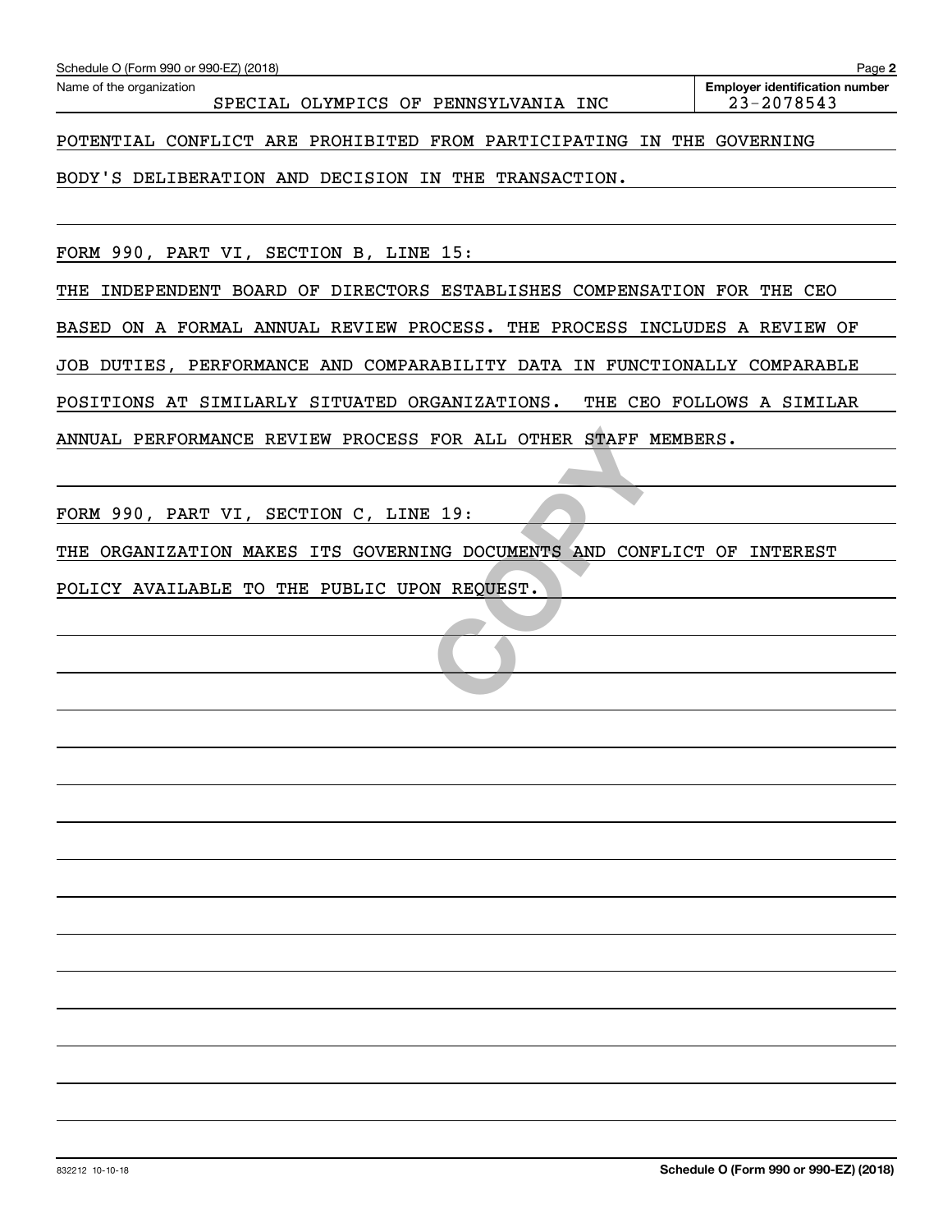Name of the organization: SPECIAL OLYMPICS OF PENNSYLVANIA INC

Employer identification number: 23-2078543

POTENTIAL CONFLICT ARE PROHIBITED FROM PARTICIPATING IN THE GOVERNING BODY'S DELIBERATION AND DECISION IN THE TRANSACTION.

FORM 990, PART VI, SECTION B, LINE 15:

THE INDEPENDENT BOARD OF DIRECTORS ESTABLISHES COMPENSATION FOR THE CEO BASED ON A FORMAL ANNUAL REVIEW PROCESS. THE PROCESS INCLUDES A REVIEW OF JOB DUTIES, PERFORMANCE AND COMPARABILITY DATA IN FUNCTIONALLY COMPARABLE POSITIONS AT SIMILARLY SITUATED ORGANIZATIONS. THE CEO FOLLOWS A SIMILAR ANNUAL PERFORMANCE REVIEW PROCESS FOR ALL OTHER STAFF MEMBERS.

FORM 990, PART VI, SECTION C, LINE 19:

THE ORGANIZATION MAKES ITS GOVERNING DOCUMENTS AND CONFLICT OF INTEREST POLICY AVAILABLE TO THE PUBLIC UPON REQUEST.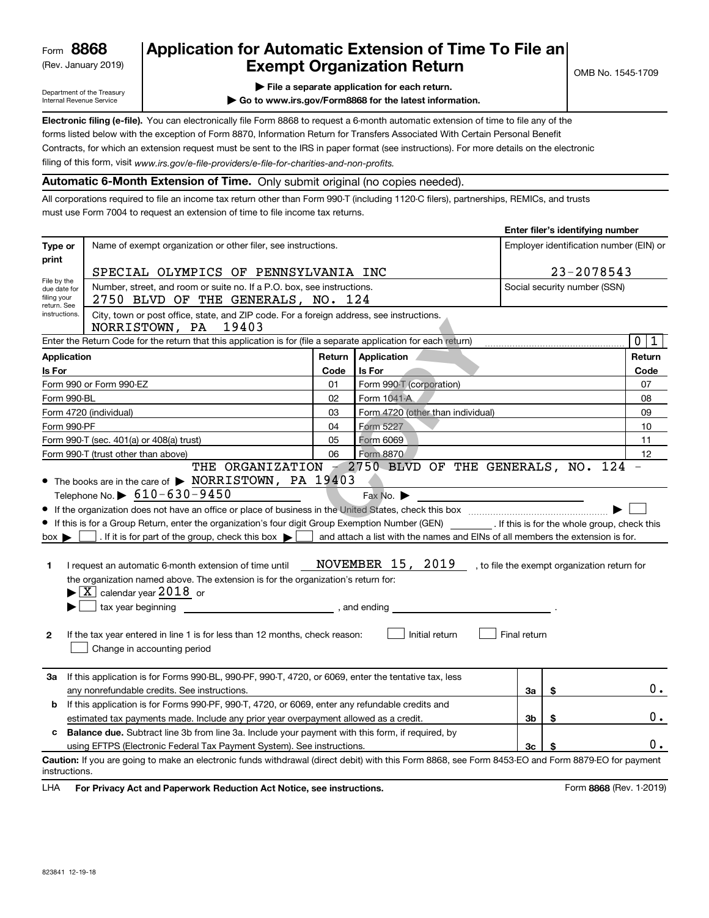Form **8868**
(Rev. January 2019)

Department of the Treasury
Internal Revenue Service

# Application for Automatic Extension of Time To File an Exempt Organization Return

▶ File a separate application for each return.

▶ Go to www.irs.gov/Form8868 for the latest information.

OMB No. 1545-1709

**Electronic filing (e-file).** You can electronically file Form 8868 to request a 6-month automatic extension of time to file any of the forms listed below with the exception of Form 8870, Information Return for Transfers Associated With Certain Personal Benefit Contracts, for which an extension request must be sent to the IRS in paper format (see instructions). For more details on the electronic filing of this form, visit *www.irs.gov/e-file-providers/e-file-for-charities-and-non-profits.*

## Automatic 6-Month Extension of Time. Only submit original (no copies needed).

All corporations required to file an income tax return other than Form 990-T (including 1120-C filers), partnerships, REMICs, and trusts must use Form 7004 to request an extension of time to file income tax returns.

**Enter filer's identifying number**

| Type or print | | |
|---|---|---|
| File by the due date for filing your return. See instructions. | Name of exempt organization or other filer, see instructions.<br>SPECIAL OLYMPICS OF PENNSYLVANIA INC | Employer identification number (EIN) or<br>23-2078543 |
| | Number, street, and room or suite no. If a P.O. box, see instructions.<br>2750 BLVD OF THE GENERALS, NO. 124 | Social security number (SSN) |
| | City, town or post office, state, and ZIP code. For a foreign address, see instructions.<br>NORRISTOWN, PA 19403 | |

Enter the Return Code for the return that this application is for (file a separate application for each return) ........ 0 1

| Application Is For | Return Code | Application Is For | Return Code |
|---|---|---|---|
| Form 990 or Form 990-EZ | 01 | Form 990-T (corporation) | 07 |
| Form 990-BL | 02 | Form 1041-A | 08 |
| Form 4720 (individual) | 03 | Form 4720 (other than individual) | 09 |
| Form 990-PF | 04 | Form 5227 | 10 |
| Form 990-T (sec. 401(a) or 408(a) trust) | 05 | Form 6069 | 11 |
| Form 990-T (trust other than above) | 06 | Form 8870 | 12 |

- The books are in the care of ▶ THE ORGANIZATION - 2750 BLVD OF THE GENERALS, NO. 124 - NORRISTOWN, PA 19403

 Telephone No. ▶ 610-630-9450 Fax No. ▶

- If the organization does not have an office or place of business in the United States, check this box ........ ▶ ☐
- If this is for a Group Return, enter the organization's four digit Group Exemption Number (GEN) ______. If this is for the whole group, check this box ▶ ☐. If it is for part of the group, check this box ▶ ☐ and attach a list with the names and EINs of all members the extension is for.

**1** I request an automatic 6-month extension of time until NOVEMBER 15, 2019, to file the exempt organization return for the organization named above. The extension is for the organization's return for:

▶ ☒ calendar year 2018 or

▶ ☐ tax year beginning ______________, and ending ______________.

**2** If the tax year entered in line 1 is for less than 12 months, check reason: ☐ Initial return ☐ Final return ☐ Change in accounting period

| | | | |
|---|---|---|---|
| **3a** | If this application is for Forms 990-BL, 990-PF, 990-T, 4720, or 6069, enter the tentative tax, less any nonrefundable credits. See instructions. | **3a** | $ 0. |
| **b** | If this application is for Forms 990-PF, 990-T, 4720, or 6069, enter any refundable credits and estimated tax payments made. Include any prior year overpayment allowed as a credit. | **3b** | $ 0. |
| **c** | **Balance due.** Subtract line 3b from line 3a. Include your payment with this form, if required, by using EFTPS (Electronic Federal Tax Payment System). See instructions. | **3c** | $ 0. |

**Caution:** If you are going to make an electronic funds withdrawal (direct debit) with this Form 8868, see Form 8453-EO and Form 8879-EO for payment instructions.

LHA **For Privacy Act and Paperwork Reduction Act Notice, see instructions.** Form **8868** (Rev. 1-2019)

823841 12-19-18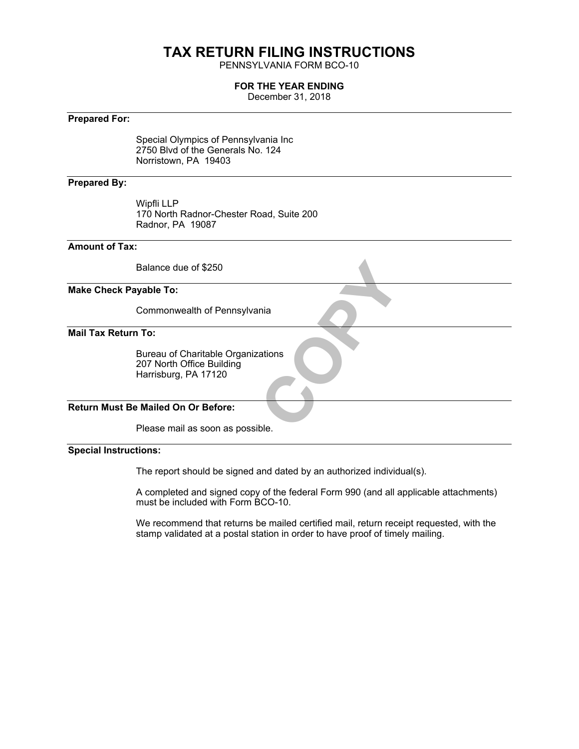# TAX RETURN FILING INSTRUCTIONS

PENNSYLVANIA FORM BCO-10

**FOR THE YEAR ENDING**

December 31, 2018

---

**Prepared For:**

Special Olympics of Pennsylvania Inc
2750 Blvd of the Generals No. 124
Norristown, PA 19403

---

**Prepared By:**

Wipfli LLP
170 North Radnor-Chester Road, Suite 200
Radnor, PA 19087

---

**Amount of Tax:**

Balance due of $250

---

**Make Check Payable To:**

Commonwealth of Pennsylvania

---

**Mail Tax Return To:**

Bureau of Charitable Organizations
207 North Office Building
Harrisburg, PA 17120

---

**Return Must Be Mailed On Or Before:**

Please mail as soon as possible.

---

**Special Instructions:**

The report should be signed and dated by an authorized individual(s).

A completed and signed copy of the federal Form 990 (and all applicable attachments) must be included with Form BCO-10.

We recommend that returns be mailed certified mail, return receipt requested, with the stamp validated at a postal station in order to have proof of timely mailing.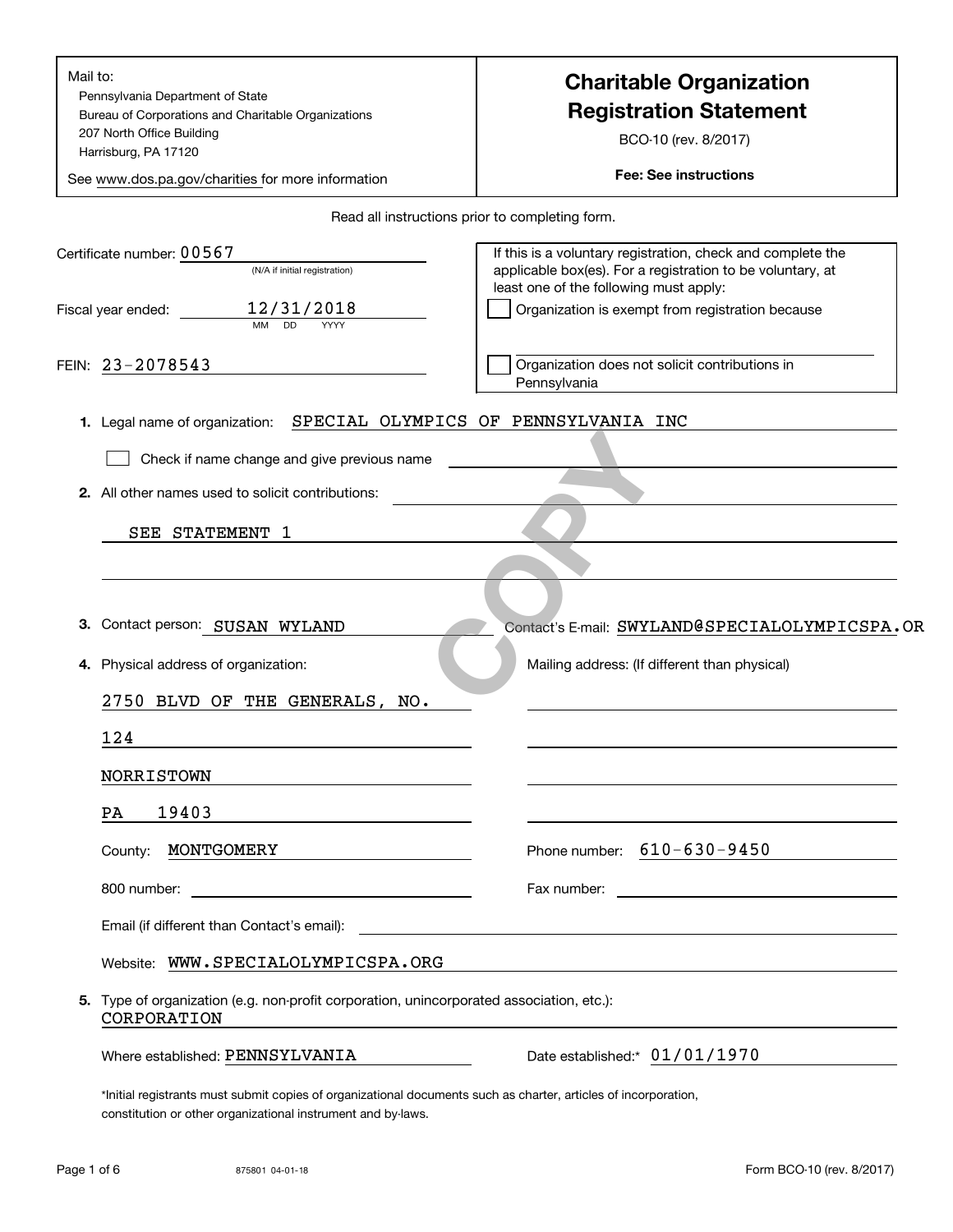Mail to:
Pennsylvania Department of State
Bureau of Corporations and Charitable Organizations
207 North Office Building
Harrisburg, PA 17120

See www.dos.pa.gov/charities for more information

# Charitable Organization Registration Statement

BCO-10 (rev. 8/2017)

**Fee: See instructions**

Read all instructions prior to completing form.

Certificate number: 00567
(N/A if initial registration)

Fiscal year ended: 12/31/2018
MM DD YYYY

FEIN: 23-2078543

If this is a voluntary registration, check and complete the applicable box(es). For a registration to be voluntary, at least one of the following must apply:

- [ ] Organization is exempt from registration because
- [ ] Organization does not solicit contributions in Pennsylvania

**1.** Legal name of organization: SPECIAL OLYMPICS OF PENNSYLVANIA INC

- [ ] Check if name change and give previous name

**2.** All other names used to solicit contributions:

SEE STATEMENT 1

**3.** Contact person: SUSAN WYLAND Contact's E-mail: SWYLAND@SPECIALOLYMPICSPA.OR

**4.** Physical address of organization:

2750 BLVD OF THE GENERALS, NO.
124
NORRISTOWN
PA 19403

Mailing address: (If different than physical)

County: MONTGOMERY

Phone number: 610-630-9450

800 number:

Fax number:

Email (if different than Contact's email):

Website: WWW.SPECIALOLYMPICSPA.ORG

**5.** Type of organization (e.g. non-profit corporation, unincorporated association, etc.):
CORPORATION

Where established: PENNSYLVANIA

Date established:* 01/01/1970

*Initial registrants must submit copies of organizational documents such as charter, articles of incorporation, constitution or other organizational instrument and by-laws.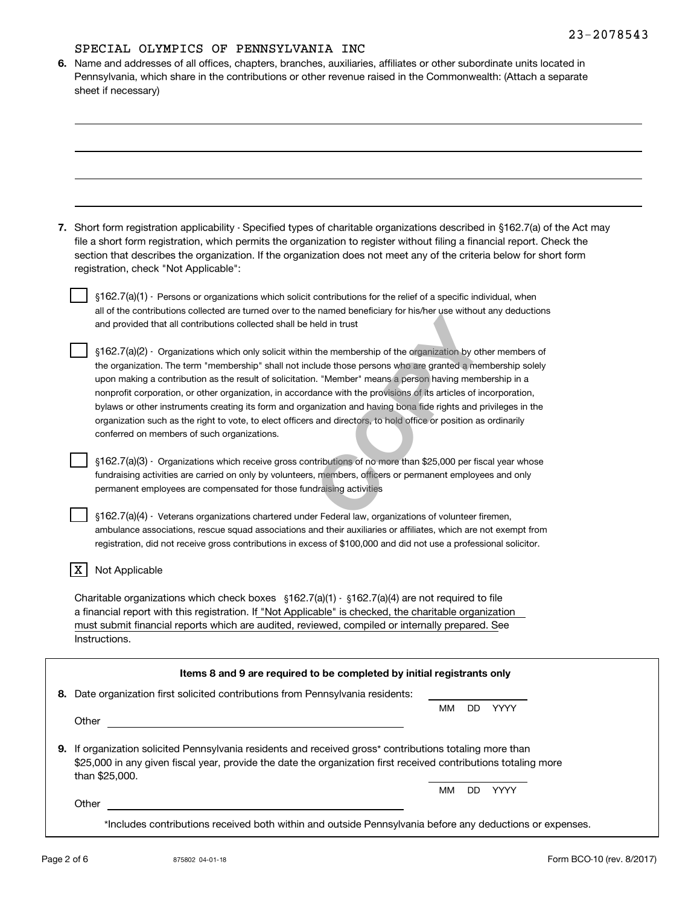23-2078543

SPECIAL OLYMPICS OF PENNSYLVANIA INC

**6.** Name and addresses of all offices, chapters, branches, auxiliaries, affiliates or other subordinate units located in Pennsylvania, which share in the contributions or other revenue raised in the Commonwealth: (Attach a separate sheet if necessary)

**7.** Short form registration applicability - Specified types of charitable organizations described in §162.7(a) of the Act may file a short form registration, which permits the organization to register without filing a financial report. Check the section that describes the organization. If the organization does not meet any of the criteria below for short form registration, check "Not Applicable":

- [ ] §162.7(a)(1) - Persons or organizations which solicit contributions for the relief of a specific individual, when all of the contributions collected are turned over to the named beneficiary for his/her use without any deductions and provided that all contributions collected shall be held in trust
- [ ] §162.7(a)(2) - Organizations which only solicit within the membership of the organization by other members of the organization. The term "membership" shall not include those persons who are granted a membership solely upon making a contribution as the result of solicitation. "Member" means a person having membership in a nonprofit corporation, or other organization, in accordance with the provisions of its articles of incorporation, bylaws or other instruments creating its form and organization and having bona fide rights and privileges in the organization such as the right to vote, to elect officers and directors, to hold office or position as ordinarily conferred on members of such organizations.
- [ ] §162.7(a)(3) - Organizations which receive gross contributions of no more than $25,000 per fiscal year whose fundraising activities are carried on only by volunteers, members, officers or permanent employees and only permanent employees are compensated for those fundraising activities
- [ ] §162.7(a)(4) - Veterans organizations chartered under Federal law, organizations of volunteer firemen, ambulance associations, rescue squad associations and their auxiliaries or affiliates, which are not exempt from registration, did not receive gross contributions in excess of $100,000 and did not use a professional solicitor.
- [X] Not Applicable

Charitable organizations which check boxes §162.7(a)(1) - §162.7(a)(4) are not required to file a financial report with this registration. If "Not Applicable" is checked, the charitable organization must submit financial reports which are audited, reviewed, compiled or internally prepared. See Instructions.

**Items 8 and 9 are required to be completed by initial registrants only**

**8.** Date organization first solicited contributions from Pennsylvania residents: ________ MM DD YYYY

Other ________

**9.** If organization solicited Pennsylvania residents and received gross* contributions totaling more than $25,000 in any given fiscal year, provide the date the organization first received contributions totaling more than $25,000.

________ MM DD YYYY

Other ________

*Includes contributions received both within and outside Pennsylvania before any deductions or expenses.

875802 04-01-18

Form BCO-10 (rev. 8/2017)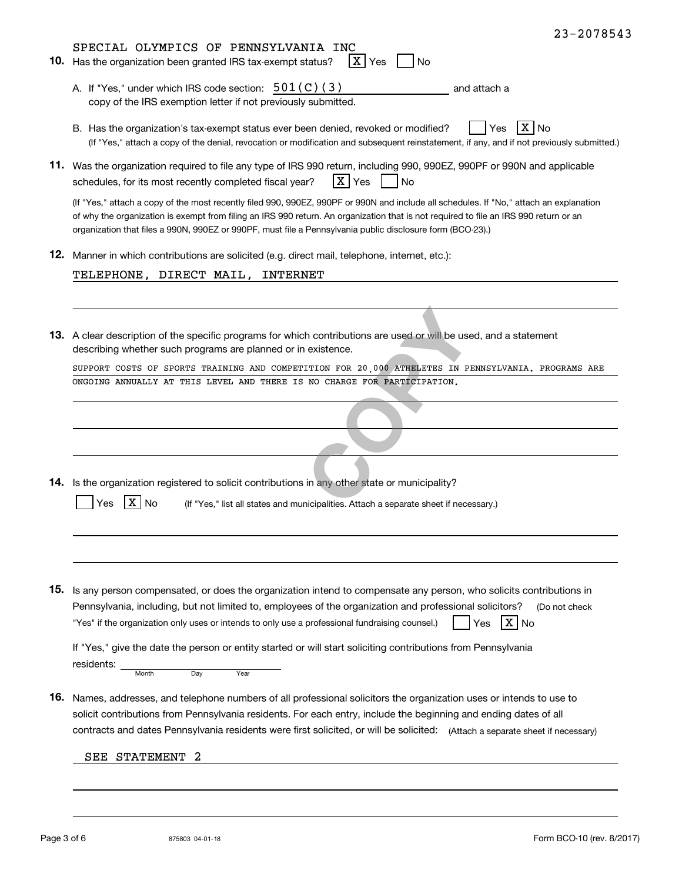23-2078543

SPECIAL OLYMPICS OF PENNSYLVANIA INC

**10.** Has the organization been granted IRS tax-exempt status? [X] Yes [ ] No

A. If "Yes," under which IRS code section: 501(C)(3) and attach a copy of the IRS exemption letter if not previously submitted.

B. Has the organization's tax-exempt status ever been denied, revoked or modified? [ ] Yes [X] No
(If "Yes," attach a copy of the denial, revocation or modification and subsequent reinstatement, if any, and if not previously submitted.)

**11.** Was the organization required to file any type of IRS 990 return, including 990, 990EZ, 990PF or 990N and applicable schedules, for its most recently completed fiscal year? [X] Yes [ ] No

(If "Yes," attach a copy of the most recently filed 990, 990EZ, 990PF or 990N and include all schedules. If "No," attach an explanation of why the organization is exempt from filing an IRS 990 return. An organization that is not required to file an IRS 990 return or an organization that files a 990N, 990EZ or 990PF, must file a Pennsylvania public disclosure form (BCO-23).)

**12.** Manner in which contributions are solicited (e.g. direct mail, telephone, internet, etc.):

TELEPHONE, DIRECT MAIL, INTERNET

**13.** A clear description of the specific programs for which contributions are used or will be used, and a statement describing whether such programs are planned or in existence.

SUPPORT COSTS OF SPORTS TRAINING AND COMPETITION FOR 20,000 ATHELETES IN PENNSYLVANIA. PROGRAMS ARE ONGOING ANNUALLY AT THIS LEVEL AND THERE IS NO CHARGE FOR PARTICIPATION.

COPY

**14.** Is the organization registered to solicit contributions in any other state or municipality?

[ ] Yes [X] No (If "Yes," list all states and municipalities. Attach a separate sheet if necessary.)

**15.** Is any person compensated, or does the organization intend to compensate any person, who solicits contributions in Pennsylvania, including, but not limited to, employees of the organization and professional solicitors? (Do not check "Yes" if the organization only uses or intends to only use a professional fundraising counsel.) [ ] Yes [X] No

If "Yes," give the date the person or entity started or will start soliciting contributions from Pennsylvania residents: ______ Month Day Year

**16.** Names, addresses, and telephone numbers of all professional solicitors the organization uses or intends to use to solicit contributions from Pennsylvania residents. For each entry, include the beginning and ending dates of all contracts and dates Pennsylvania residents were first solicited, or will be solicited: (Attach a separate sheet if necessary)

SEE STATEMENT 2

875803 04-01-18

Form BCO-10 (rev. 8/2017)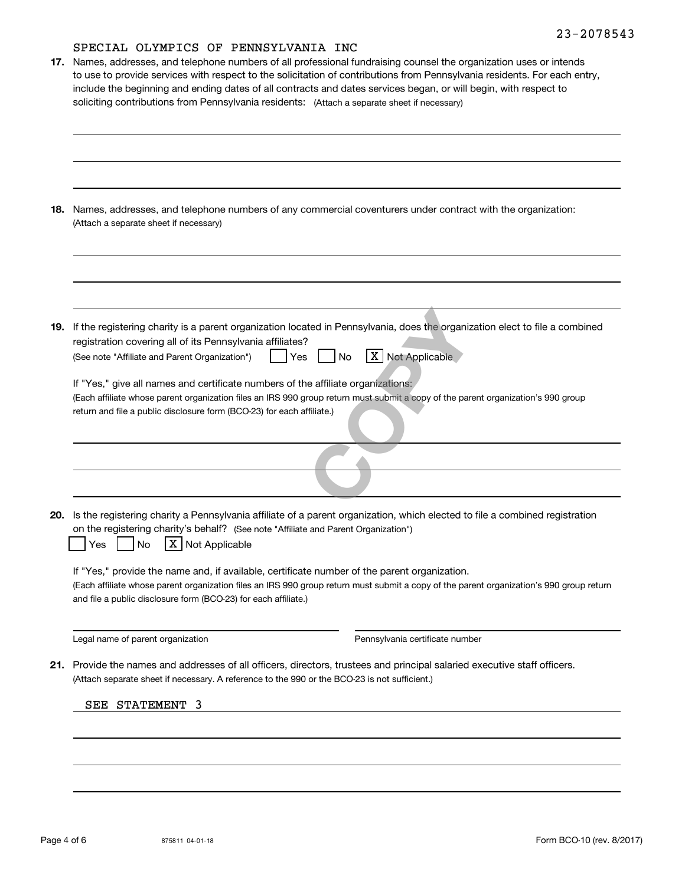23-2078543

SPECIAL OLYMPICS OF PENNSYLVANIA INC

**17.** Names, addresses, and telephone numbers of all professional fundraising counsel the organization uses or intends to use to provide services with respect to the solicitation of contributions from Pennsylvania residents. For each entry, include the beginning and ending dates of all contracts and dates services began, or will begin, with respect to soliciting contributions from Pennsylvania residents: (Attach a separate sheet if necessary)

**18.** Names, addresses, and telephone numbers of any commercial coventurers under contract with the organization: (Attach a separate sheet if necessary)

**19.** If the registering charity is a parent organization located in Pennsylvania, does the organization elect to file a combined registration covering all of its Pennsylvania affiliates?
(See note "Affiliate and Parent Organization") ☐ Yes ☐ No ☒ Not Applicable

If "Yes," give all names and certificate numbers of the affiliate organizations:
(Each affiliate whose parent organization files an IRS 990 group return must submit a copy of the parent organization's 990 group return and file a public disclosure form (BCO-23) for each affiliate.)

COPY

**20.** Is the registering charity a Pennsylvania affiliate of a parent organization, which elected to file a combined registration on the registering charity's behalf? (See note "Affiliate and Parent Organization")
☐ Yes ☐ No ☒ Not Applicable

If "Yes," provide the name and, if available, certificate number of the parent organization.
(Each affiliate whose parent organization files an IRS 990 group return must submit a copy of the parent organization's 990 group return and file a public disclosure form (BCO-23) for each affiliate.)

Legal name of parent organization ______________________ Pennsylvania certificate number ______________________

**21.** Provide the names and addresses of all officers, directors, trustees and principal salaried executive staff officers.
(Attach separate sheet if necessary. A reference to the 990 or the BCO-23 is not sufficient.)

SEE STATEMENT 3

875811 04-01-18

Form BCO-10 (rev. 8/2017)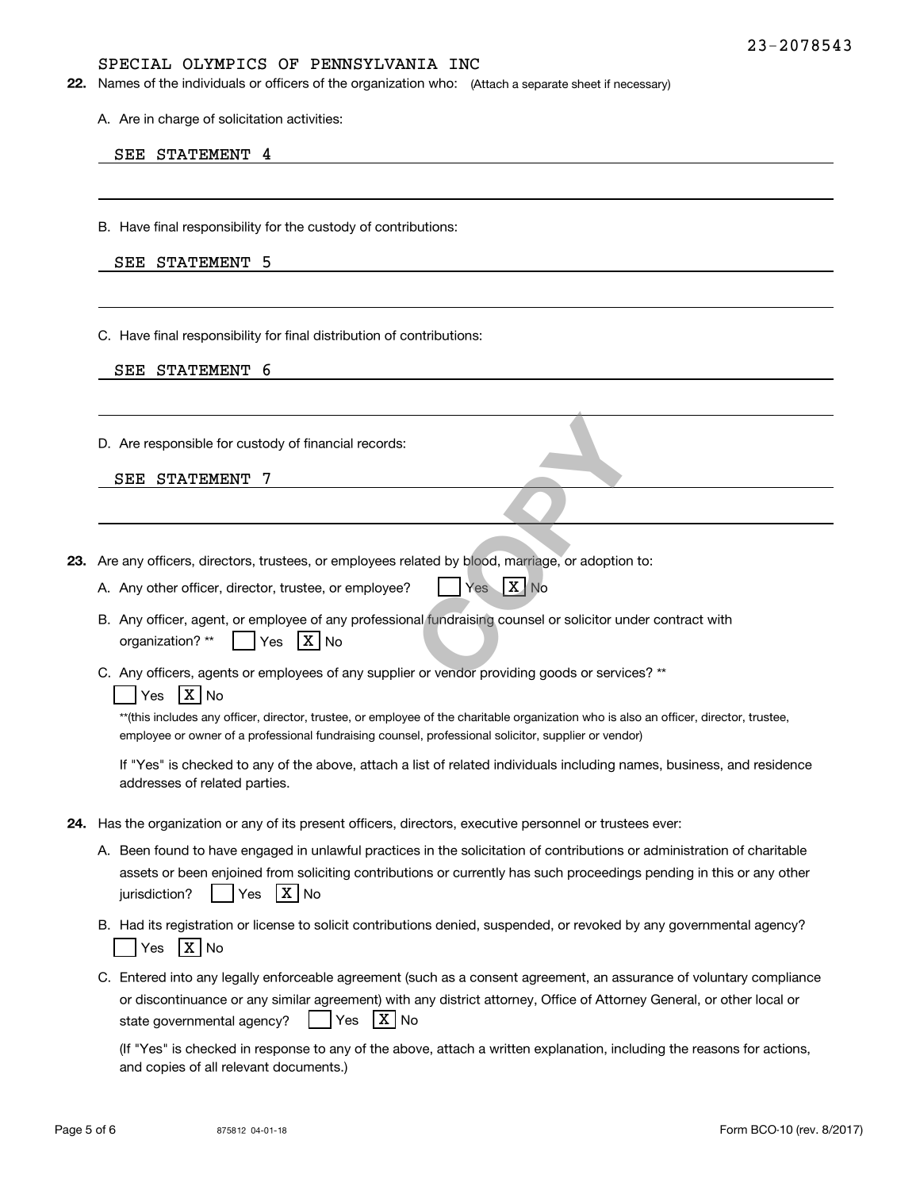23-2078543

SPECIAL OLYMPICS OF PENNSYLVANIA INC

**22.** Names of the individuals or officers of the organization who: (Attach a separate sheet if necessary)

A. Are in charge of solicitation activities:

SEE STATEMENT 4

B. Have final responsibility for the custody of contributions:

SEE STATEMENT 5

C. Have final responsibility for final distribution of contributions:

SEE STATEMENT 6

D. Are responsible for custody of financial records:

SEE STATEMENT 7

COPY

**23.** Are any officers, directors, trustees, or employees related by blood, marriage, or adoption to:

A. Any other officer, director, trustee, or employee? [ ] Yes [X] No

B. Any officer, agent, or employee of any professional fundraising counsel or solicitor under contract with organization? ** [ ] Yes [X] No

C. Any officers, agents or employees of any supplier or vendor providing goods or services? **
[ ] Yes [X] No

**(this includes any officer, director, trustee, or employee of the charitable organization who is also an officer, director, trustee, employee or owner of a professional fundraising counsel, professional solicitor, supplier or vendor)

If "Yes" is checked to any of the above, attach a list of related individuals including names, business, and residence addresses of related parties.

**24.** Has the organization or any of its present officers, directors, executive personnel or trustees ever:

A. Been found to have engaged in unlawful practices in the solicitation of contributions or administration of charitable assets or been enjoined from soliciting contributions or currently has such proceedings pending in this or any other jurisdiction? [ ] Yes [X] No

B. Had its registration or license to solicit contributions denied, suspended, or revoked by any governmental agency?
[ ] Yes [X] No

C. Entered into any legally enforceable agreement (such as a consent agreement, an assurance of voluntary compliance or discontinuance or any similar agreement) with any district attorney, Office of Attorney General, or other local or state governmental agency? [ ] Yes [X] No

(If "Yes" is checked in response to any of the above, attach a written explanation, including the reasons for actions, and copies of all relevant documents.)

875812 04-01-18

Form BCO-10 (rev. 8/2017)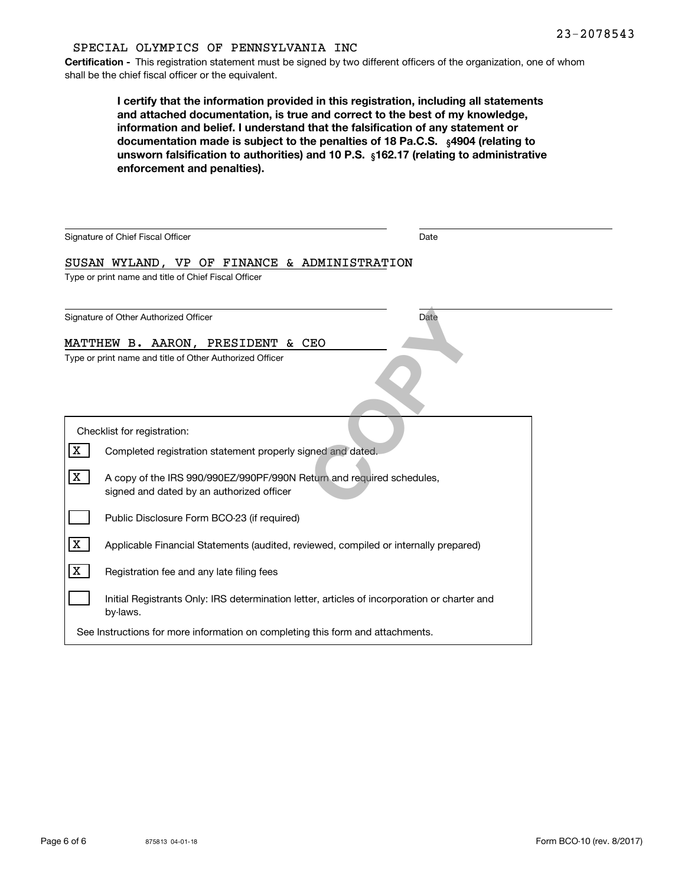23-2078543

SPECIAL OLYMPICS OF PENNSYLVANIA INC

**Certification -** This registration statement must be signed by two different officers of the organization, one of whom shall be the chief fiscal officer or the equivalent.

**I certify that the information provided in this registration, including all statements and attached documentation, is true and correct to the best of my knowledge, information and belief. I understand that the falsification of any statement or documentation made is subject to the penalties of 18 Pa.C.S. §4904 (relating to unsworn falsification to authorities) and 10 P.S. §162.17 (relating to administrative enforcement and penalties).**

Signature of Chief Fiscal Officer ______________________ Date ______________

SUSAN WYLAND, VP OF FINANCE & ADMINISTRATION

Type or print name and title of Chief Fiscal Officer

Signature of Other Authorized Officer ______________________ Date ______________

MATTHEW B. AARON, PRESIDENT & CEO

Type or print name and title of Other Authorized Officer

COPY

Checklist for registration:

- [X] Completed registration statement properly signed and dated.
- [X] A copy of the IRS 990/990EZ/990PF/990N Return and required schedules, signed and dated by an authorized officer
- [ ] Public Disclosure Form BCO-23 (if required)
- [X] Applicable Financial Statements (audited, reviewed, compiled or internally prepared)
- [X] Registration fee and any late filing fees
- [ ] Initial Registrants Only: IRS determination letter, articles of incorporation or charter and by-laws.

See Instructions for more information on completing this form and attachments.

875813 04-01-18

Form BCO-10 (rev. 8/2017)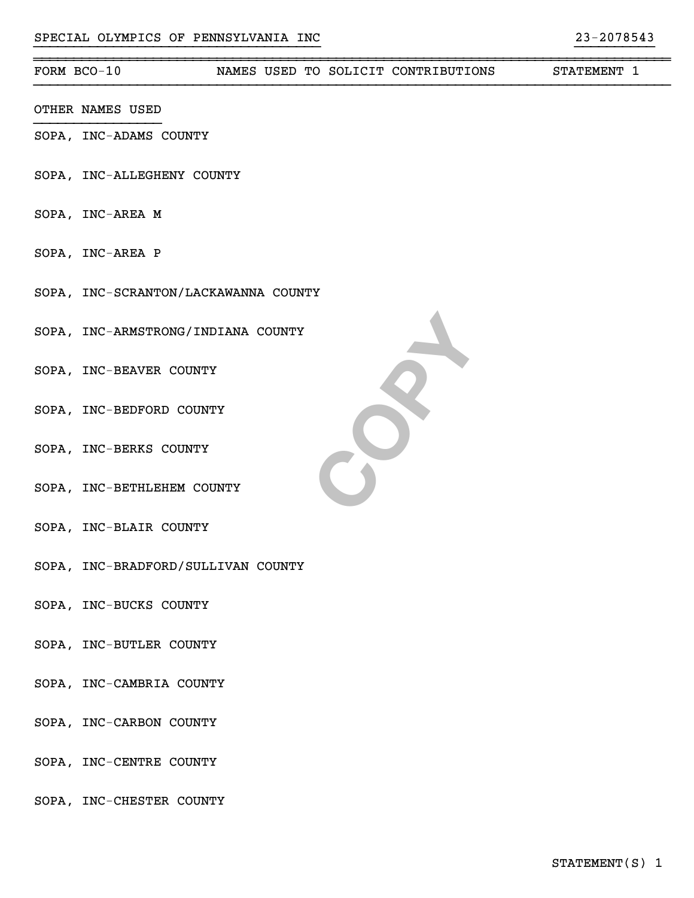SPECIAL OLYMPICS OF PENNSYLVANIA INC 23-2078543

| FORM BCO-10 | NAMES USED TO SOLICIT CONTRIBUTIONS | STATEMENT 1 |
|---|---|---|

OTHER NAMES USED

SOPA, INC-ADAMS COUNTY

SOPA, INC-ALLEGHENY COUNTY

SOPA, INC-AREA M

SOPA, INC-AREA P

SOPA, INC-SCRANTON/LACKAWANNA COUNTY

SOPA, INC-ARMSTRONG/INDIANA COUNTY

SOPA, INC-BEAVER COUNTY

SOPA, INC-BEDFORD COUNTY

SOPA, INC-BERKS COUNTY

SOPA, INC-BETHLEHEM COUNTY

SOPA, INC-BLAIR COUNTY

SOPA, INC-BRADFORD/SULLIVAN COUNTY

SOPA, INC-BUCKS COUNTY

SOPA, INC-BUTLER COUNTY

SOPA, INC-CAMBRIA COUNTY

SOPA, INC-CARBON COUNTY

SOPA, INC-CENTRE COUNTY

SOPA, INC-CHESTER COUNTY

STATEMENT(S) 1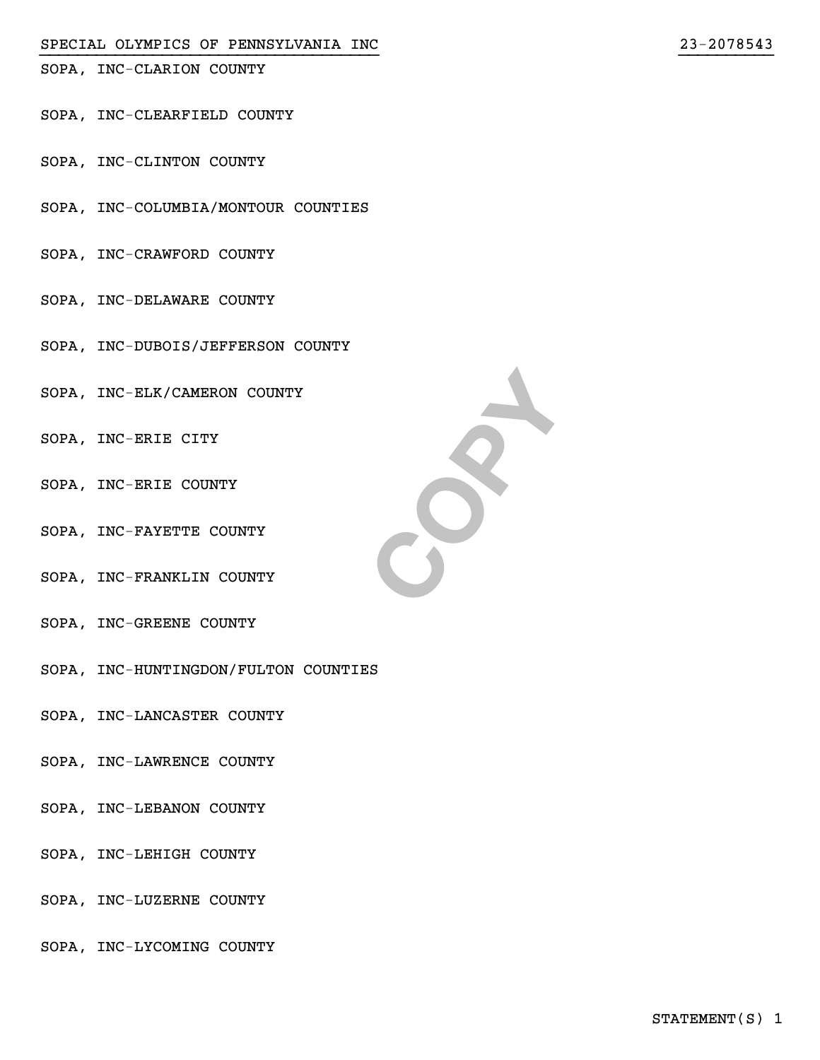SOPA, INC-CLARION COUNTY

SOPA, INC-CLEARFIELD COUNTY

SOPA, INC-CLINTON COUNTY

SOPA, INC-COLUMBIA/MONTOUR COUNTIES

SOPA, INC-CRAWFORD COUNTY

SOPA, INC-DELAWARE COUNTY

SOPA, INC-DUBOIS/JEFFERSON COUNTY

SOPA, INC-ELK/CAMERON COUNTY

SOPA, INC-ERIE CITY

SOPA, INC-ERIE COUNTY

SOPA, INC-FAYETTE COUNTY

SOPA, INC-FRANKLIN COUNTY

SOPA, INC-GREENE COUNTY

SOPA, INC-HUNTINGDON/FULTON COUNTIES

SOPA, INC-LANCASTER COUNTY

SOPA, INC-LAWRENCE COUNTY

SOPA, INC-LEBANON COUNTY

SOPA, INC-LEHIGH COUNTY

SOPA, INC-LUZERNE COUNTY

SOPA, INC-LYCOMING COUNTY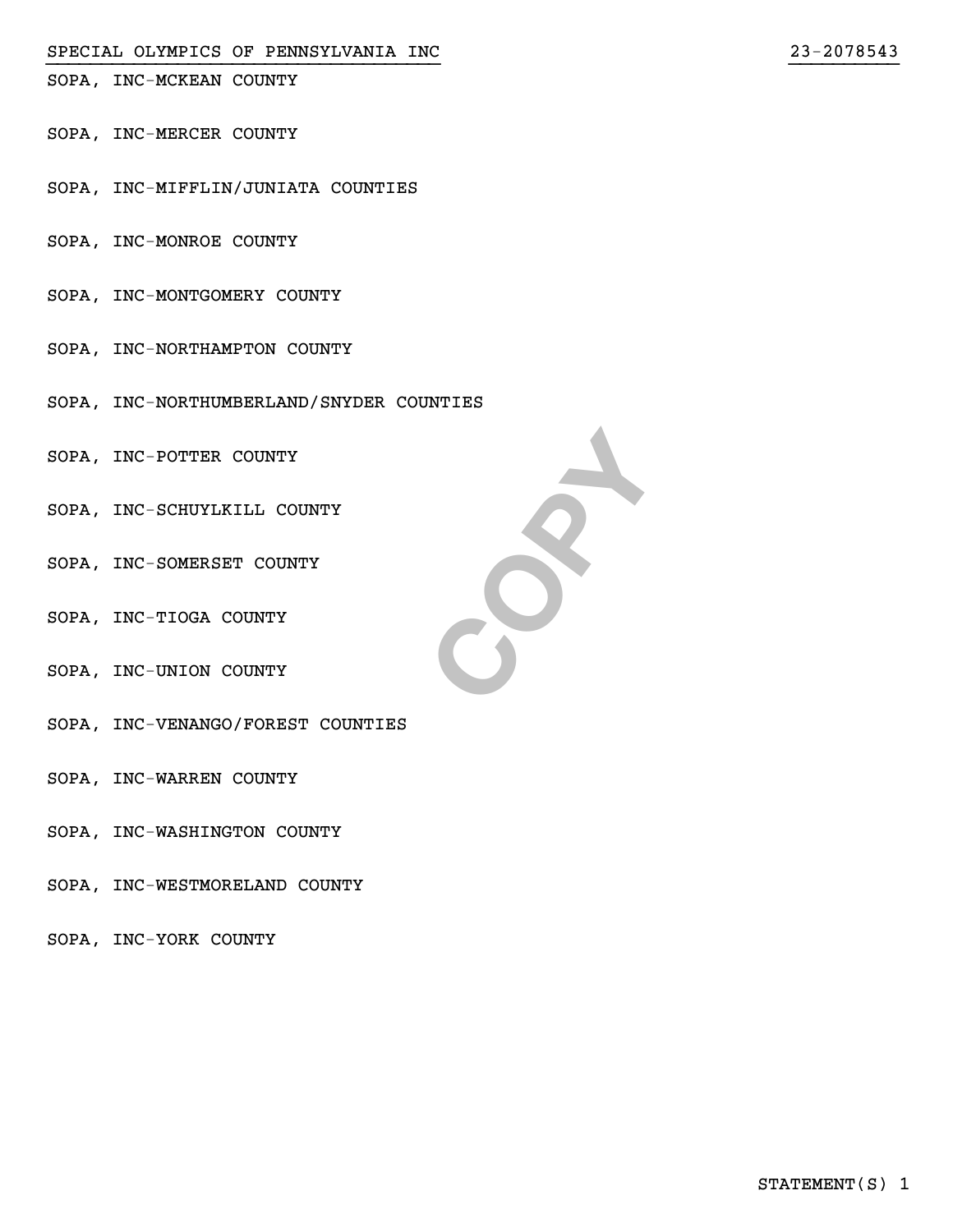SOPA, INC-MCKEAN COUNTY

SOPA, INC-MERCER COUNTY

SOPA, INC-MIFFLIN/JUNIATA COUNTIES

SOPA, INC-MONROE COUNTY

SOPA, INC-MONTGOMERY COUNTY

SOPA, INC-NORTHAMPTON COUNTY

SOPA, INC-NORTHUMBERLAND/SNYDER COUNTIES

SOPA, INC-POTTER COUNTY

SOPA, INC-SCHUYLKILL COUNTY

SOPA, INC-SOMERSET COUNTY

SOPA, INC-TIOGA COUNTY

SOPA, INC-UNION COUNTY

SOPA, INC-VENANGO/FOREST COUNTIES

SOPA, INC-WARREN COUNTY

SOPA, INC-WASHINGTON COUNTY

SOPA, INC-WESTMORELAND COUNTY

SOPA, INC-YORK COUNTY

STATEMENT(S) 1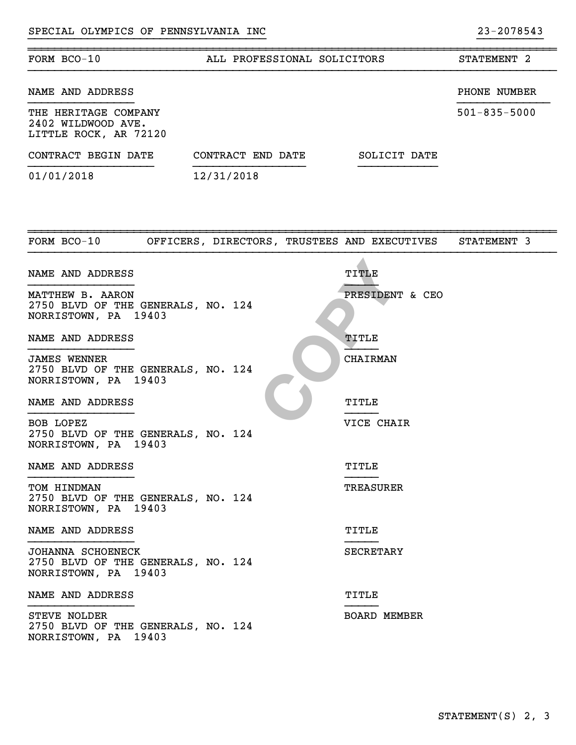SPECIAL OLYMPICS OF PENNSYLVANIA INC 23-2078543

| FORM BCO-10 | ALL PROFESSIONAL SOLICITORS | STATEMENT 2 |
|---|---|---|

| NAME AND ADDRESS | | PHONE NUMBER |
|---|---|---|
| THE HERITAGE COMPANY<br>2402 WILDWOOD AVE.<br>LITTLE ROCK, AR 72120 | | 501-835-5000 |

| CONTRACT BEGIN DATE | CONTRACT END DATE | SOLICIT DATE |
|---|---|---|
| 01/01/2018 | 12/31/2018 | |

| FORM BCO-10 | OFFICERS, DIRECTORS, TRUSTEES AND EXECUTIVES | STATEMENT 3 |
|---|---|---|

| NAME AND ADDRESS | TITLE |
|---|---|
| MATTHEW B. AARON<br>2750 BLVD OF THE GENERALS, NO. 124<br>NORRISTOWN, PA 19403 | PRESIDENT & CEO |
| JAMES WENNER<br>2750 BLVD OF THE GENERALS, NO. 124<br>NORRISTOWN, PA 19403 | CHAIRMAN |
| BOB LOPEZ<br>2750 BLVD OF THE GENERALS, NO. 124<br>NORRISTOWN, PA 19403 | VICE CHAIR |
| TOM HINDMAN<br>2750 BLVD OF THE GENERALS, NO. 124<br>NORRISTOWN, PA 19403 | TREASURER |
| JOHANNA SCHOENECK<br>2750 BLVD OF THE GENERALS, NO. 124<br>NORRISTOWN, PA 19403 | SECRETARY |
| STEVE NOLDER<br>2750 BLVD OF THE GENERALS, NO. 124<br>NORRISTOWN, PA 19403 | BOARD MEMBER |

STATEMENT(S) 2, 3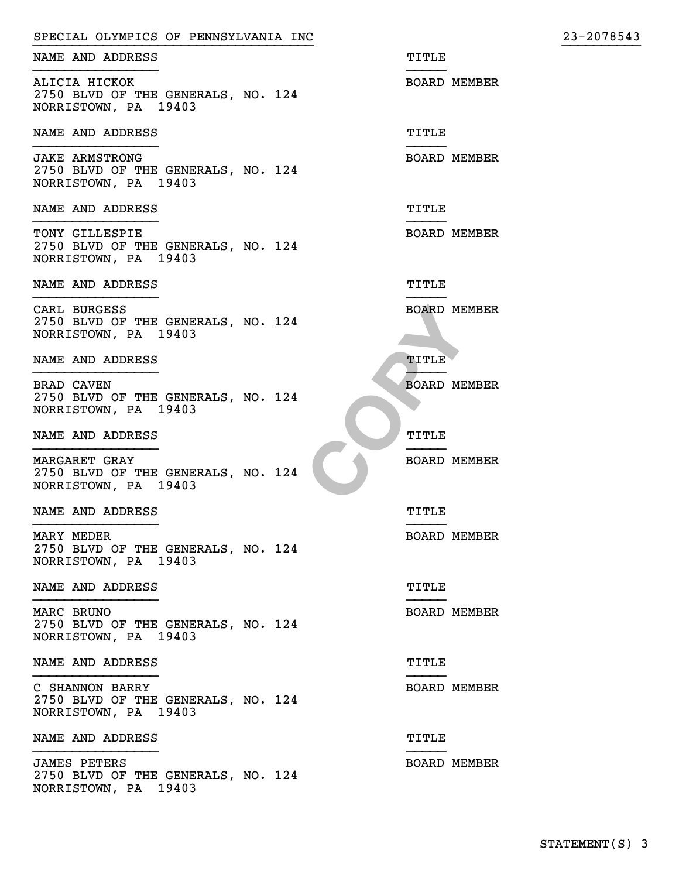SPECIAL OLYMPICS OF PENNSYLVANIA INC 23-2078543

| NAME AND ADDRESS | TITLE |
| --- | --- |
| ALICIA HICKOK<br>2750 BLVD OF THE GENERALS, NO. 124<br>NORRISTOWN, PA 19403 | BOARD MEMBER |

| NAME AND ADDRESS | TITLE |
| --- | --- |
| JAKE ARMSTRONG<br>2750 BLVD OF THE GENERALS, NO. 124<br>NORRISTOWN, PA 19403 | BOARD MEMBER |

| NAME AND ADDRESS | TITLE |
| --- | --- |
| TONY GILLESPIE<br>2750 BLVD OF THE GENERALS, NO. 124<br>NORRISTOWN, PA 19403 | BOARD MEMBER |

| NAME AND ADDRESS | TITLE |
| --- | --- |
| CARL BURGESS<br>2750 BLVD OF THE GENERALS, NO. 124<br>NORRISTOWN, PA 19403 | BOARD MEMBER |

| NAME AND ADDRESS | TITLE |
| --- | --- |
| BRAD CAVEN<br>2750 BLVD OF THE GENERALS, NO. 124<br>NORRISTOWN, PA 19403 | BOARD MEMBER |

| NAME AND ADDRESS | TITLE |
| --- | --- |
| MARGARET GRAY<br>2750 BLVD OF THE GENERALS, NO. 124<br>NORRISTOWN, PA 19403 | BOARD MEMBER |

| NAME AND ADDRESS | TITLE |
| --- | --- |
| MARY MEDER<br>2750 BLVD OF THE GENERALS, NO. 124<br>NORRISTOWN, PA 19403 | BOARD MEMBER |

| NAME AND ADDRESS | TITLE |
| --- | --- |
| MARC BRUNO<br>2750 BLVD OF THE GENERALS, NO. 124<br>NORRISTOWN, PA 19403 | BOARD MEMBER |

| NAME AND ADDRESS | TITLE |
| --- | --- |
| C SHANNON BARRY<br>2750 BLVD OF THE GENERALS, NO. 124<br>NORRISTOWN, PA 19403 | BOARD MEMBER |

| NAME AND ADDRESS | TITLE |
| --- | --- |
| JAMES PETERS<br>2750 BLVD OF THE GENERALS, NO. 124<br>NORRISTOWN, PA 19403 | BOARD MEMBER |

STATEMENT(S) 3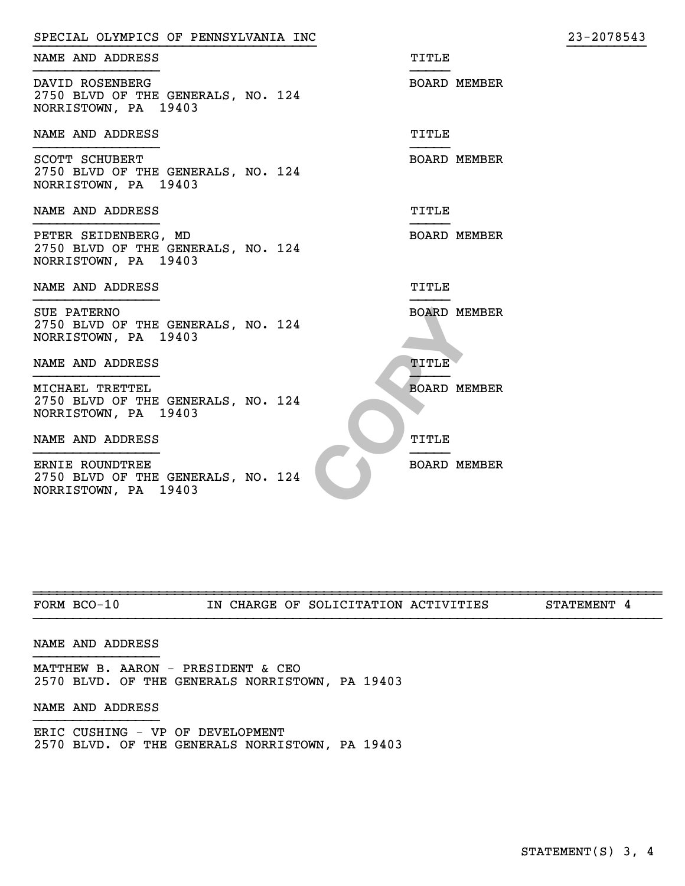SPECIAL OLYMPICS OF PENNSYLVANIA INC 23-2078543

| NAME AND ADDRESS | TITLE |
|---|---|
| DAVID ROSENBERG<br>2750 BLVD OF THE GENERALS, NO. 124<br>NORRISTOWN, PA 19403 | BOARD MEMBER |
| SCOTT SCHUBERT<br>2750 BLVD OF THE GENERALS, NO. 124<br>NORRISTOWN, PA 19403 | BOARD MEMBER |
| PETER SEIDENBERG, MD<br>2750 BLVD OF THE GENERALS, NO. 124<br>NORRISTOWN, PA 19403 | BOARD MEMBER |
| SUE PATERNO<br>2750 BLVD OF THE GENERALS, NO. 124<br>NORRISTOWN, PA 19403 | BOARD MEMBER |
| MICHAEL TRETTEL<br>2750 BLVD OF THE GENERALS, NO. 124<br>NORRISTOWN, PA 19403 | BOARD MEMBER |
| ERNIE ROUNDTREE<br>2750 BLVD OF THE GENERALS, NO. 124<br>NORRISTOWN, PA 19403 | BOARD MEMBER |

FORM BCO-10 IN CHARGE OF SOLICITATION ACTIVITIES STATEMENT 4

NAME AND ADDRESS

MATTHEW B. AARON - PRESIDENT & CEO
2570 BLVD. OF THE GENERALS NORRISTOWN, PA 19403

NAME AND ADDRESS

ERIC CUSHING - VP OF DEVELOPMENT
2570 BLVD. OF THE GENERALS NORRISTOWN, PA 19403

STATEMENT(S) 3, 4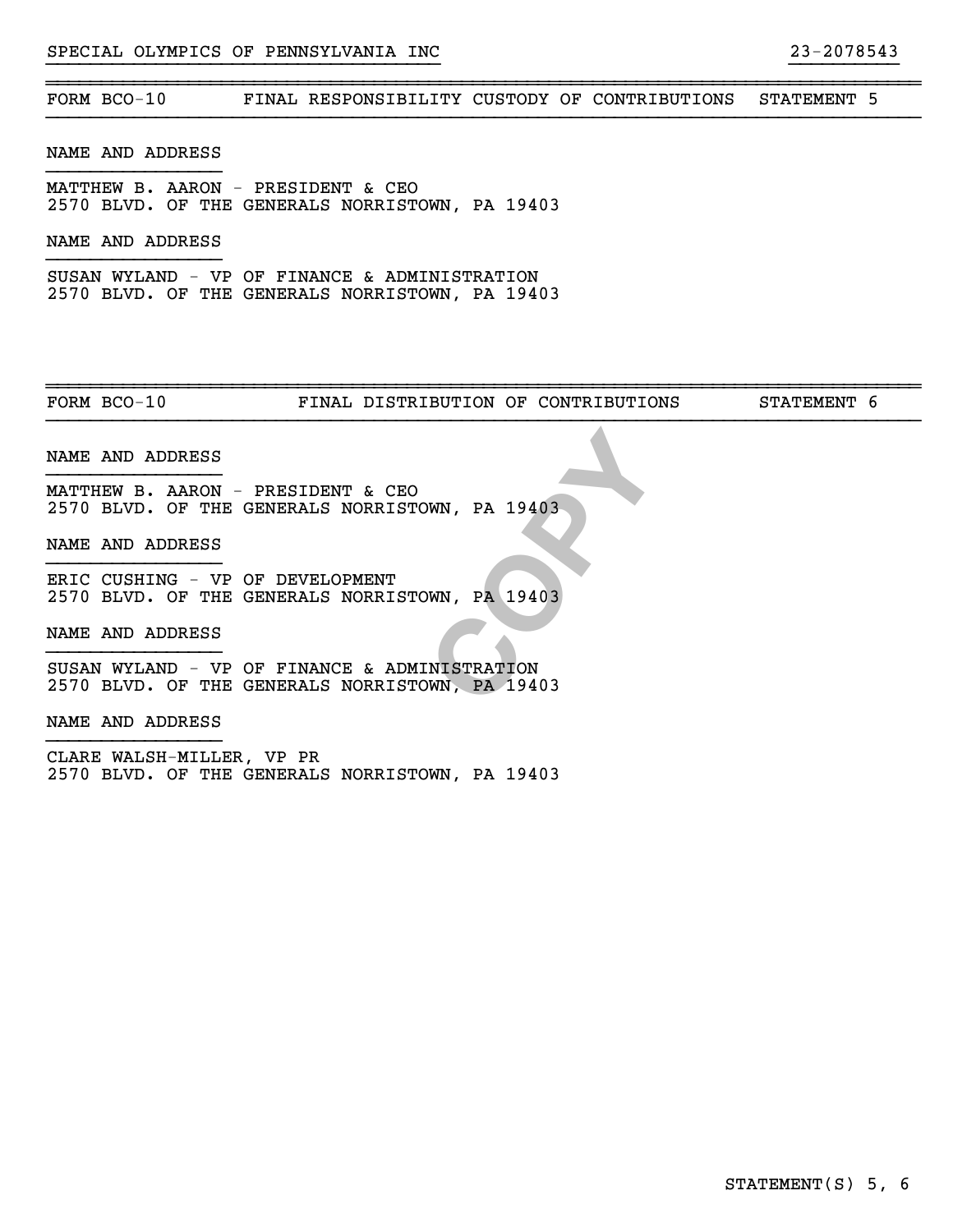SPECIAL OLYMPICS OF PENNSYLVANIA INC 23-2078543

## FORM BCO-10 FINAL RESPONSIBILITY CUSTODY OF CONTRIBUTIONS STATEMENT 5

NAME AND ADDRESS

MATTHEW B. AARON - PRESIDENT & CEO
2570 BLVD. OF THE GENERALS NORRISTOWN, PA 19403

NAME AND ADDRESS

SUSAN WYLAND - VP OF FINANCE & ADMINISTRATION
2570 BLVD. OF THE GENERALS NORRISTOWN, PA 19403

## FORM BCO-10 FINAL DISTRIBUTION OF CONTRIBUTIONS STATEMENT 6

NAME AND ADDRESS

MATTHEW B. AARON - PRESIDENT & CEO
2570 BLVD. OF THE GENERALS NORRISTOWN, PA 19403

NAME AND ADDRESS

ERIC CUSHING - VP OF DEVELOPMENT
2570 BLVD. OF THE GENERALS NORRISTOWN, PA 19403

NAME AND ADDRESS

SUSAN WYLAND - VP OF FINANCE & ADMINISTRATION
2570 BLVD. OF THE GENERALS NORRISTOWN, PA 19403

NAME AND ADDRESS

CLARE WALSH-MILLER, VP PR
2570 BLVD. OF THE GENERALS NORRISTOWN, PA 19403

STATEMENT(S) 5, 6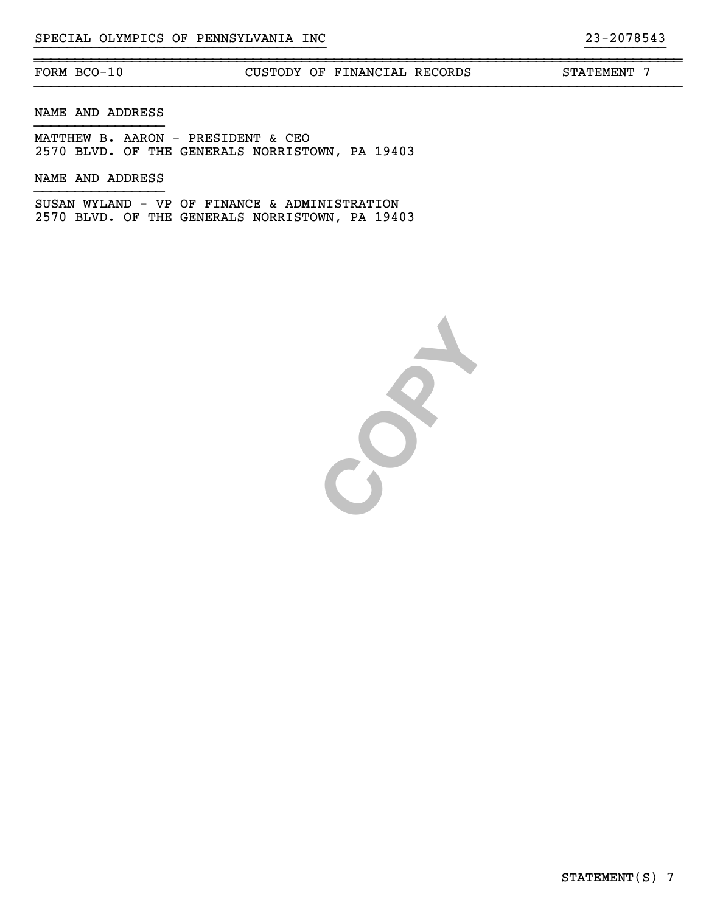SPECIAL OLYMPICS OF PENNSYLVANIA INC 23-2078543

FORM BCO-10 CUSTODY OF FINANCIAL RECORDS STATEMENT 7

NAME AND ADDRESS

MATTHEW B. AARON - PRESIDENT & CEO
2570 BLVD. OF THE GENERALS NORRISTOWN, PA 19403

NAME AND ADDRESS

SUSAN WYLAND - VP OF FINANCE & ADMINISTRATION
2570 BLVD. OF THE GENERALS NORRISTOWN, PA 19403

STATEMENT(S) 7